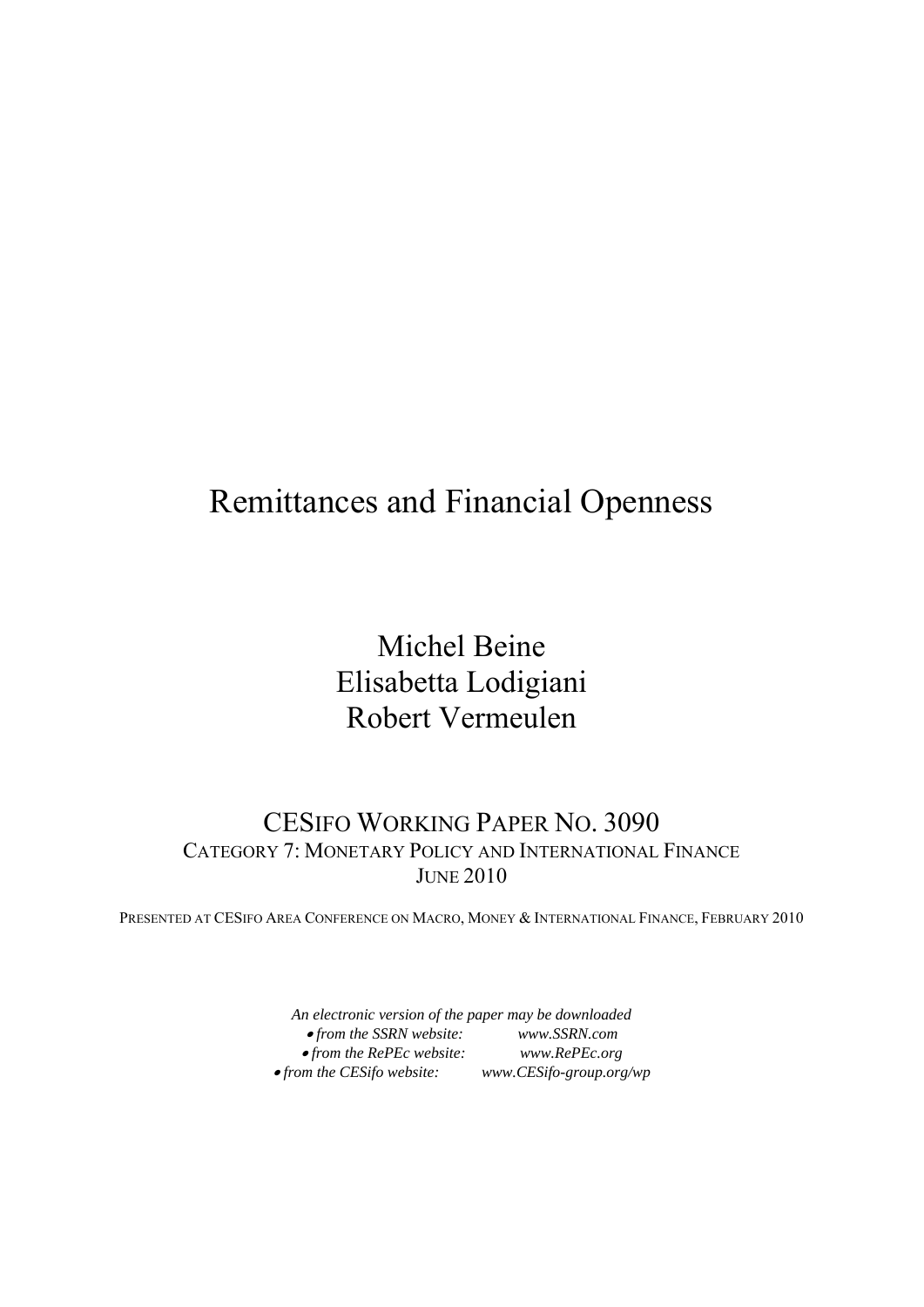# Remittances and Financial Openness

Michel Beine
Elisabetta Lodigiani
Robert Vermeulen

CESIFO WORKING PAPER NO. 3090
CATEGORY 7: MONETARY POLICY AND INTERNATIONAL FINANCE
JUNE 2010

PRESENTED AT CESIFO AREA CONFERENCE ON MACRO, MONEY & INTERNATIONAL FINANCE, FEBRUARY 2010

*An electronic version of the paper may be downloaded*

- *from the SSRN website:* *www.SSRN.com*
- *from the RePEc website:* *www.RePEc.org*
- *from the CESifo website:* *www.CESifo-group.org/wp*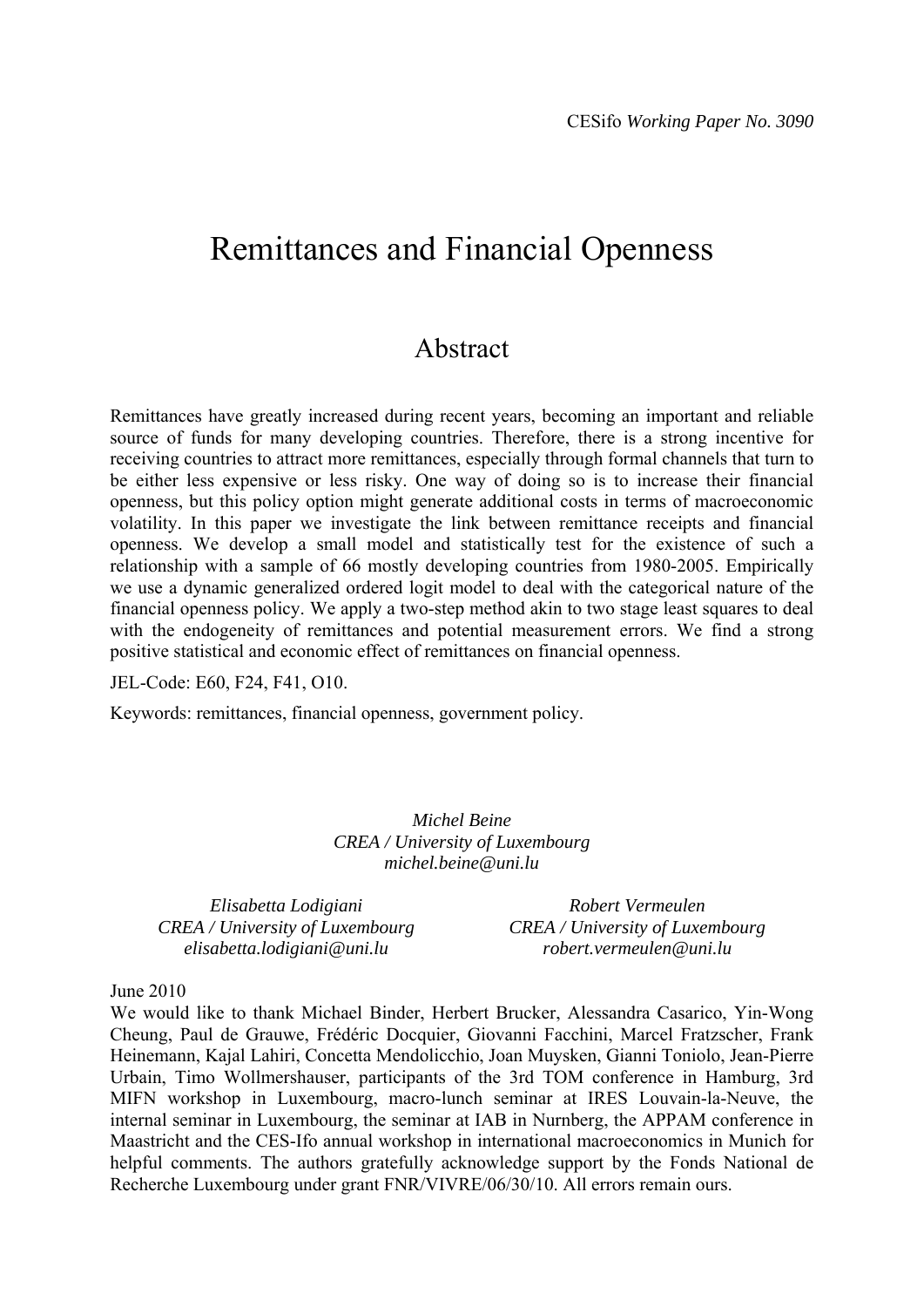CESifo *Working Paper No. 3090*

# Remittances and Financial Openness

## Abstract

Remittances have greatly increased during recent years, becoming an important and reliable source of funds for many developing countries. Therefore, there is a strong incentive for receiving countries to attract more remittances, especially through formal channels that turn to be either less expensive or less risky. One way of doing so is to increase their financial openness, but this policy option might generate additional costs in terms of macroeconomic volatility. In this paper we investigate the link between remittance receipts and financial openness. We develop a small model and statistically test for the existence of such a relationship with a sample of 66 mostly developing countries from 1980-2005. Empirically we use a dynamic generalized ordered logit model to deal with the categorical nature of the financial openness policy. We apply a two-step method akin to two stage least squares to deal with the endogeneity of remittances and potential measurement errors. We find a strong positive statistical and economic effect of remittances on financial openness.

JEL-Code: E60, F24, F41, O10.

Keywords: remittances, financial openness, government policy.

*Michel Beine*
*CREA / University of Luxembourg*
*michel.beine@uni.lu*

*Elisabetta Lodigiani*
*CREA / University of Luxembourg*
*elisabetta.lodigiani@uni.lu*

*Robert Vermeulen*
*CREA / University of Luxembourg*
*robert.vermeulen@uni.lu*

June 2010

We would like to thank Michael Binder, Herbert Brucker, Alessandra Casarico, Yin-Wong Cheung, Paul de Grauwe, Frédéric Docquier, Giovanni Facchini, Marcel Fratzscher, Frank Heinemann, Kajal Lahiri, Concetta Mendolicchio, Joan Muysken, Gianni Toniolo, Jean-Pierre Urbain, Timo Wollmershauser, participants of the 3rd TOM conference in Hamburg, 3rd MIFN workshop in Luxembourg, macro-lunch seminar at IRES Louvain-la-Neuve, the internal seminar in Luxembourg, the seminar at IAB in Nurnberg, the APPAM conference in Maastricht and the CES-Ifo annual workshop in international macroeconomics in Munich for helpful comments. The authors gratefully acknowledge support by the Fonds National de Recherche Luxembourg under grant FNR/VIVRE/06/30/10. All errors remain ours.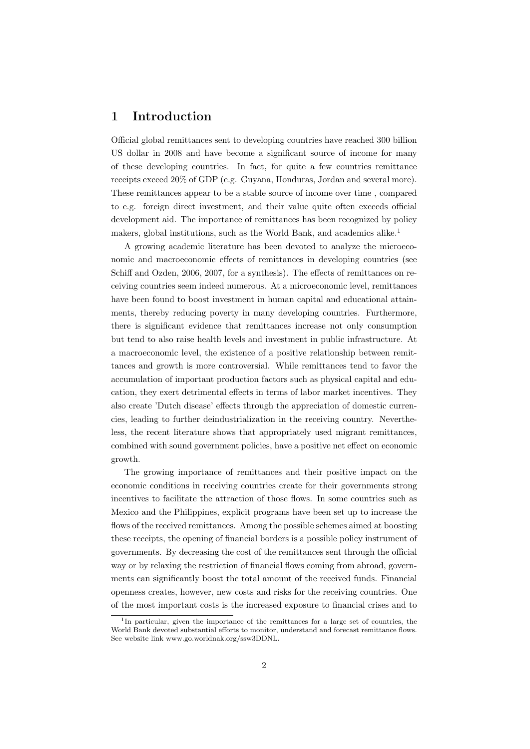# 1 Introduction

Official global remittances sent to developing countries have reached 300 billion US dollar in 2008 and have become a significant source of income for many of these developing countries. In fact, for quite a few countries remittance receipts exceed 20% of GDP (e.g. Guyana, Honduras, Jordan and several more). These remittances appear to be a stable source of income over time , compared to e.g. foreign direct investment, and their value quite often exceeds official development aid. The importance of remittances has been recognized by policy makers, global institutions, such as the World Bank, and academics alike.[1]

A growing academic literature has been devoted to analyze the microeconomic and macroeconomic effects of remittances in developing countries (see Schiff and Ozden, 2006, 2007, for a synthesis). The effects of remittances on receiving countries seem indeed numerous. At a microeconomic level, remittances have been found to boost investment in human capital and educational attainments, thereby reducing poverty in many developing countries. Furthermore, there is significant evidence that remittances increase not only consumption but tend to also raise health levels and investment in public infrastructure. At a macroeconomic level, the existence of a positive relationship between remittances and growth is more controversial. While remittances tend to favor the accumulation of important production factors such as physical capital and education, they exert detrimental effects in terms of labor market incentives. They also create 'Dutch disease' effects through the appreciation of domestic currencies, leading to further deindustrialization in the receiving country. Nevertheless, the recent literature shows that appropriately used migrant remittances, combined with sound government policies, have a positive net effect on economic growth.

The growing importance of remittances and their positive impact on the economic conditions in receiving countries create for their governments strong incentives to facilitate the attraction of those flows. In some countries such as Mexico and the Philippines, explicit programs have been set up to increase the flows of the received remittances. Among the possible schemes aimed at boosting these receipts, the opening of financial borders is a possible policy instrument of governments. By decreasing the cost of the remittances sent through the official way or by relaxing the restriction of financial flows coming from abroad, governments can significantly boost the total amount of the received funds. Financial openness creates, however, new costs and risks for the receiving countries. One of the most important costs is the increased exposure to financial crises and to

[1] In particular, given the importance of the remittances for a large set of countries, the World Bank devoted substantial efforts to monitor, understand and forecast remittance flows. See website link www.go.worldnak.org/ssw3DDNL.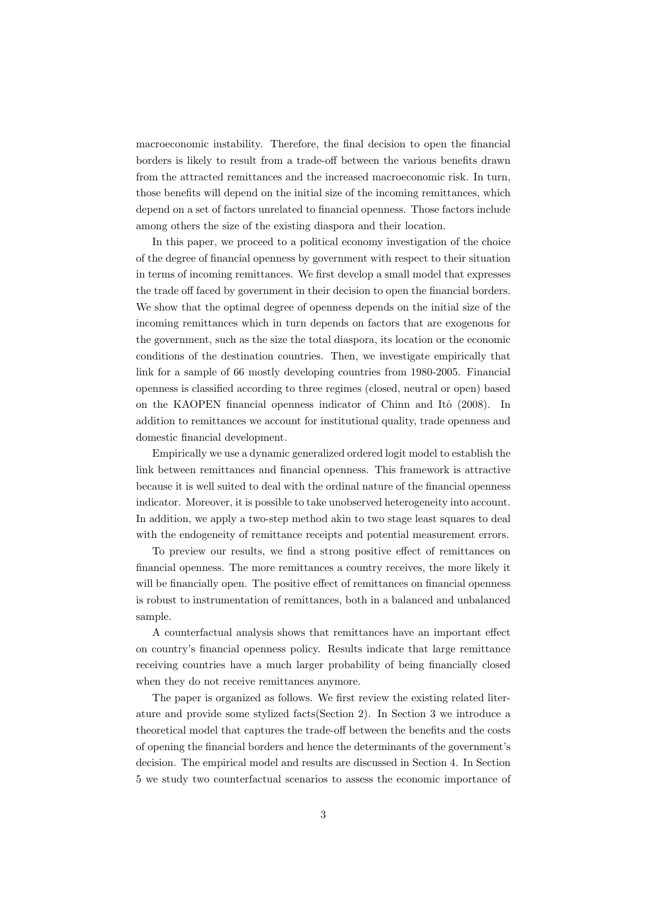macroeconomic instability. Therefore, the final decision to open the financial borders is likely to result from a trade-off between the various benefits drawn from the attracted remittances and the increased macroeconomic risk. In turn, those benefits will depend on the initial size of the incoming remittances, which depend on a set of factors unrelated to financial openness. Those factors include among others the size of the existing diaspora and their location.

In this paper, we proceed to a political economy investigation of the choice of the degree of financial openness by government with respect to their situation in terms of incoming remittances. We first develop a small model that expresses the trade off faced by government in their decision to open the financial borders. We show that the optimal degree of openness depends on the initial size of the incoming remittances which in turn depends on factors that are exogenous for the government, such as the size the total diaspora, its location or the economic conditions of the destination countries. Then, we investigate empirically that link for a sample of 66 mostly developing countries from 1980-2005. Financial openness is classified according to three regimes (closed, neutral or open) based on the KAOPEN financial openness indicator of Chinn and Itô (2008). In addition to remittances we account for institutional quality, trade openness and domestic financial development.

Empirically we use a dynamic generalized ordered logit model to establish the link between remittances and financial openness. This framework is attractive because it is well suited to deal with the ordinal nature of the financial openness indicator. Moreover, it is possible to take unobserved heterogeneity into account. In addition, we apply a two-step method akin to two stage least squares to deal with the endogeneity of remittance receipts and potential measurement errors.

To preview our results, we find a strong positive effect of remittances on financial openness. The more remittances a country receives, the more likely it will be financially open. The positive effect of remittances on financial openness is robust to instrumentation of remittances, both in a balanced and unbalanced sample.

A counterfactual analysis shows that remittances have an important effect on country's financial openness policy. Results indicate that large remittance receiving countries have a much larger probability of being financially closed when they do not receive remittances anymore.

The paper is organized as follows. We first review the existing related literature and provide some stylized facts(Section 2). In Section 3 we introduce a theoretical model that captures the trade-off between the benefits and the costs of opening the financial borders and hence the determinants of the government's decision. The empirical model and results are discussed in Section 4. In Section 5 we study two counterfactual scenarios to assess the economic importance of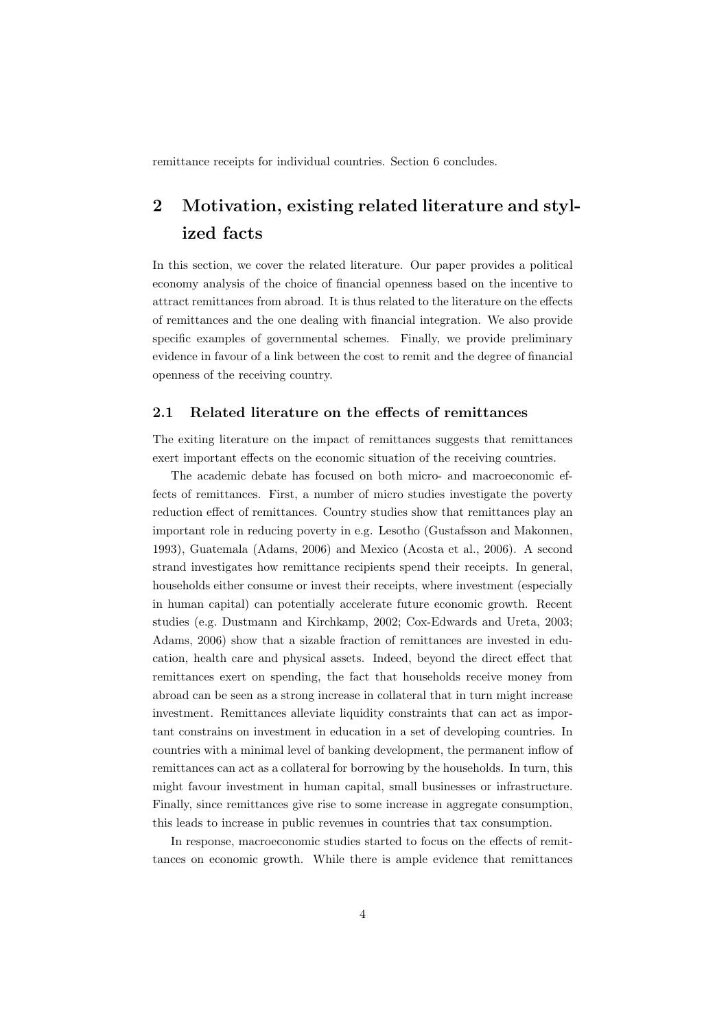remittance receipts for individual countries. Section 6 concludes.

## 2 Motivation, existing related literature and stylized facts

In this section, we cover the related literature. Our paper provides a political economy analysis of the choice of financial openness based on the incentive to attract remittances from abroad. It is thus related to the literature on the effects of remittances and the one dealing with financial integration. We also provide specific examples of governmental schemes. Finally, we provide preliminary evidence in favour of a link between the cost to remit and the degree of financial openness of the receiving country.

### 2.1 Related literature on the effects of remittances

The exiting literature on the impact of remittances suggests that remittances exert important effects on the economic situation of the receiving countries.

The academic debate has focused on both micro- and macroeconomic effects of remittances. First, a number of micro studies investigate the poverty reduction effect of remittances. Country studies show that remittances play an important role in reducing poverty in e.g. Lesotho (Gustafsson and Makonnen, 1993), Guatemala (Adams, 2006) and Mexico (Acosta et al., 2006). A second strand investigates how remittance recipients spend their receipts. In general, households either consume or invest their receipts, where investment (especially in human capital) can potentially accelerate future economic growth. Recent studies (e.g. Dustmann and Kirchkamp, 2002; Cox-Edwards and Ureta, 2003; Adams, 2006) show that a sizable fraction of remittances are invested in education, health care and physical assets. Indeed, beyond the direct effect that remittances exert on spending, the fact that households receive money from abroad can be seen as a strong increase in collateral that in turn might increase investment. Remittances alleviate liquidity constraints that can act as important constrains on investment in education in a set of developing countries. In countries with a minimal level of banking development, the permanent inflow of remittances can act as a collateral for borrowing by the households. In turn, this might favour investment in human capital, small businesses or infrastructure. Finally, since remittances give rise to some increase in aggregate consumption, this leads to increase in public revenues in countries that tax consumption.

In response, macroeconomic studies started to focus on the effects of remittances on economic growth. While there is ample evidence that remittances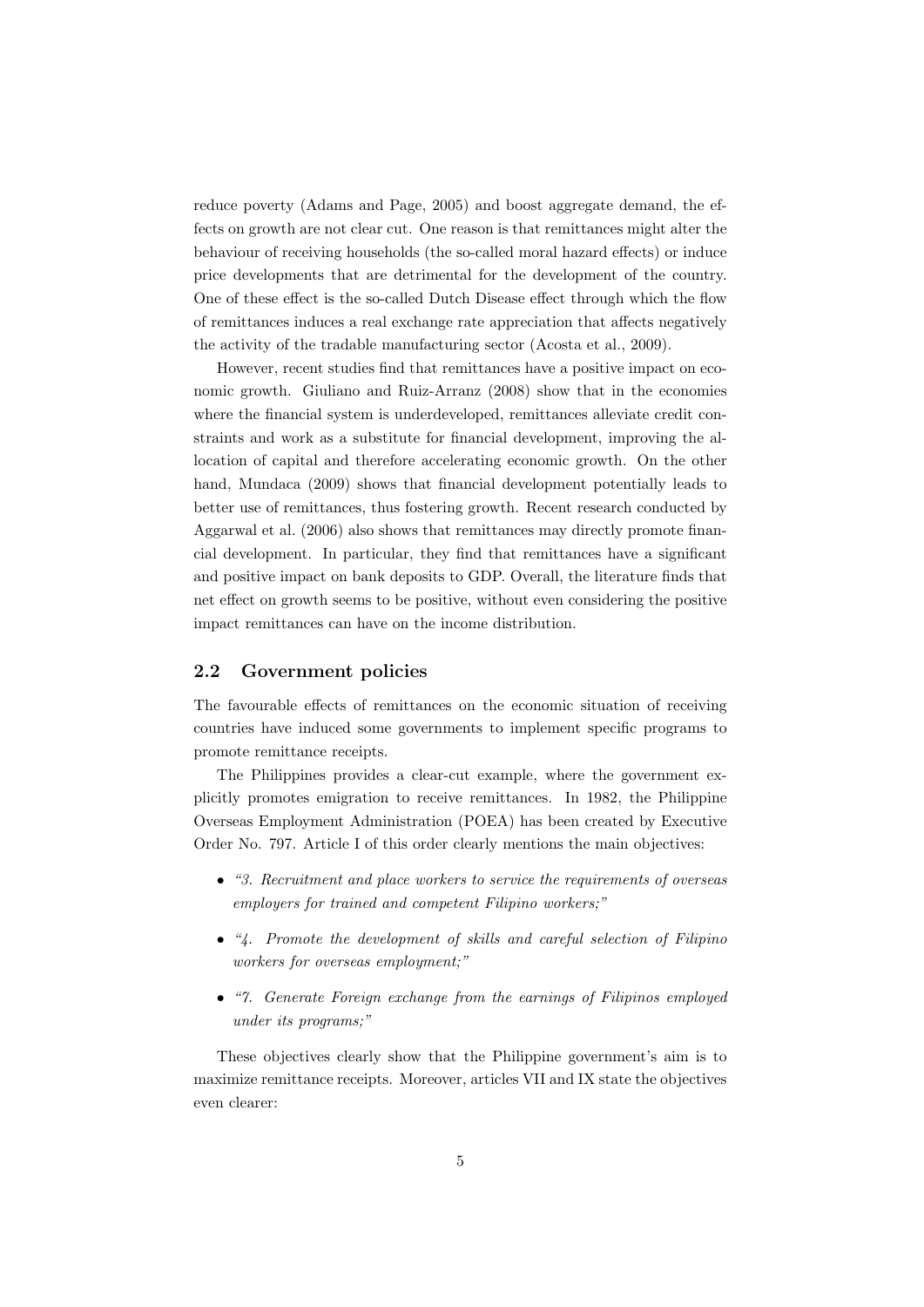reduce poverty (Adams and Page, 2005) and boost aggregate demand, the effects on growth are not clear cut. One reason is that remittances might alter the behaviour of receiving households (the so-called moral hazard effects) or induce price developments that are detrimental for the development of the country. One of these effect is the so-called Dutch Disease effect through which the flow of remittances induces a real exchange rate appreciation that affects negatively the activity of the tradable manufacturing sector (Acosta et al., 2009).

However, recent studies find that remittances have a positive impact on economic growth. Giuliano and Ruiz-Arranz (2008) show that in the economies where the financial system is underdeveloped, remittances alleviate credit constraints and work as a substitute for financial development, improving the allocation of capital and therefore accelerating economic growth. On the other hand, Mundaca (2009) shows that financial development potentially leads to better use of remittances, thus fostering growth. Recent research conducted by Aggarwal et al. (2006) also shows that remittances may directly promote financial development. In particular, they find that remittances have a significant and positive impact on bank deposits to GDP. Overall, the literature finds that net effect on growth seems to be positive, without even considering the positive impact remittances can have on the income distribution.

## 2.2 Government policies

The favourable effects of remittances on the economic situation of receiving countries have induced some governments to implement specific programs to promote remittance receipts.

The Philippines provides a clear-cut example, where the government explicitly promotes emigration to receive remittances. In 1982, the Philippine Overseas Employment Administration (POEA) has been created by Executive Order No. 797. Article I of this order clearly mentions the main objectives:

- *"3. Recruitment and place workers to service the requirements of overseas employers for trained and competent Filipino workers;"*
- *"4. Promote the development of skills and careful selection of Filipino workers for overseas employment;"*
- *"7. Generate Foreign exchange from the earnings of Filipinos employed under its programs;"*

These objectives clearly show that the Philippine government's aim is to maximize remittance receipts. Moreover, articles VII and IX state the objectives even clearer: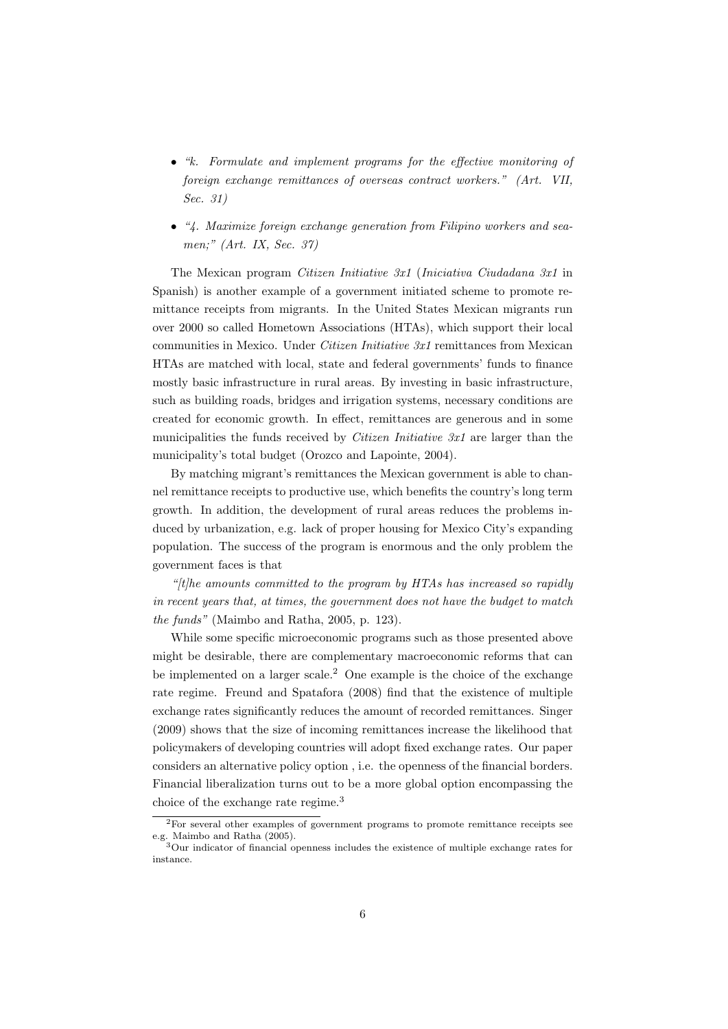- *"k. Formulate and implement programs for the effective monitoring of foreign exchange remittances of overseas contract workers." (Art. VII, Sec. 31)*

- *"4. Maximize foreign exchange generation from Filipino workers and seamen;" (Art. IX, Sec. 37)*

The Mexican program *Citizen Initiative 3x1* (*Iniciativa Ciudadana 3x1* in Spanish) is another example of a government initiated scheme to promote remittance receipts from migrants. In the United States Mexican migrants run over 2000 so called Hometown Associations (HTAs), which support their local communities in Mexico. Under *Citizen Initiative 3x1* remittances from Mexican HTAs are matched with local, state and federal governments' funds to finance mostly basic infrastructure in rural areas. By investing in basic infrastructure, such as building roads, bridges and irrigation systems, necessary conditions are created for economic growth. In effect, remittances are generous and in some municipalities the funds received by *Citizen Initiative 3x1* are larger than the municipality's total budget (Orozco and Lapointe, 2004).

By matching migrant's remittances the Mexican government is able to channel remittance receipts to productive use, which benefits the country's long term growth. In addition, the development of rural areas reduces the problems induced by urbanization, e.g. lack of proper housing for Mexico City's expanding population. The success of the program is enormous and the only problem the government faces is that

*"[t]he amounts committed to the program by HTAs has increased so rapidly in recent years that, at times, the government does not have the budget to match the funds"* (Maimbo and Ratha, 2005, p. 123).

While some specific microeconomic programs such as those presented above might be desirable, there are complementary macroeconomic reforms that can be implemented on a larger scale.[2] One example is the choice of the exchange rate regime. Freund and Spatafora (2008) find that the existence of multiple exchange rates significantly reduces the amount of recorded remittances. Singer (2009) shows that the size of incoming remittances increase the likelihood that policymakers of developing countries will adopt fixed exchange rates. Our paper considers an alternative policy option , i.e. the openness of the financial borders. Financial liberalization turns out to be a more global option encompassing the choice of the exchange rate regime.[3]

[2] For several other examples of government programs to promote remittance receipts see e.g. Maimbo and Ratha (2005).

[3] Our indicator of financial openness includes the existence of multiple exchange rates for instance.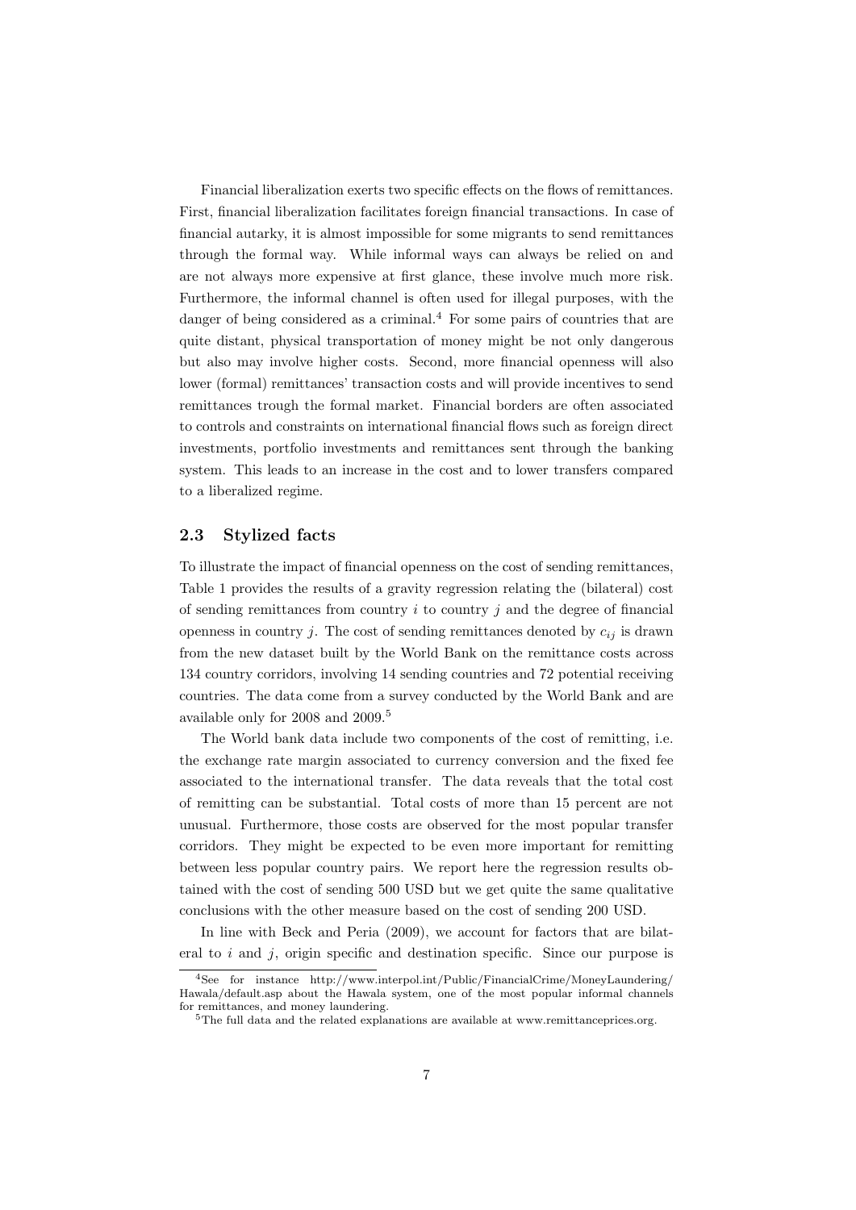Financial liberalization exerts two specific effects on the flows of remittances. First, financial liberalization facilitates foreign financial transactions. In case of financial autarky, it is almost impossible for some migrants to send remittances through the formal way. While informal ways can always be relied on and are not always more expensive at first glance, these involve much more risk. Furthermore, the informal channel is often used for illegal purposes, with the danger of being considered as a criminal.[4] For some pairs of countries that are quite distant, physical transportation of money might be not only dangerous but also may involve higher costs. Second, more financial openness will also lower (formal) remittances' transaction costs and will provide incentives to send remittances trough the formal market. Financial borders are often associated to controls and constraints on international financial flows such as foreign direct investments, portfolio investments and remittances sent through the banking system. This leads to an increase in the cost and to lower transfers compared to a liberalized regime.

### 2.3 Stylized facts

To illustrate the impact of financial openness on the cost of sending remittances, Table 1 provides the results of a gravity regression relating the (bilateral) cost of sending remittances from country $i$ to country $j$ and the degree of financial openness in country $j$. The cost of sending remittances denoted by $c_{ij}$ is drawn from the new dataset built by the World Bank on the remittance costs across 134 country corridors, involving 14 sending countries and 72 potential receiving countries. The data come from a survey conducted by the World Bank and are available only for 2008 and 2009.[5]

The World bank data include two components of the cost of remitting, i.e. the exchange rate margin associated to currency conversion and the fixed fee associated to the international transfer. The data reveals that the total cost of remitting can be substantial. Total costs of more than 15 percent are not unusual. Furthermore, those costs are observed for the most popular transfer corridors. They might be expected to be even more important for remitting between less popular country pairs. We report here the regression results obtained with the cost of sending 500 USD but we get quite the same qualitative conclusions with the other measure based on the cost of sending 200 USD.

In line with Beck and Peria (2009), we account for factors that are bilateral to $i$ and $j$, origin specific and destination specific. Since our purpose is

[4] See for instance http://www.interpol.int/Public/FinancialCrime/MoneyLaundering/Hawala/default.asp about the Hawala system, one of the most popular informal channels for remittances, and money laundering.

[5] The full data and the related explanations are available at www.remittanceprices.org.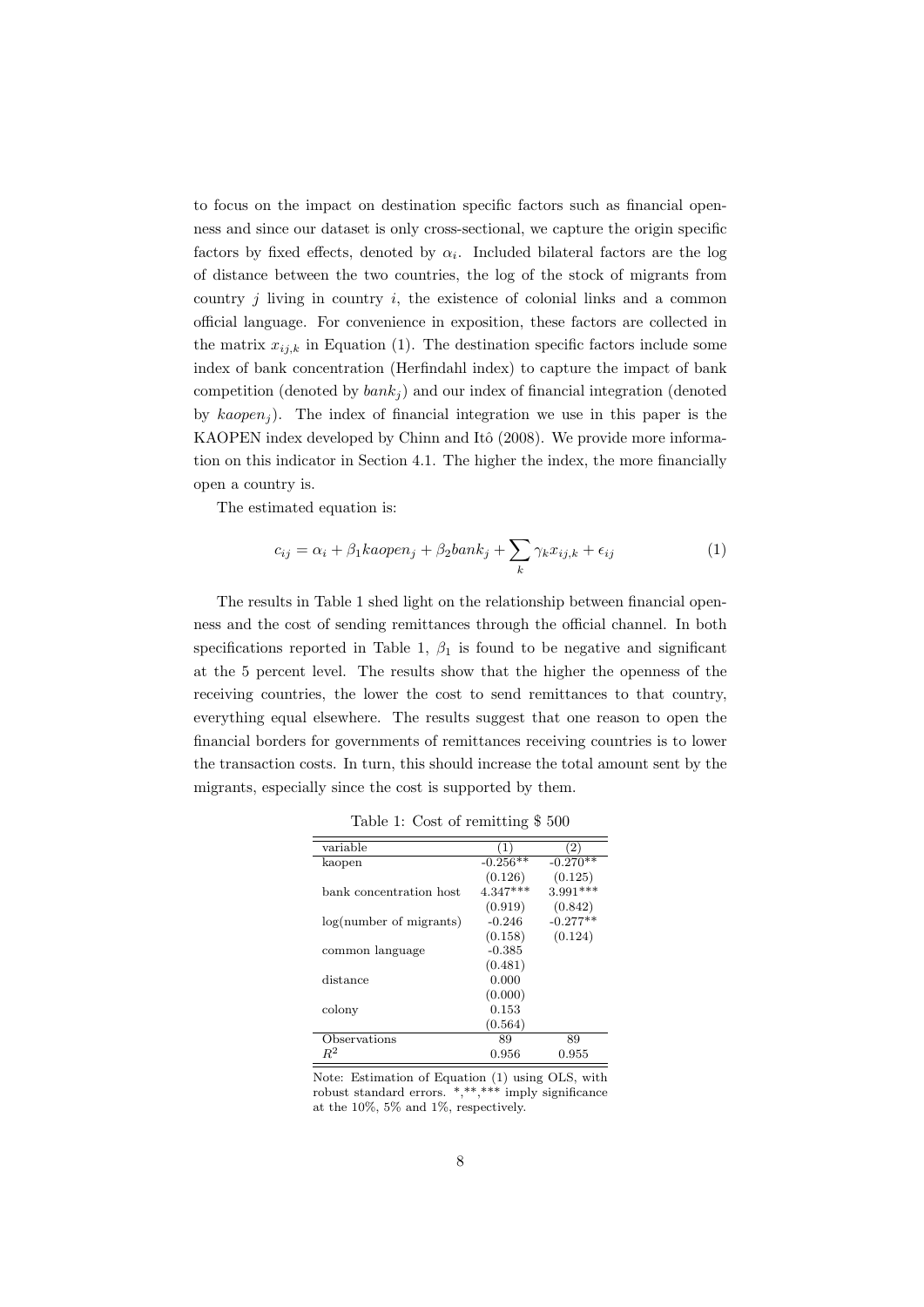to focus on the impact on destination specific factors such as financial openness and since our dataset is only cross-sectional, we capture the origin specific factors by fixed effects, denoted by $\alpha_i$. Included bilateral factors are the log of distance between the two countries, the log of the stock of migrants from country $j$ living in country $i$, the existence of colonial links and a common official language. For convenience in exposition, these factors are collected in the matrix $x_{ij,k}$ in Equation (1). The destination specific factors include some index of bank concentration (Herfindahl index) to capture the impact of bank competition (denoted by $bank_j$) and our index of financial integration (denoted by $kaopen_j$). The index of financial integration we use in this paper is the KAOPEN index developed by Chinn and Itô (2008). We provide more information on this indicator in Section 4.1. The higher the index, the more financially open a country is.

The estimated equation is:

$$c_{ij} = \alpha_i + \beta_1 kaopen_j + \beta_2 bank_j + \sum_k \gamma_k x_{ij,k} + \epsilon_{ij} \tag{1}$$

The results in Table 1 shed light on the relationship between financial openness and the cost of sending remittances through the official channel. In both specifications reported in Table 1, $\beta_1$ is found to be negative and significant at the 5 percent level. The results show that the higher the openness of the receiving countries, the lower the cost to send remittances to that country, everything equal elsewhere. The results suggest that one reason to open the financial borders for governments of remittances receiving countries is to lower the transaction costs. In turn, this should increase the total amount sent by the migrants, especially since the cost is supported by them.

Table 1: Cost of remitting \$ 500

| variable | (1) | (2) |
|---|---|---|
| kaopen | -0.256** | -0.270** |
| | (0.126) | (0.125) |
| bank concentration host | 4.347*** | 3.991*** |
| | (0.919) | (0.842) |
| log(number of migrants) | -0.246 | -0.277** |
| | (0.158) | (0.124) |
| common language | -0.385 | |
| | (0.481) | |
| distance | 0.000 | |
| | (0.000) | |
| colony | 0.153 | |
| | (0.564) | |
| Observations | 89 | 89 |
| $R^2$ | 0.956 | 0.955 |

Note: Estimation of Equation (1) using OLS, with robust standard errors. *,**,*** imply significance at the 10%, 5% and 1%, respectively.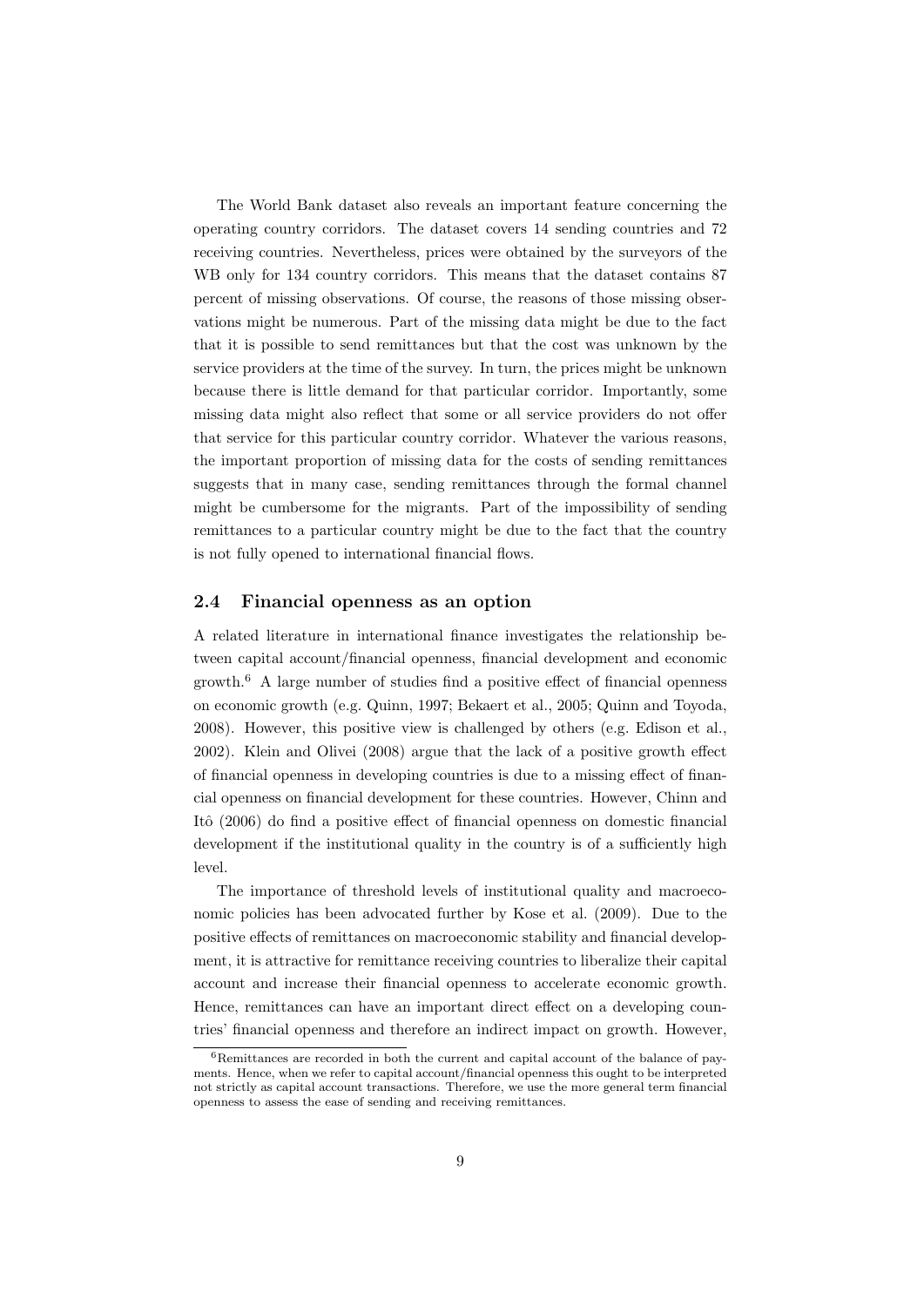The World Bank dataset also reveals an important feature concerning the operating country corridors. The dataset covers 14 sending countries and 72 receiving countries. Nevertheless, prices were obtained by the surveyors of the WB only for 134 country corridors. This means that the dataset contains 87 percent of missing observations. Of course, the reasons of those missing observations might be numerous. Part of the missing data might be due to the fact that it is possible to send remittances but that the cost was unknown by the service providers at the time of the survey. In turn, the prices might be unknown because there is little demand for that particular corridor. Importantly, some missing data might also reflect that some or all service providers do not offer that service for this particular country corridor. Whatever the various reasons, the important proportion of missing data for the costs of sending remittances suggests that in many case, sending remittances through the formal channel might be cumbersome for the migrants. Part of the impossibility of sending remittances to a particular country might be due to the fact that the country is not fully opened to international financial flows.

### 2.4 Financial openness as an option

A related literature in international finance investigates the relationship between capital account/financial openness, financial development and economic growth.[6] A large number of studies find a positive effect of financial openness on economic growth (e.g. Quinn, 1997; Bekaert et al., 2005; Quinn and Toyoda, 2008). However, this positive view is challenged by others (e.g. Edison et al., 2002). Klein and Olivei (2008) argue that the lack of a positive growth effect of financial openness in developing countries is due to a missing effect of financial openness on financial development for these countries. However, Chinn and Itô (2006) do find a positive effect of financial openness on domestic financial development if the institutional quality in the country is of a sufficiently high level.

The importance of threshold levels of institutional quality and macroeconomic policies has been advocated further by Kose et al. (2009). Due to the positive effects of remittances on macroeconomic stability and financial development, it is attractive for remittance receiving countries to liberalize their capital account and increase their financial openness to accelerate economic growth. Hence, remittances can have an important direct effect on a developing countries' financial openness and therefore an indirect impact on growth. However,

[6] Remittances are recorded in both the current and capital account of the balance of payments. Hence, when we refer to capital account/financial openness this ought to be interpreted not strictly as capital account transactions. Therefore, we use the more general term financial openness to assess the ease of sending and receiving remittances.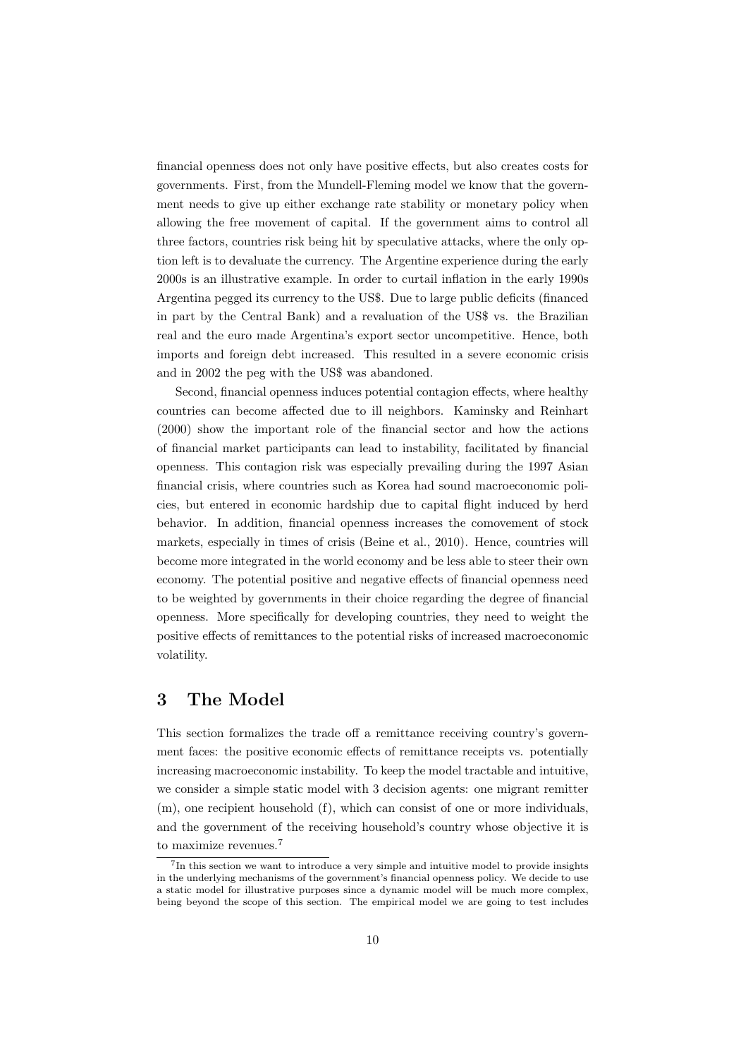financial openness does not only have positive effects, but also creates costs for governments. First, from the Mundell-Fleming model we know that the government needs to give up either exchange rate stability or monetary policy when allowing the free movement of capital. If the government aims to control all three factors, countries risk being hit by speculative attacks, where the only option left is to devaluate the currency. The Argentine experience during the early 2000s is an illustrative example. In order to curtail inflation in the early 1990s Argentina pegged its currency to the US$. Due to large public deficits (financed in part by the Central Bank) and a revaluation of the US$ vs. the Brazilian real and the euro made Argentina's export sector uncompetitive. Hence, both imports and foreign debt increased. This resulted in a severe economic crisis and in 2002 the peg with the US$ was abandoned.

Second, financial openness induces potential contagion effects, where healthy countries can become affected due to ill neighbors. Kaminsky and Reinhart (2000) show the important role of the financial sector and how the actions of financial market participants can lead to instability, facilitated by financial openness. This contagion risk was especially prevailing during the 1997 Asian financial crisis, where countries such as Korea had sound macroeconomic policies, but entered in economic hardship due to capital flight induced by herd behavior. In addition, financial openness increases the comovement of stock markets, especially in times of crisis (Beine et al., 2010). Hence, countries will become more integrated in the world economy and be less able to steer their own economy. The potential positive and negative effects of financial openness need to be weighted by governments in their choice regarding the degree of financial openness. More specifically for developing countries, they need to weight the positive effects of remittances to the potential risks of increased macroeconomic volatility.

# 3 The Model

This section formalizes the trade off a remittance receiving country's government faces: the positive economic effects of remittance receipts vs. potentially increasing macroeconomic instability. To keep the model tractable and intuitive, we consider a simple static model with 3 decision agents: one migrant remitter (m), one recipient household (f), which can consist of one or more individuals, and the government of the receiving household's country whose objective it is to maximize revenues.[7]

[7] In this section we want to introduce a very simple and intuitive model to provide insights in the underlying mechanisms of the government's financial openness policy. We decide to use a static model for illustrative purposes since a dynamic model will be much more complex, being beyond the scope of this section. The empirical model we are going to test includes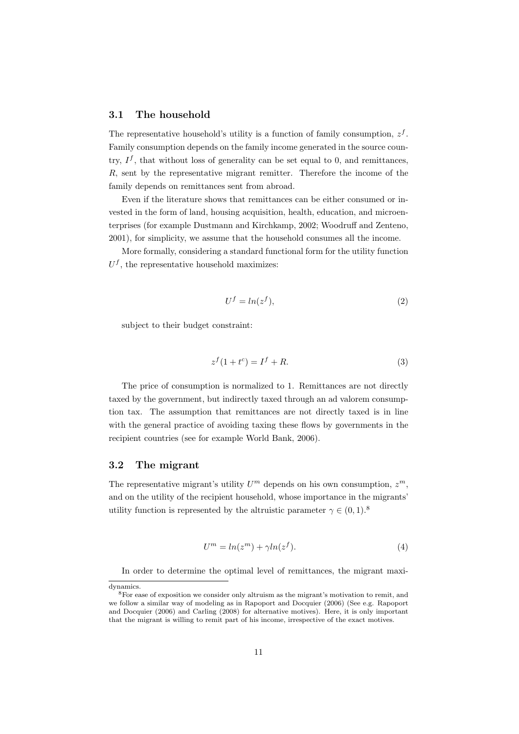### 3.1 The household

The representative household's utility is a function of family consumption, $z^f$. Family consumption depends on the family income generated in the source country, $I^f$, that without loss of generality can be set equal to 0, and remittances, $R$, sent by the representative migrant remitter. Therefore the income of the family depends on remittances sent from abroad.

Even if the literature shows that remittances can be either consumed or invested in the form of land, housing acquisition, health, education, and microenterprises (for example Dustmann and Kirchkamp, 2002; Woodruff and Zenteno, 2001), for simplicity, we assume that the household consumes all the income.

More formally, considering a standard functional form for the utility function $U^f$, the representative household maximizes:

$$U^f = ln(z^f), \tag{2}$$

subject to their budget constraint:

$$z^f(1 + t^c) = I^f + R. \tag{3}$$

The price of consumption is normalized to 1. Remittances are not directly taxed by the government, but indirectly taxed through an ad valorem consumption tax. The assumption that remittances are not directly taxed is in line with the general practice of avoiding taxing these flows by governments in the recipient countries (see for example World Bank, 2006).

### 3.2 The migrant

The representative migrant's utility $U^m$ depends on his own consumption, $z^m$, and on the utility of the recipient household, whose importance in the migrants' utility function is represented by the altruistic parameter $\gamma \in (0, 1)$.[8]

$$U^m = ln(z^m) + \gamma ln(z^f). \tag{4}$$

In order to determine the optimal level of remittances, the migrant maxi-

dynamics.

[8] For ease of exposition we consider only altruism as the migrant's motivation to remit, and we follow a similar way of modeling as in Rapoport and Docquier (2006) (See e.g. Rapoport and Docquier (2006) and Carling (2008) for alternative motives). Here, it is only important that the migrant is willing to remit part of his income, irrespective of the exact motives.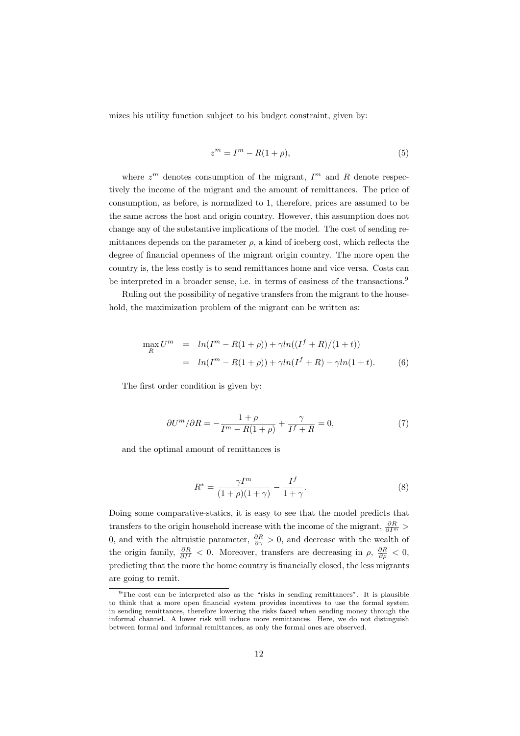mizes his utility function subject to his budget constraint, given by:

$$z^m = I^m - R(1+\rho), \tag{5}$$

where $z^m$ denotes consumption of the migrant, $I^m$ and $R$ denote respectively the income of the migrant and the amount of remittances. The price of consumption, as before, is normalized to 1, therefore, prices are assumed to be the same across the host and origin country. However, this assumption does not change any of the substantive implications of the model. The cost of sending remittances depends on the parameter $\rho$, a kind of iceberg cost, which reflects the degree of financial openness of the migrant origin country. The more open the country is, the less costly is to send remittances home and vice versa. Costs can be interpreted in a broader sense, i.e. in terms of easiness of the transactions.[9]

Ruling out the possibility of negative transfers from the migrant to the household, the maximization problem of the migrant can be written as:

$$\begin{aligned}
\max_R U^m &= ln(I^m - R(1+\rho)) + \gamma ln((I^f + R)/(1+t)) \\
&= ln(I^m - R(1+\rho)) + \gamma ln(I^f + R) - \gamma ln(1+t).
\end{aligned} \tag{6}$$

The first order condition is given by:

$$\partial U^m / \partial R = -\frac{1+\rho}{I^m - R(1+\rho)} + \frac{\gamma}{I^f + R} = 0, \tag{7}$$

and the optimal amount of remittances is

$$R^* = \frac{\gamma I^m}{(1+\rho)(1+\gamma)} - \frac{I^f}{1+\gamma}. \tag{8}$$

Doing some comparative-statics, it is easy to see that the model predicts that transfers to the origin household increase with the income of the migrant, $\frac{\partial R}{\partial I^m} > 0$, and with the altruistic parameter, $\frac{\partial R}{\partial \gamma} > 0$, and decrease with the wealth of the origin family, $\frac{\partial R}{\partial I^f} < 0$. Moreover, transfers are decreasing in $\rho$, $\frac{\partial R}{\partial \rho} < 0$, predicting that the more the home country is financially closed, the less migrants are going to remit.

[9] The cost can be interpreted also as the "risks in sending remittances". It is plausible to think that a more open financial system provides incentives to use the formal system in sending remittances, therefore lowering the risks faced when sending money through the informal channel. A lower risk will induce more remittances. Here, we do not distinguish between formal and informal remittances, as only the formal ones are observed.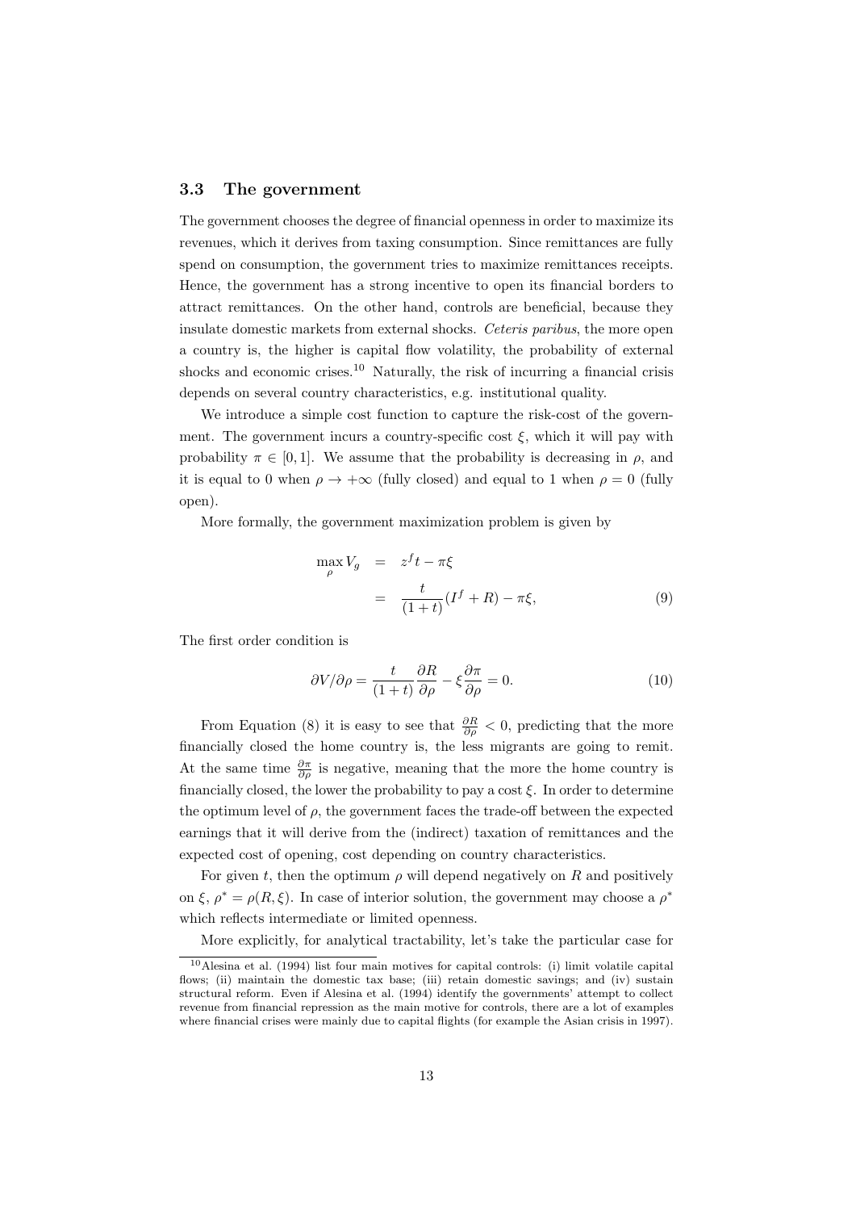### 3.3 The government

The government chooses the degree of financial openness in order to maximize its revenues, which it derives from taxing consumption. Since remittances are fully spend on consumption, the government tries to maximize remittances receipts. Hence, the government has a strong incentive to open its financial borders to attract remittances. On the other hand, controls are beneficial, because they insulate domestic markets from external shocks. *Ceteris paribus*, the more open a country is, the higher is capital flow volatility, the probability of external shocks and economic crises.[10] Naturally, the risk of incurring a financial crisis depends on several country characteristics, e.g. institutional quality.

We introduce a simple cost function to capture the risk-cost of the government. The government incurs a country-specific cost $\xi$, which it will pay with probability $\pi \in [0, 1]$. We assume that the probability is decreasing in $\rho$, and it is equal to 0 when $\rho \to +\infty$ (fully closed) and equal to 1 when $\rho = 0$ (fully open).

More formally, the government maximization problem is given by

$$
\begin{aligned}
\max_{\rho} V_g &= z^f t - \pi\xi \\
&= \frac{t}{(1+t)}(I^f + R) - \pi\xi, \qquad (9)
\end{aligned}
$$

The first order condition is

$$
\partial V / \partial \rho = \frac{t}{(1+t)} \frac{\partial R}{\partial \rho} - \xi \frac{\partial \pi}{\partial \rho} = 0. \qquad (10)
$$

From Equation (8) it is easy to see that $\frac{\partial R}{\partial \rho} < 0$, predicting that the more financially closed the home country is, the less migrants are going to remit. At the same time $\frac{\partial \pi}{\partial \rho}$ is negative, meaning that the more the home country is financially closed, the lower the probability to pay a cost $\xi$. In order to determine the optimum level of $\rho$, the government faces the trade-off between the expected earnings that it will derive from the (indirect) taxation of remittances and the expected cost of opening, cost depending on country characteristics.

For given $t$, then the optimum $\rho$ will depend negatively on $R$ and positively on $\xi$, $\rho^* = \rho(R, \xi)$. In case of interior solution, the government may choose a $\rho^*$ which reflects intermediate or limited openness.

More explicitly, for analytical tractability, let's take the particular case for

[10] Alesina et al. (1994) list four main motives for capital controls: (i) limit volatile capital flows; (ii) maintain the domestic tax base; (iii) retain domestic savings; and (iv) sustain structural reform. Even if Alesina et al. (1994) identify the governments' attempt to collect revenue from financial repression as the main motive for controls, there are a lot of examples where financial crises were mainly due to capital flights (for example the Asian crisis in 1997).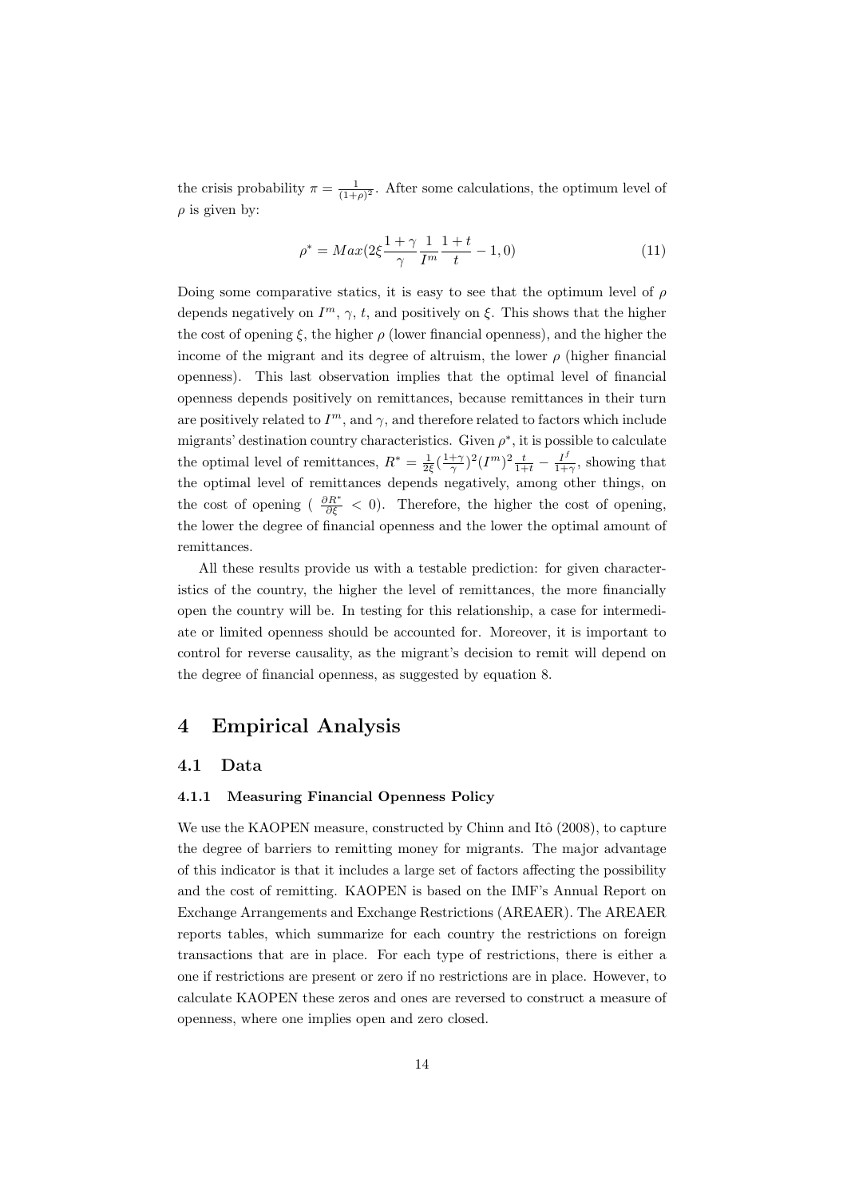the crisis probability $\pi = \frac{1}{(1+\rho)^2}$. After some calculations, the optimum level of $\rho$ is given by:

$$\rho^* = Max(2\xi \frac{1+\gamma}{\gamma} \frac{1}{I^m} \frac{1+t}{t} - 1, 0) \tag{11}$$

Doing some comparative statics, it is easy to see that the optimum level of $\rho$ depends negatively on $I^m$, $\gamma$, $t$, and positively on $\xi$. This shows that the higher the cost of opening $\xi$, the higher $\rho$ (lower financial openness), and the higher the income of the migrant and its degree of altruism, the lower $\rho$ (higher financial openness). This last observation implies that the optimal level of financial openness depends positively on remittances, because remittances in their turn are positively related to $I^m$, and $\gamma$, and therefore related to factors which include migrants' destination country characteristics. Given $\rho^*$, it is possible to calculate the optimal level of remittances, $R^* = \frac{1}{2\xi}(\frac{1+\gamma}{\gamma})^2(I^m)^2\frac{t}{1+t} - \frac{I^f}{1+\gamma}$, showing that the optimal level of remittances depends negatively, among other things, on the cost of opening ( $\frac{\partial R^*}{\partial \xi} < 0$). Therefore, the higher the cost of opening, the lower the degree of financial openness and the lower the optimal amount of remittances.

All these results provide us with a testable prediction: for given characteristics of the country, the higher the level of remittances, the more financially open the country will be. In testing for this relationship, a case for intermediate or limited openness should be accounted for. Moreover, it is important to control for reverse causality, as the migrant's decision to remit will depend on the degree of financial openness, as suggested by equation 8.

# 4 Empirical Analysis

## 4.1 Data

### 4.1.1 Measuring Financial Openness Policy

We use the KAOPEN measure, constructed by Chinn and Itô (2008), to capture the degree of barriers to remitting money for migrants. The major advantage of this indicator is that it includes a large set of factors affecting the possibility and the cost of remitting. KAOPEN is based on the IMF's Annual Report on Exchange Arrangements and Exchange Restrictions (AREAER). The AREAER reports tables, which summarize for each country the restrictions on foreign transactions that are in place. For each type of restrictions, there is either a one if restrictions are present or zero if no restrictions are in place. However, to calculate KAOPEN these zeros and ones are reversed to construct a measure of openness, where one implies open and zero closed.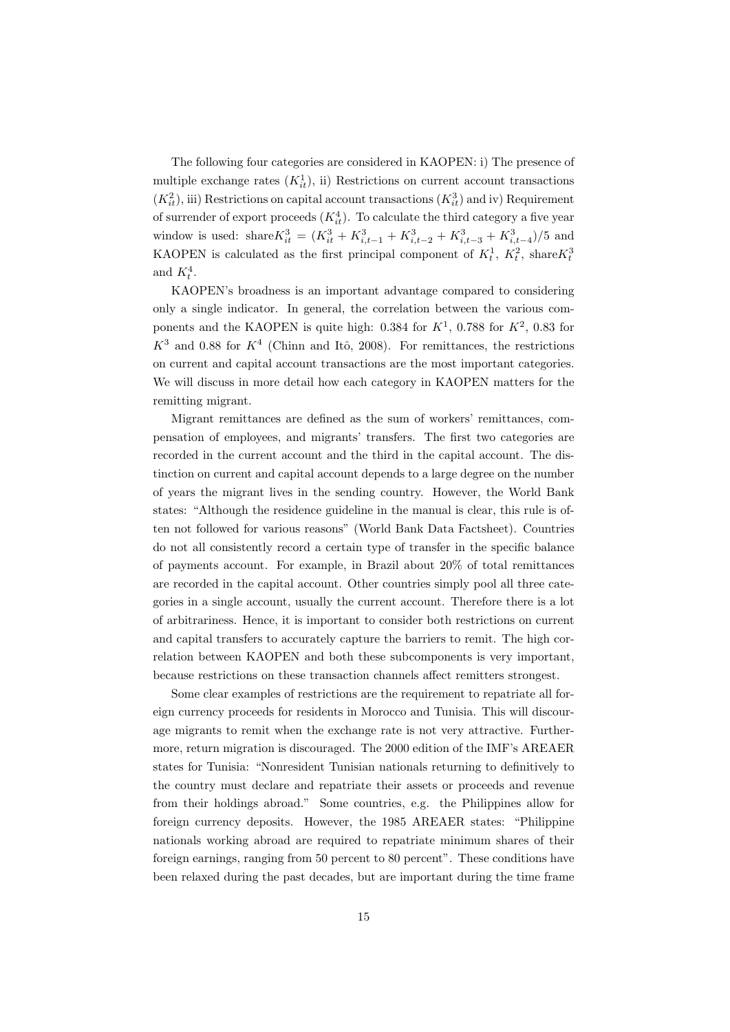The following four categories are considered in KAOPEN: i) The presence of multiple exchange rates ($K^1_{it}$), ii) Restrictions on current account transactions ($K^2_{it}$), iii) Restrictions on capital account transactions ($K^3_{it}$) and iv) Requirement of surrender of export proceeds ($K^4_{it}$). To calculate the third category a five year window is used: share$K^3_{it} = (K^3_{it} + K^3_{i,t-1} + K^3_{i,t-2} + K^3_{i,t-3} + K^3_{i,t-4})/5$ and KAOPEN is calculated as the first principal component of $K^1_t$, $K^2_t$, share$K^3_t$ and $K^4_t$.

KAOPEN's broadness is an important advantage compared to considering only a single indicator. In general, the correlation between the various components and the KAOPEN is quite high: 0.384 for $K^1$, 0.788 for $K^2$, 0.83 for $K^3$ and 0.88 for $K^4$ (Chinn and Itô, 2008). For remittances, the restrictions on current and capital account transactions are the most important categories. We will discuss in more detail how each category in KAOPEN matters for the remitting migrant.

Migrant remittances are defined as the sum of workers' remittances, compensation of employees, and migrants' transfers. The first two categories are recorded in the current account and the third in the capital account. The distinction on current and capital account depends to a large degree on the number of years the migrant lives in the sending country. However, the World Bank states: "Although the residence guideline in the manual is clear, this rule is often not followed for various reasons" (World Bank Data Factsheet). Countries do not all consistently record a certain type of transfer in the specific balance of payments account. For example, in Brazil about 20% of total remittances are recorded in the capital account. Other countries simply pool all three categories in a single account, usually the current account. Therefore there is a lot of arbitrariness. Hence, it is important to consider both restrictions on current and capital transfers to accurately capture the barriers to remit. The high correlation between KAOPEN and both these subcomponents is very important, because restrictions on these transaction channels affect remitters strongest.

Some clear examples of restrictions are the requirement to repatriate all foreign currency proceeds for residents in Morocco and Tunisia. This will discourage migrants to remit when the exchange rate is not very attractive. Furthermore, return migration is discouraged. The 2000 edition of the IMF's AREAER states for Tunisia: "Nonresident Tunisian nationals returning to definitively to the country must declare and repatriate their assets or proceeds and revenue from their holdings abroad." Some countries, e.g. the Philippines allow for foreign currency deposits. However, the 1985 AREAER states: "Philippine nationals working abroad are required to repatriate minimum shares of their foreign earnings, ranging from 50 percent to 80 percent". These conditions have been relaxed during the past decades, but are important during the time frame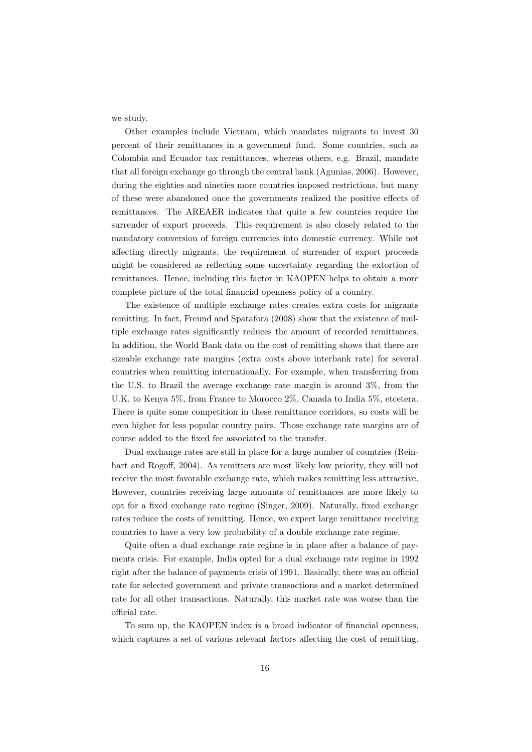we study.

Other examples include Vietnam, which mandates migrants to invest 30 percent of their remittances in a government fund. Some countries, such as Colombia and Ecuador tax remittances, whereas others, e.g. Brazil, mandate that all foreign exchange go through the central bank (Agunias, 2006). However, during the eighties and nineties more countries imposed restrictions, but many of these were abandoned once the governments realized the positive effects of remittances. The AREAER indicates that quite a few countries require the surrender of export proceeds. This requirement is also closely related to the mandatory conversion of foreign currencies into domestic currency. While not affecting directly migrants, the requirement of surrender of export proceeds might be considered as reflecting some uncertainty regarding the extortion of remittances. Hence, including this factor in KAOPEN helps to obtain a more complete picture of the total financial openness policy of a country.

The existence of multiple exchange rates creates extra costs for migrants remitting. In fact, Freund and Spatafora (2008) show that the existence of multiple exchange rates significantly reduces the amount of recorded remittances. In addition, the World Bank data on the cost of remitting shows that there are sizeable exchange rate margins (extra costs above interbank rate) for several countries when remitting internationally. For example, when transferring from the U.S. to Brazil the average exchange rate margin is around 3%, from the U.K. to Kenya 5%, from France to Morocco 2%, Canada to India 5%, etcetera. There is quite some competition in these remittance corridors, so costs will be even higher for less popular country pairs. Those exchange rate margins are of course added to the fixed fee associated to the transfer.

Dual exchange rates are still in place for a large number of countries (Reinhart and Rogoff, 2004). As remitters are most likely low priority, they will not receive the most favorable exchange rate, which makes remitting less attractive. However, countries receiving large amounts of remittances are more likely to opt for a fixed exchange rate regime (Singer, 2009). Naturally, fixed exchange rates reduce the costs of remitting. Hence, we expect large remittance receiving countries to have a very low probability of a double exchange rate regime.

Quite often a dual exchange rate regime is in place after a balance of payments crisis. For example, India opted for a dual exchange rate regime in 1992 right after the balance of payments crisis of 1991. Basically, there was an official rate for selected government and private transactions and a market determined rate for all other transactions. Naturally, this market rate was worse than the official rate.

To sum up, the KAOPEN index is a broad indicator of financial openness, which captures a set of various relevant factors affecting the cost of remitting.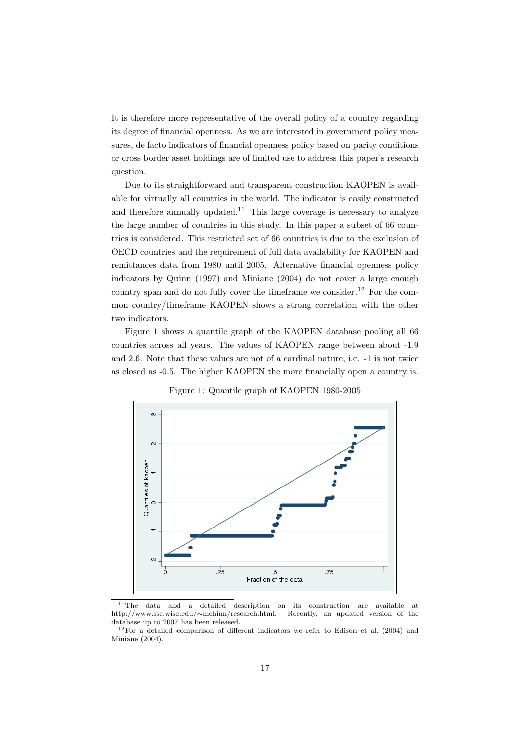It is therefore more representative of the overall policy of a country regarding its degree of financial openness. As we are interested in government policy measures, de facto indicators of financial openness policy based on parity conditions or cross border asset holdings are of limited use to address this paper's research question.

Due to its straightforward and transparent construction KAOPEN is available for virtually all countries in the world. The indicator is easily constructed and therefore annually updated.[11] This large coverage is necessary to analyze the large number of countries in this study. In this paper a subset of 66 countries is considered. This restricted set of 66 countries is due to the exclusion of OECD countries and the requirement of full data availability for KAOPEN and remittances data from 1980 until 2005. Alternative financial openness policy indicators by Quinn (1997) and Miniane (2004) do not cover a large enough country span and do not fully cover the timeframe we consider.[12] For the common country/timeframe KAOPEN shows a strong correlation with the other two indicators.

Figure 1 shows a quantile graph of the KAOPEN database pooling all 66 countries across all years. The values of KAOPEN range between about -1.9 and 2.6. Note that these values are not of a cardinal nature, i.e. -1 is not twice as closed as -0.5. The higher KAOPEN the more financially open a country is.

Figure 1: Quantile graph of KAOPEN 1980-2005

[11] The data and a detailed description on its construction are available at http://www.ssc.wisc.edu/~mchinn/research.html. Recently, an updated version of the database up to 2007 has been released.

[12] For a detailed comparison of different indicators we refer to Edison et al. (2004) and Miniane (2004).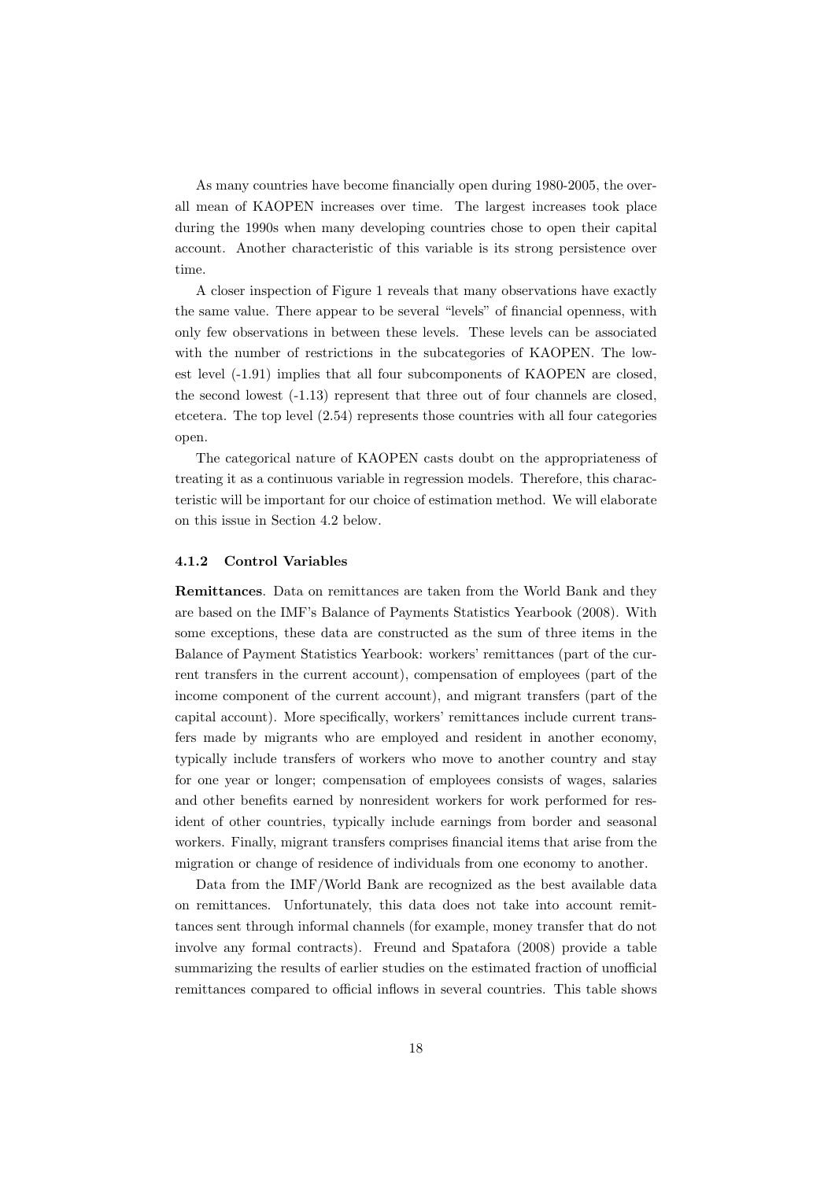As many countries have become financially open during 1980-2005, the overall mean of KAOPEN increases over time. The largest increases took place during the 1990s when many developing countries chose to open their capital account. Another characteristic of this variable is its strong persistence over time.

A closer inspection of Figure 1 reveals that many observations have exactly the same value. There appear to be several "levels" of financial openness, with only few observations in between these levels. These levels can be associated with the number of restrictions in the subcategories of KAOPEN. The lowest level (-1.91) implies that all four subcomponents of KAOPEN are closed, the second lowest (-1.13) represent that three out of four channels are closed, etcetera. The top level (2.54) represents those countries with all four categories open.

The categorical nature of KAOPEN casts doubt on the appropriateness of treating it as a continuous variable in regression models. Therefore, this characteristic will be important for our choice of estimation method. We will elaborate on this issue in Section 4.2 below.

#### 4.1.2 Control Variables

**Remittances**. Data on remittances are taken from the World Bank and they are based on the IMF's Balance of Payments Statistics Yearbook (2008). With some exceptions, these data are constructed as the sum of three items in the Balance of Payment Statistics Yearbook: workers' remittances (part of the current transfers in the current account), compensation of employees (part of the income component of the current account), and migrant transfers (part of the capital account). More specifically, workers' remittances include current transfers made by migrants who are employed and resident in another economy, typically include transfers of workers who move to another country and stay for one year or longer; compensation of employees consists of wages, salaries and other benefits earned by nonresident workers for work performed for resident of other countries, typically include earnings from border and seasonal workers. Finally, migrant transfers comprises financial items that arise from the migration or change of residence of individuals from one economy to another.

Data from the IMF/World Bank are recognized as the best available data on remittances. Unfortunately, this data does not take into account remittances sent through informal channels (for example, money transfer that do not involve any formal contracts). Freund and Spatafora (2008) provide a table summarizing the results of earlier studies on the estimated fraction of unofficial remittances compared to official inflows in several countries. This table shows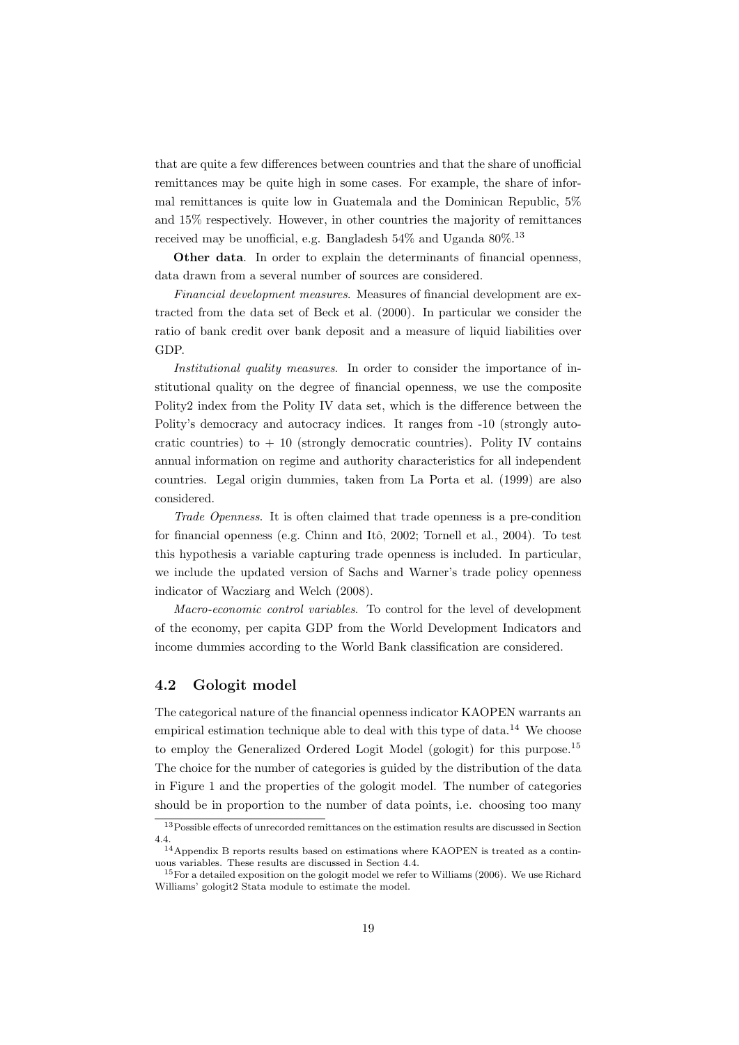that are quite a few differences between countries and that the share of unofficial remittances may be quite high in some cases. For example, the share of informal remittances is quite low in Guatemala and the Dominican Republic, 5% and 15% respectively. However, in other countries the majority of remittances received may be unofficial, e.g. Bangladesh 54% and Uganda 80%.[13]

**Other data**. In order to explain the determinants of financial openness, data drawn from a several number of sources are considered.

*Financial development measures*. Measures of financial development are extracted from the data set of Beck et al. (2000). In particular we consider the ratio of bank credit over bank deposit and a measure of liquid liabilities over GDP.

*Institutional quality measures*. In order to consider the importance of institutional quality on the degree of financial openness, we use the composite Polity2 index from the Polity IV data set, which is the difference between the Polity's democracy and autocracy indices. It ranges from -10 (strongly autocratic countries) to + 10 (strongly democratic countries). Polity IV contains annual information on regime and authority characteristics for all independent countries. Legal origin dummies, taken from La Porta et al. (1999) are also considered.

*Trade Openness*. It is often claimed that trade openness is a pre-condition for financial openness (e.g. Chinn and Itô, 2002; Tornell et al., 2004). To test this hypothesis a variable capturing trade openness is included. In particular, we include the updated version of Sachs and Warner's trade policy openness indicator of Wacziarg and Welch (2008).

*Macro-economic control variables*. To control for the level of development of the economy, per capita GDP from the World Development Indicators and income dummies according to the World Bank classification are considered.

## 4.2 Gologit model

The categorical nature of the financial openness indicator KAOPEN warrants an empirical estimation technique able to deal with this type of data.[14] We choose to employ the Generalized Ordered Logit Model (gologit) for this purpose.[15] The choice for the number of categories is guided by the distribution of the data in Figure 1 and the properties of the gologit model. The number of categories should be in proportion to the number of data points, i.e. choosing too many

[13] Possible effects of unrecorded remittances on the estimation results are discussed in Section 4.4.

[14] Appendix B reports results based on estimations where KAOPEN is treated as a continuous variables. These results are discussed in Section 4.4.

[15] For a detailed exposition on the gologit model we refer to Williams (2006). We use Richard Williams' gologit2 Stata module to estimate the model.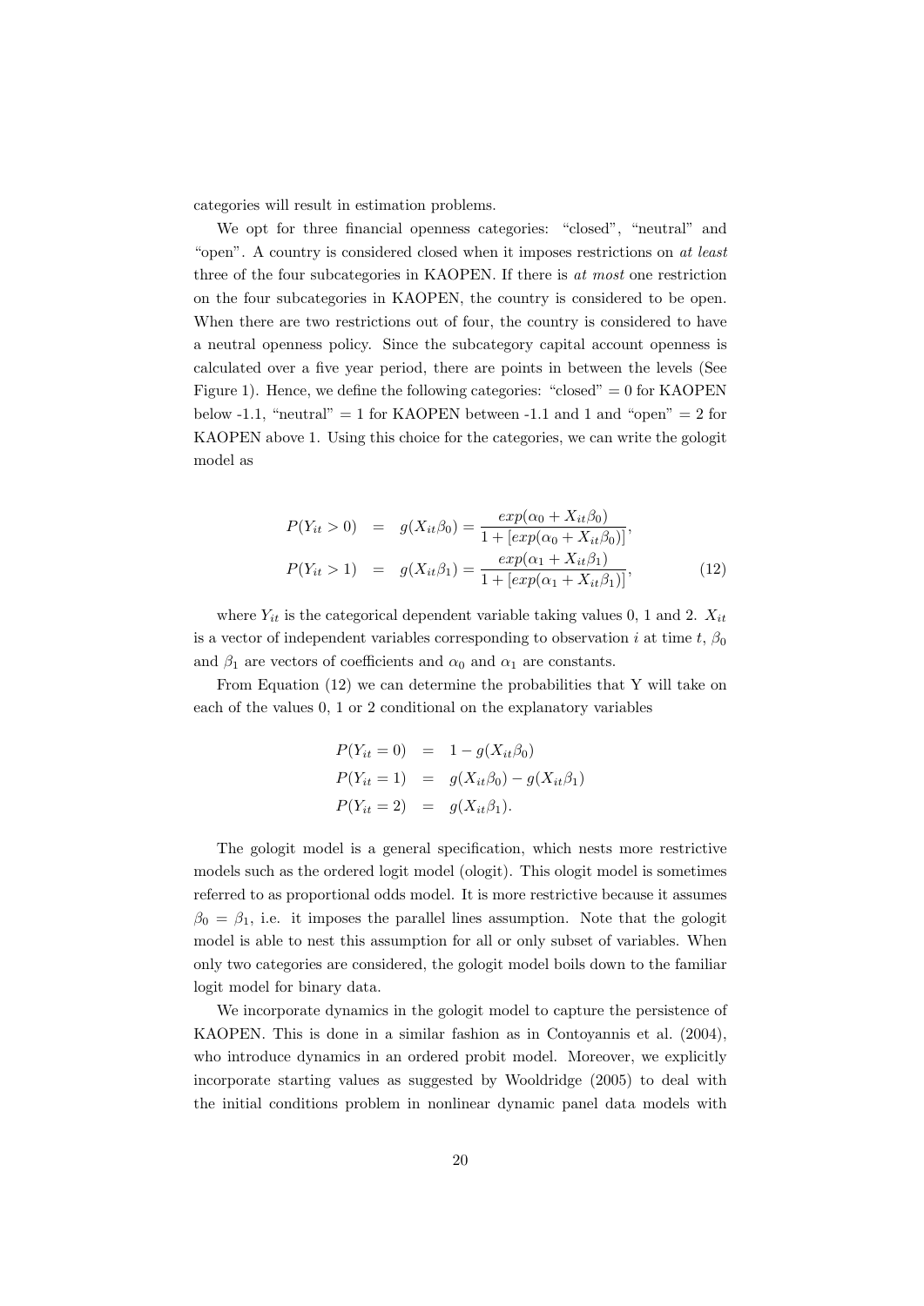categories will result in estimation problems.

We opt for three financial openness categories: "closed", "neutral" and "open". A country is considered closed when it imposes restrictions on *at least* three of the four subcategories in KAOPEN. If there is *at most* one restriction on the four subcategories in KAOPEN, the country is considered to be open. When there are two restrictions out of four, the country is considered to have a neutral openness policy. Since the subcategory capital account openness is calculated over a five year period, there are points in between the levels (See Figure 1). Hence, we define the following categories: "closed" = 0 for KAOPEN below -1.1, "neutral" = 1 for KAOPEN between -1.1 and 1 and "open" = 2 for KAOPEN above 1. Using this choice for the categories, we can write the gologit model as

$$
\begin{aligned}
P(Y_{it} > 0) &= g(X_{it}\beta_0) = \frac{exp(\alpha_0 + X_{it}\beta_0)}{1 + [exp(\alpha_0 + X_{it}\beta_0)]}, \\
P(Y_{it} > 1) &= g(X_{it}\beta_1) = \frac{exp(\alpha_1 + X_{it}\beta_1)}{1 + [exp(\alpha_1 + X_{it}\beta_1)]},
\end{aligned}
\tag{12}
$$

where $Y_{it}$ is the categorical dependent variable taking values 0, 1 and 2. $X_{it}$ is a vector of independent variables corresponding to observation $i$ at time $t$, $\beta_0$ and $\beta_1$ are vectors of coefficients and $\alpha_0$ and $\alpha_1$ are constants.

From Equation (12) we can determine the probabilities that Y will take on each of the values 0, 1 or 2 conditional on the explanatory variables

$$
\begin{aligned}
P(Y_{it} = 0) &= 1 - g(X_{it}\beta_0) \\
P(Y_{it} = 1) &= g(X_{it}\beta_0) - g(X_{it}\beta_1) \\
P(Y_{it} = 2) &= g(X_{it}\beta_1).
\end{aligned}
$$

The gologit model is a general specification, which nests more restrictive models such as the ordered logit model (ologit). This ologit model is sometimes referred to as proportional odds model. It is more restrictive because it assumes $\beta_0 = \beta_1$, i.e. it imposes the parallel lines assumption. Note that the gologit model is able to nest this assumption for all or only subset of variables. When only two categories are considered, the gologit model boils down to the familiar logit model for binary data.

We incorporate dynamics in the gologit model to capture the persistence of KAOPEN. This is done in a similar fashion as in Contoyannis et al. (2004), who introduce dynamics in an ordered probit model. Moreover, we explicitly incorporate starting values as suggested by Wooldridge (2005) to deal with the initial conditions problem in nonlinear dynamic panel data models with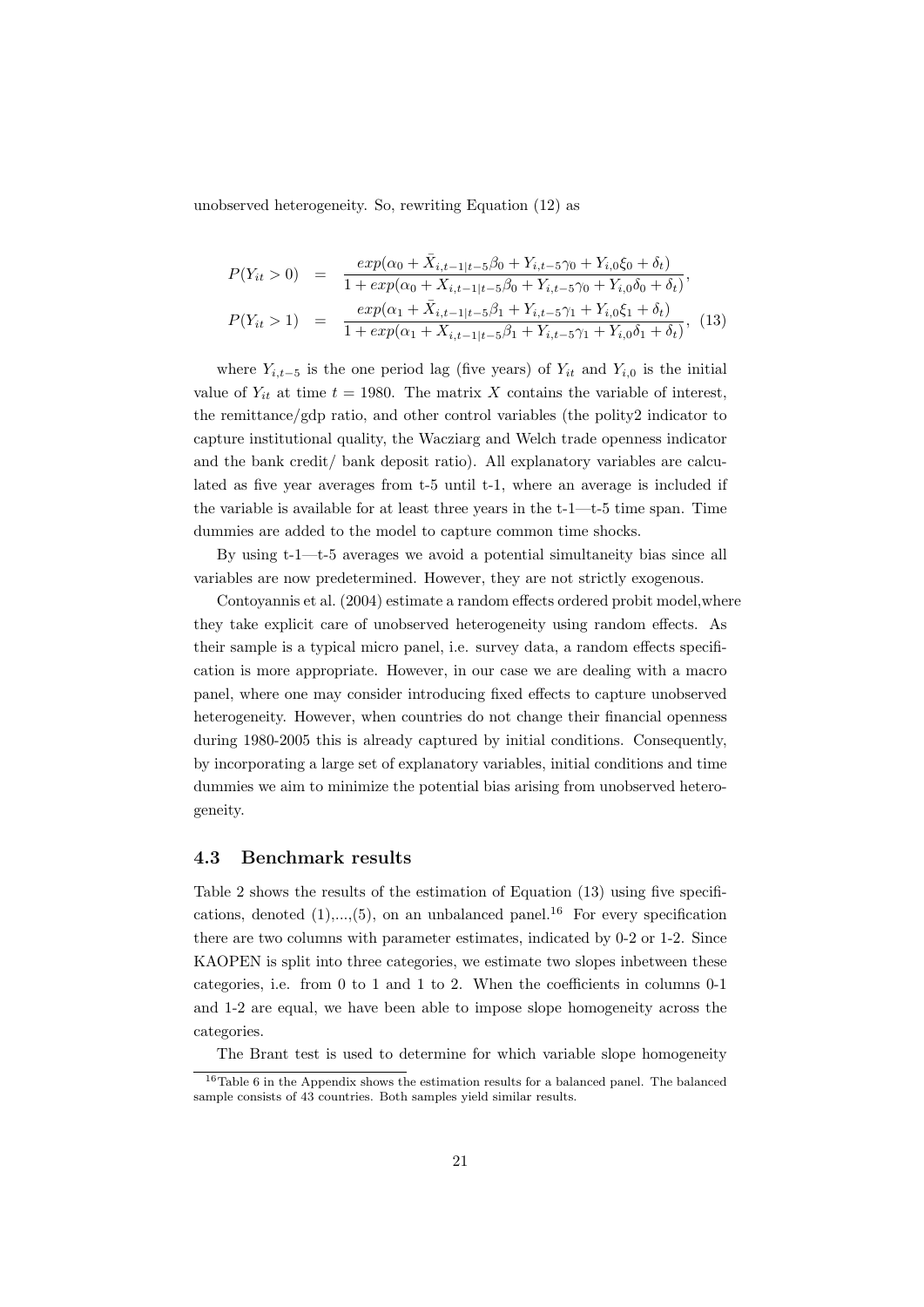unobserved heterogeneity. So, rewriting Equation (12) as

$$
\begin{aligned}
P(Y_{it} > 0) &= \frac{exp(\alpha_0 + \bar{X}_{i,t-1|t-5}\beta_0 + Y_{i,t-5}\gamma_0 + Y_{i,0}\xi_0 + \delta_t)}{1 + exp(\alpha_0 + X_{i,t-1|t-5}\beta_0 + Y_{i,t-5}\gamma_0 + Y_{i,0}\delta_0 + \delta_t)}, \\
P(Y_{it} > 1) &= \frac{exp(\alpha_1 + \bar{X}_{i,t-1|t-5}\beta_1 + Y_{i,t-5}\gamma_1 + Y_{i,0}\xi_1 + \delta_t)}{1 + exp(\alpha_1 + X_{i,t-1|t-5}\beta_1 + Y_{i,t-5}\gamma_1 + Y_{i,0}\delta_1 + \delta_t)}, \quad (13)
\end{aligned}
$$

where $Y_{i,t-5}$ is the one period lag (five years) of $Y_{it}$ and $Y_{i,0}$ is the initial value of $Y_{it}$ at time $t = 1980$. The matrix $X$ contains the variable of interest, the remittance/gdp ratio, and other control variables (the polity2 indicator to capture institutional quality, the Wacziarg and Welch trade openness indicator and the bank credit/ bank deposit ratio). All explanatory variables are calculated as five year averages from t-5 until t-1, where an average is included if the variable is available for at least three years in the t-1—t-5 time span. Time dummies are added to the model to capture common time shocks.

By using t-1—t-5 averages we avoid a potential simultaneity bias since all variables are now predetermined. However, they are not strictly exogenous.

Contoyannis et al. (2004) estimate a random effects ordered probit model,where they take explicit care of unobserved heterogeneity using random effects. As their sample is a typical micro panel, i.e. survey data, a random effects specification is more appropriate. However, in our case we are dealing with a macro panel, where one may consider introducing fixed effects to capture unobserved heterogeneity. However, when countries do not change their financial openness during 1980-2005 this is already captured by initial conditions. Consequently, by incorporating a large set of explanatory variables, initial conditions and time dummies we aim to minimize the potential bias arising from unobserved heterogeneity.

### 4.3 Benchmark results

Table 2 shows the results of the estimation of Equation (13) using five specifications, denoted (1),...,(5), on an unbalanced panel.[16] For every specification there are two columns with parameter estimates, indicated by 0-2 or 1-2. Since KAOPEN is split into three categories, we estimate two slopes inbetween these categories, i.e. from 0 to 1 and 1 to 2. When the coefficients in columns 0-1 and 1-2 are equal, we have been able to impose slope homogeneity across the categories.

The Brant test is used to determine for which variable slope homogeneity

[16] Table 6 in the Appendix shows the estimation results for a balanced panel. The balanced sample consists of 43 countries. Both samples yield similar results.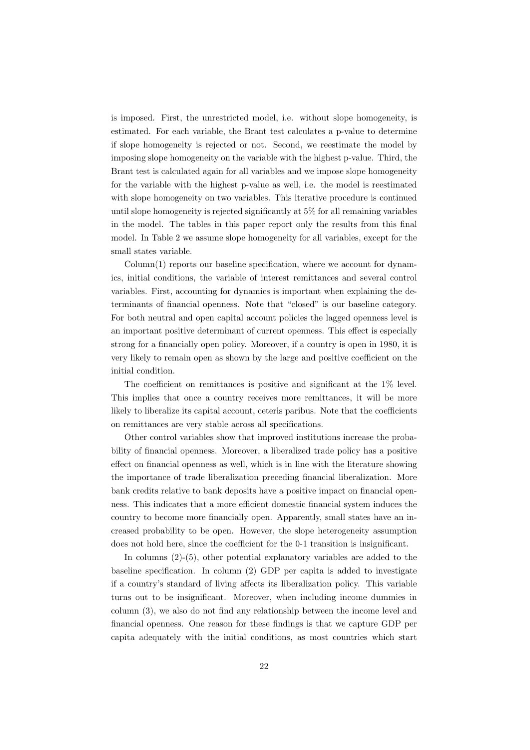is imposed. First, the unrestricted model, i.e. without slope homogeneity, is estimated. For each variable, the Brant test calculates a p-value to determine if slope homogeneity is rejected or not. Second, we reestimate the model by imposing slope homogeneity on the variable with the highest p-value. Third, the Brant test is calculated again for all variables and we impose slope homogeneity for the variable with the highest p-value as well, i.e. the model is reestimated with slope homogeneity on two variables. This iterative procedure is continued until slope homogeneity is rejected significantly at 5% for all remaining variables in the model. The tables in this paper report only the results from this final model. In Table 2 we assume slope homogeneity for all variables, except for the small states variable.

Column(1) reports our baseline specification, where we account for dynamics, initial conditions, the variable of interest remittances and several control variables. First, accounting for dynamics is important when explaining the determinants of financial openness. Note that "closed" is our baseline category. For both neutral and open capital account policies the lagged openness level is an important positive determinant of current openness. This effect is especially strong for a financially open policy. Moreover, if a country is open in 1980, it is very likely to remain open as shown by the large and positive coefficient on the initial condition.

The coefficient on remittances is positive and significant at the 1% level. This implies that once a country receives more remittances, it will be more likely to liberalize its capital account, ceteris paribus. Note that the coefficients on remittances are very stable across all specifications.

Other control variables show that improved institutions increase the probability of financial openness. Moreover, a liberalized trade policy has a positive effect on financial openness as well, which is in line with the literature showing the importance of trade liberalization preceding financial liberalization. More bank credits relative to bank deposits have a positive impact on financial openness. This indicates that a more efficient domestic financial system induces the country to become more financially open. Apparently, small states have an increased probability to be open. However, the slope heterogeneity assumption does not hold here, since the coefficient for the 0-1 transition is insignificant.

In columns (2)-(5), other potential explanatory variables are added to the baseline specification. In column (2) GDP per capita is added to investigate if a country's standard of living affects its liberalization policy. This variable turns out to be insignificant. Moreover, when including income dummies in column (3), we also do not find any relationship between the income level and financial openness. One reason for these findings is that we capture GDP per capita adequately with the initial conditions, as most countries which start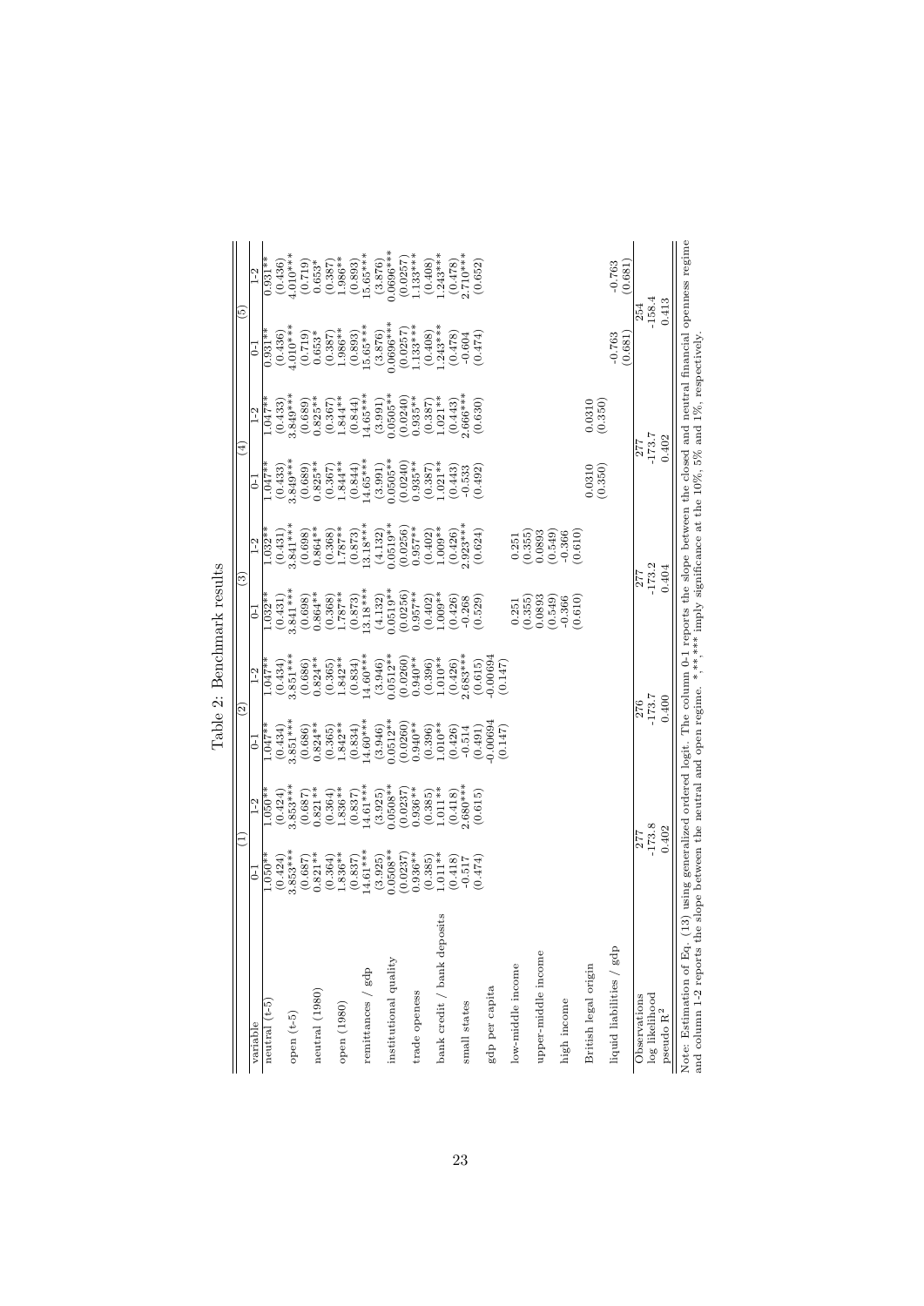Table 2: Benchmark results

| variable | (1) 0-1 | (1) 1-2 | (2) 0-1 | (2) 1-2 | (3) 0-1 | (3) 1-2 | (4) 0-1 | (4) 1-2 | (5) 0-1 | (5) 1-2 |
|---|---|---|---|---|---|---|---|---|---|---|
| neutral (t-5) | 1.050** | 1.050** | 1.047** | 1.047** | 1.032** | 1.032** | 1.047** | 1.047** | 0.931** | 0.931** |
| | (0.424) | (0.424) | (0.434) | (0.434) | (0.431) | (0.431) | (0.433) | (0.433) | (0.436) | (0.436) |
| open (t-5) | 3.853*** | 3.853*** | 3.851*** | 3.851*** | 3.841*** | 3.841*** | 3.849*** | 3.849*** | 4.010*** | 4.010*** |
| | (0.687) | (0.687) | (0.686) | (0.686) | (0.698) | (0.698) | (0.689) | (0.689) | (0.719) | (0.719) |
| neutral (1980) | 0.821** | 0.821** | 0.824** | 0.824** | 0.864** | 0.864** | 0.825** | 0.825** | 0.653* | 0.653* |
| | (0.364) | (0.364) | (0.365) | (0.365) | (0.368) | (0.368) | (0.367) | (0.367) | (0.387) | (0.387) |
| open (1980) | 1.836** | 1.836** | 1.842** | 1.842** | 1.787** | 1.787** | 1.844** | 1.844** | 1.986** | 1.986** |
| | (0.837) | (0.837) | (0.834) | (0.834) | (0.873) | (0.873) | (0.844) | (0.844) | (0.893) | (0.893) |
| remittances / gdp | 14.61*** | 14.61*** | 14.60*** | 14.60*** | 13.18*** | 13.18*** | 14.65*** | 14.65*** | 15.65*** | 15.65*** |
| | (3.925) | (3.925) | (3.946) | (3.946) | (4.132) | (4.132) | (3.991) | (3.991) | (3.876) | (3.876) |
| institutional quality | 0.0508** | 0.0508** | 0.0512** | 0.0512** | 0.0519** | 0.0519** | 0.0505** | 0.0505** | 0.0696*** | 0.0696*** |
| | (0.0237) | (0.0237) | (0.0260) | (0.0260) | (0.0256) | (0.0256) | (0.0240) | (0.0240) | (0.0257) | (0.0257) |
| trade openess | 0.936** | 0.936** | 0.940** | 0.940** | 0.957** | 0.957** | 0.935** | 0.935** | 1.133*** | 1.133*** |
| | (0.385) | (0.385) | (0.396) | (0.396) | (0.402) | (0.402) | (0.387) | (0.387) | (0.408) | (0.408) |
| bank credit / bank deposits | 1.011** | 1.011** | 1.010** | 1.010** | 1.009** | 1.009** | 1.021** | 1.021** | 1.243*** | 1.243*** |
| | (0.418) | (0.418) | (0.426) | (0.426) | (0.426) | (0.426) | (0.443) | (0.443) | (0.478) | (0.478) |
| small states | -0.517 | 2.680*** | -0.514 | 2.683*** | -0.268 | 2.923*** | -0.533 | 2.666*** | -0.604 | 2.710*** |
| | (0.474) | (0.615) | (0.491) | (0.615) | (0.529) | (0.624) | (0.492) | (0.630) | (0.474) | (0.652) |
| gdp per capita | | | -0.00694 | -0.00694 | | | | | | |
| | | | (0.147) | (0.147) | | | | | | |
| low-middle income | | | | | 0.251 | 0.251 | | | | |
| | | | | | (0.355) | (0.355) | | | | |
| upper-middle income | | | | | 0.0893 | 0.0893 | | | | |
| | | | | | (0.549) | (0.549) | | | | |
| high income | | | | | -0.366 | -0.366 | | | | |
| | | | | | (0.610) | (0.610) | | | | |
| British legal origin | | | | | | | 0.0310 | 0.0310 | | |
| | | | | | | | (0.350) | (0.350) | | |
| liquid liabilities / gdp | | | | | | | | | -0.763 | -0.763 |
| | | | | | | | | | (0.681) | (0.681) |
| Observations | 277 | | 276 | | 277 | | 277 | | 254 | |
| log likelihood | -173.8 | | -173.7 | | -173.2 | | -173.7 | | -158.4 | |
| pseudo $R^2$ | 0.402 | | 0.400 | | 0.404 | | 0.402 | | 0.413 | |

Note: Estimation of Eq. (13) using generalized ordered logit. The column 0-1 reports the slope between the closed and neutral financial openness regime and column 1-2 reports the slope between the neutral and open regime. *,**,*** imply significance at the 10%, 5% and 1%, respectively.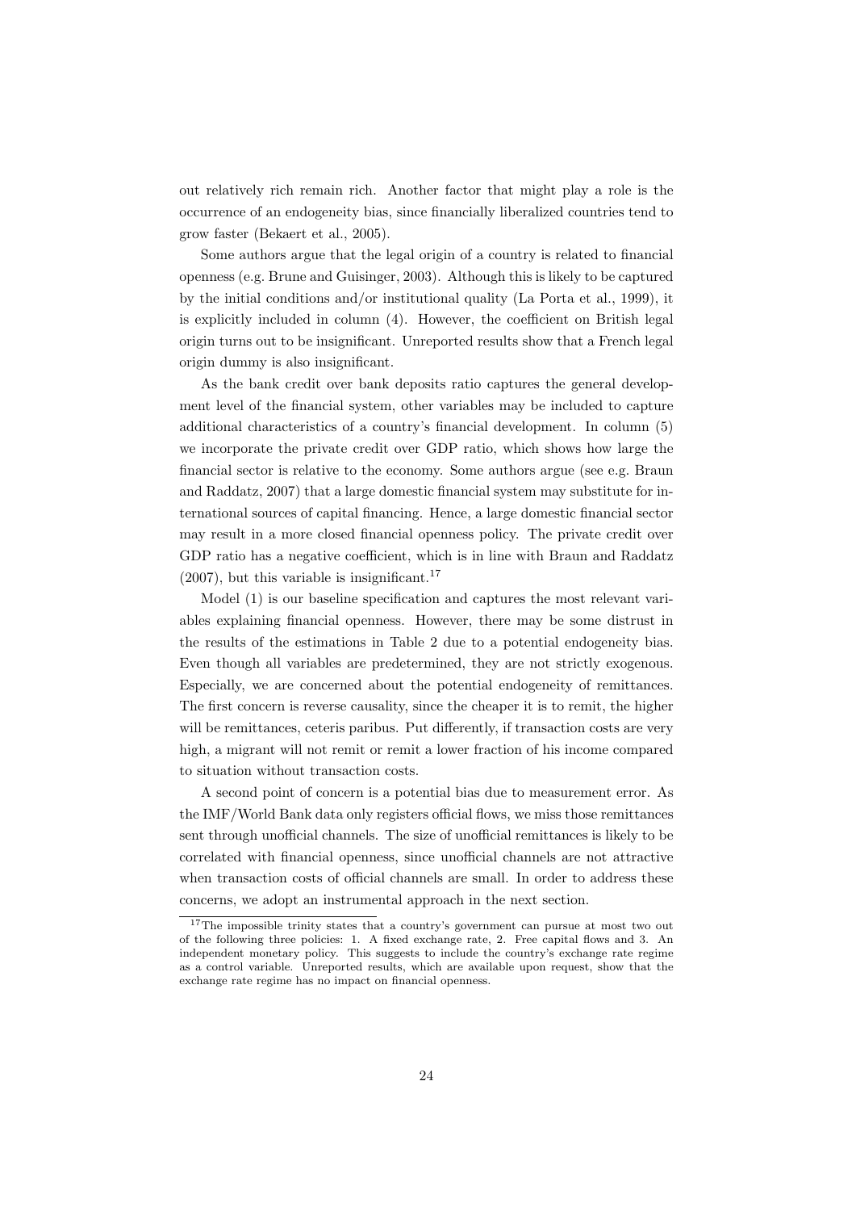out relatively rich remain rich. Another factor that might play a role is the occurrence of an endogeneity bias, since financially liberalized countries tend to grow faster (Bekaert et al., 2005).

Some authors argue that the legal origin of a country is related to financial openness (e.g. Brune and Guisinger, 2003). Although this is likely to be captured by the initial conditions and/or institutional quality (La Porta et al., 1999), it is explicitly included in column (4). However, the coefficient on British legal origin turns out to be insignificant. Unreported results show that a French legal origin dummy is also insignificant.

As the bank credit over bank deposits ratio captures the general development level of the financial system, other variables may be included to capture additional characteristics of a country's financial development. In column (5) we incorporate the private credit over GDP ratio, which shows how large the financial sector is relative to the economy. Some authors argue (see e.g. Braun and Raddatz, 2007) that a large domestic financial system may substitute for international sources of capital financing. Hence, a large domestic financial sector may result in a more closed financial openness policy. The private credit over GDP ratio has a negative coefficient, which is in line with Braun and Raddatz (2007), but this variable is insignificant.[17]

Model (1) is our baseline specification and captures the most relevant variables explaining financial openness. However, there may be some distrust in the results of the estimations in Table 2 due to a potential endogeneity bias. Even though all variables are predetermined, they are not strictly exogenous. Especially, we are concerned about the potential endogeneity of remittances. The first concern is reverse causality, since the cheaper it is to remit, the higher will be remittances, ceteris paribus. Put differently, if transaction costs are very high, a migrant will not remit or remit a lower fraction of his income compared to situation without transaction costs.

A second point of concern is a potential bias due to measurement error. As the IMF/World Bank data only registers official flows, we miss those remittances sent through unofficial channels. The size of unofficial remittances is likely to be correlated with financial openness, since unofficial channels are not attractive when transaction costs of official channels are small. In order to address these concerns, we adopt an instrumental approach in the next section.

[17] The impossible trinity states that a country's government can pursue at most two out of the following three policies: 1. A fixed exchange rate, 2. Free capital flows and 3. An independent monetary policy. This suggests to include the country's exchange rate regime as a control variable. Unreported results, which are available upon request, show that the exchange rate regime has no impact on financial openness.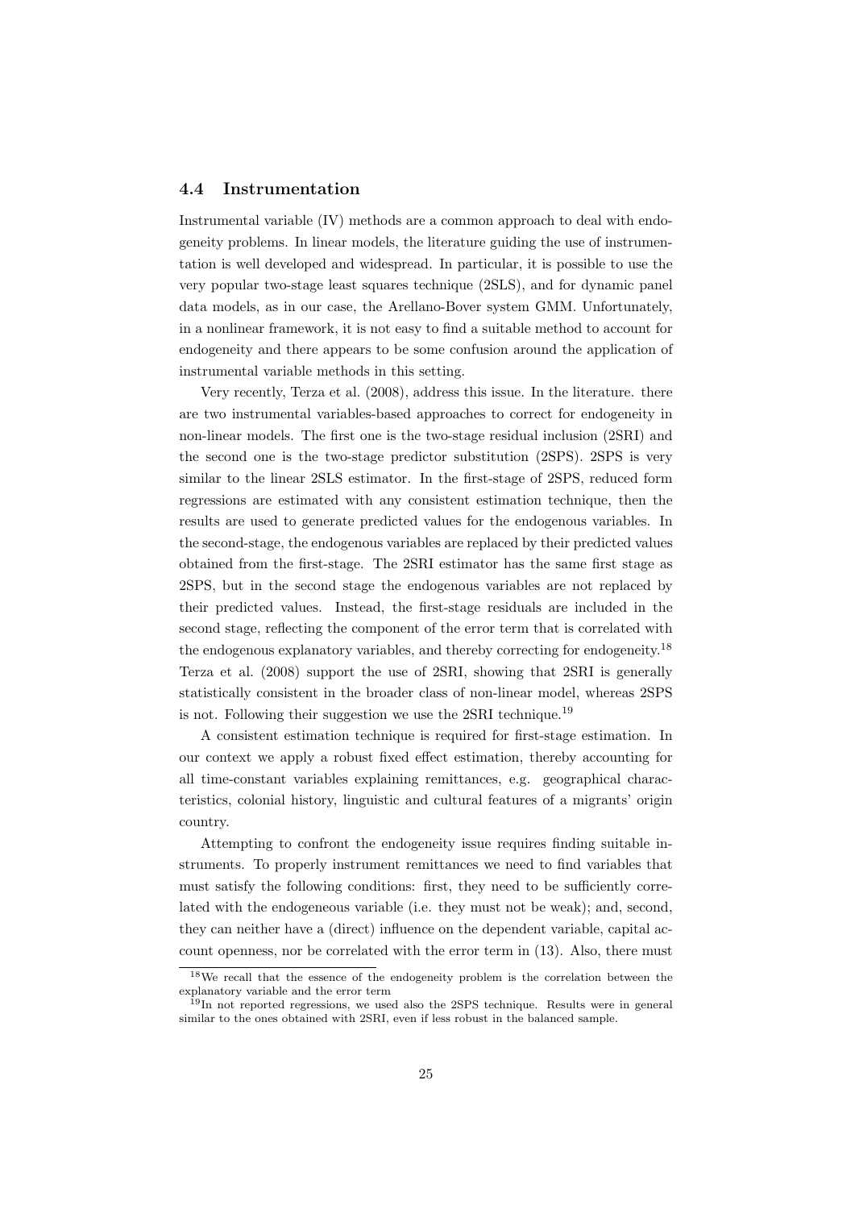### 4.4 Instrumentation

Instrumental variable (IV) methods are a common approach to deal with endogeneity problems. In linear models, the literature guiding the use of instrumentation is well developed and widespread. In particular, it is possible to use the very popular two-stage least squares technique (2SLS), and for dynamic panel data models, as in our case, the Arellano-Bover system GMM. Unfortunately, in a nonlinear framework, it is not easy to find a suitable method to account for endogeneity and there appears to be some confusion around the application of instrumental variable methods in this setting.

Very recently, Terza et al. (2008), address this issue. In the literature. there are two instrumental variables-based approaches to correct for endogeneity in non-linear models. The first one is the two-stage residual inclusion (2SRI) and the second one is the two-stage predictor substitution (2SPS). 2SPS is very similar to the linear 2SLS estimator. In the first-stage of 2SPS, reduced form regressions are estimated with any consistent estimation technique, then the results are used to generate predicted values for the endogenous variables. In the second-stage, the endogenous variables are replaced by their predicted values obtained from the first-stage. The 2SRI estimator has the same first stage as 2SPS, but in the second stage the endogenous variables are not replaced by their predicted values. Instead, the first-stage residuals are included in the second stage, reflecting the component of the error term that is correlated with the endogenous explanatory variables, and thereby correcting for endogeneity.[18] Terza et al. (2008) support the use of 2SRI, showing that 2SRI is generally statistically consistent in the broader class of non-linear model, whereas 2SPS is not. Following their suggestion we use the 2SRI technique.[19]

A consistent estimation technique is required for first-stage estimation. In our context we apply a robust fixed effect estimation, thereby accounting for all time-constant variables explaining remittances, e.g. geographical characteristics, colonial history, linguistic and cultural features of a migrants' origin country.

Attempting to confront the endogeneity issue requires finding suitable instruments. To properly instrument remittances we need to find variables that must satisfy the following conditions: first, they need to be sufficiently correlated with the endogeneous variable (i.e. they must not be weak); and, second, they can neither have a (direct) influence on the dependent variable, capital account openness, nor be correlated with the error term in (13). Also, there must

[18] We recall that the essence of the endogeneity problem is the correlation between the explanatory variable and the error term

[19] In not reported regressions, we used also the 2SPS technique. Results were in general similar to the ones obtained with 2SRI, even if less robust in the balanced sample.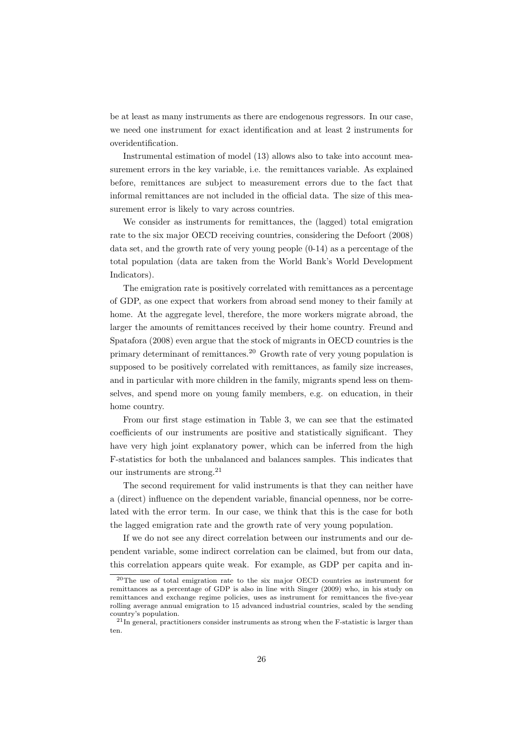be at least as many instruments as there are endogenous regressors. In our case, we need one instrument for exact identification and at least 2 instruments for overidentification.

Instrumental estimation of model (13) allows also to take into account measurement errors in the key variable, i.e. the remittances variable. As explained before, remittances are subject to measurement errors due to the fact that informal remittances are not included in the official data. The size of this measurement error is likely to vary across countries.

We consider as instruments for remittances, the (lagged) total emigration rate to the six major OECD receiving countries, considering the Defoort (2008) data set, and the growth rate of very young people (0-14) as a percentage of the total population (data are taken from the World Bank's World Development Indicators).

The emigration rate is positively correlated with remittances as a percentage of GDP, as one expect that workers from abroad send money to their family at home. At the aggregate level, therefore, the more workers migrate abroad, the larger the amounts of remittances received by their home country. Freund and Spatafora (2008) even argue that the stock of migrants in OECD countries is the primary determinant of remittances.[20] Growth rate of very young population is supposed to be positively correlated with remittances, as family size increases, and in particular with more children in the family, migrants spend less on themselves, and spend more on young family members, e.g. on education, in their home country.

From our first stage estimation in Table 3, we can see that the estimated coefficients of our instruments are positive and statistically significant. They have very high joint explanatory power, which can be inferred from the high F-statistics for both the unbalanced and balances samples. This indicates that our instruments are strong.[21]

The second requirement for valid instruments is that they can neither have a (direct) influence on the dependent variable, financial openness, nor be correlated with the error term. In our case, we think that this is the case for both the lagged emigration rate and the growth rate of very young population.

If we do not see any direct correlation between our instruments and our dependent variable, some indirect correlation can be claimed, but from our data, this correlation appears quite weak. For example, as GDP per capita and in-

[20] The use of total emigration rate to the six major OECD countries as instrument for remittances as a percentage of GDP is also in line with Singer (2009) who, in his study on remittances and exchange regime policies, uses as instrument for remittances the five-year rolling average annual emigration to 15 advanced industrial countries, scaled by the sending country's population.

[21] In general, practitioners consider instruments as strong when the F-statistic is larger than ten.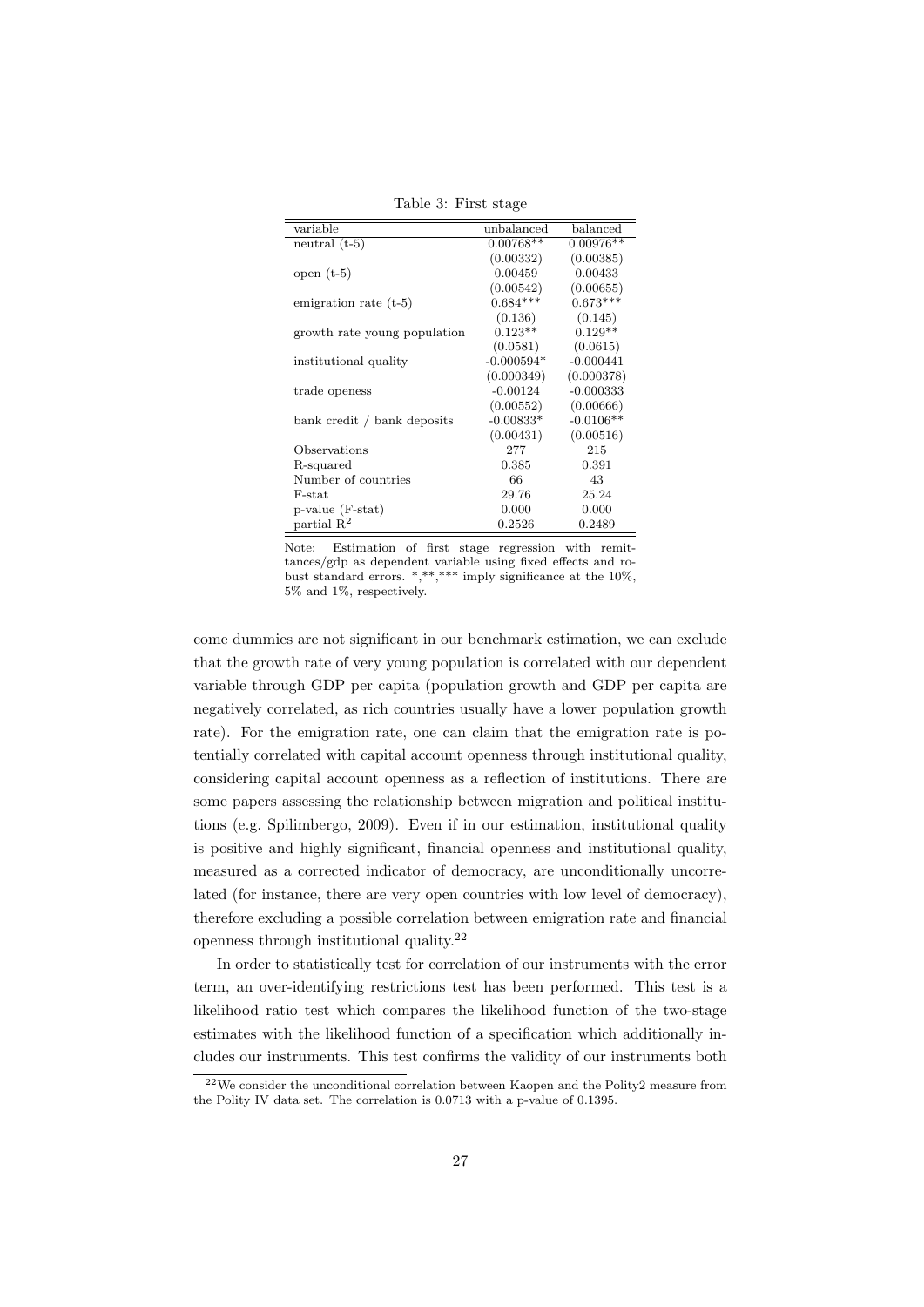Table 3: First stage

| variable | unbalanced | balanced |
|---|---|---|
| neutral (t-5) | 0.00768** | 0.00976** |
| | (0.00332) | (0.00385) |
| open (t-5) | 0.00459 | 0.00433 |
| | (0.00542) | (0.00655) |
| emigration rate (t-5) | 0.684*** | 0.673*** |
| | (0.136) | (0.145) |
| growth rate young population | 0.123** | 0.129** |
| | (0.0581) | (0.0615) |
| institutional quality | -0.000594* | -0.000441 |
| | (0.000349) | (0.000378) |
| trade openess | -0.00124 | -0.000333 |
| | (0.00552) | (0.00666) |
| bank credit / bank deposits | -0.00833* | -0.0106** |
| | (0.00431) | (0.00516) |
| Observations | 277 | 215 |
| R-squared | 0.385 | 0.391 |
| Number of countries | 66 | 43 |
| F-stat | 29.76 | 25.24 |
| p-value (F-stat) | 0.000 | 0.000 |
| partial $R^2$ | 0.2526 | 0.2489 |

Note: Estimation of first stage regression with remittances/gdp as dependent variable using fixed effects and robust standard errors. *,**,*** imply significance at the 10%, 5% and 1%, respectively.

come dummies are not significant in our benchmark estimation, we can exclude that the growth rate of very young population is correlated with our dependent variable through GDP per capita (population growth and GDP per capita are negatively correlated, as rich countries usually have a lower population growth rate). For the emigration rate, one can claim that the emigration rate is potentially correlated with capital account openness through institutional quality, considering capital account openness as a reflection of institutions. There are some papers assessing the relationship between migration and political institutions (e.g. Spilimbergo, 2009). Even if in our estimation, institutional quality is positive and highly significant, financial openness and institutional quality, measured as a corrected indicator of democracy, are unconditionally uncorrelated (for instance, there are very open countries with low level of democracy), therefore excluding a possible correlation between emigration rate and financial openness through institutional quality.[22]

In order to statistically test for correlation of our instruments with the error term, an over-identifying restrictions test has been performed. This test is a likelihood ratio test which compares the likelihood function of the two-stage estimates with the likelihood function of a specification which additionally includes our instruments. This test confirms the validity of our instruments both

[22] We consider the unconditional correlation between Kaopen and the Polity2 measure from the Polity IV data set. The correlation is 0.0713 with a p-value of 0.1395.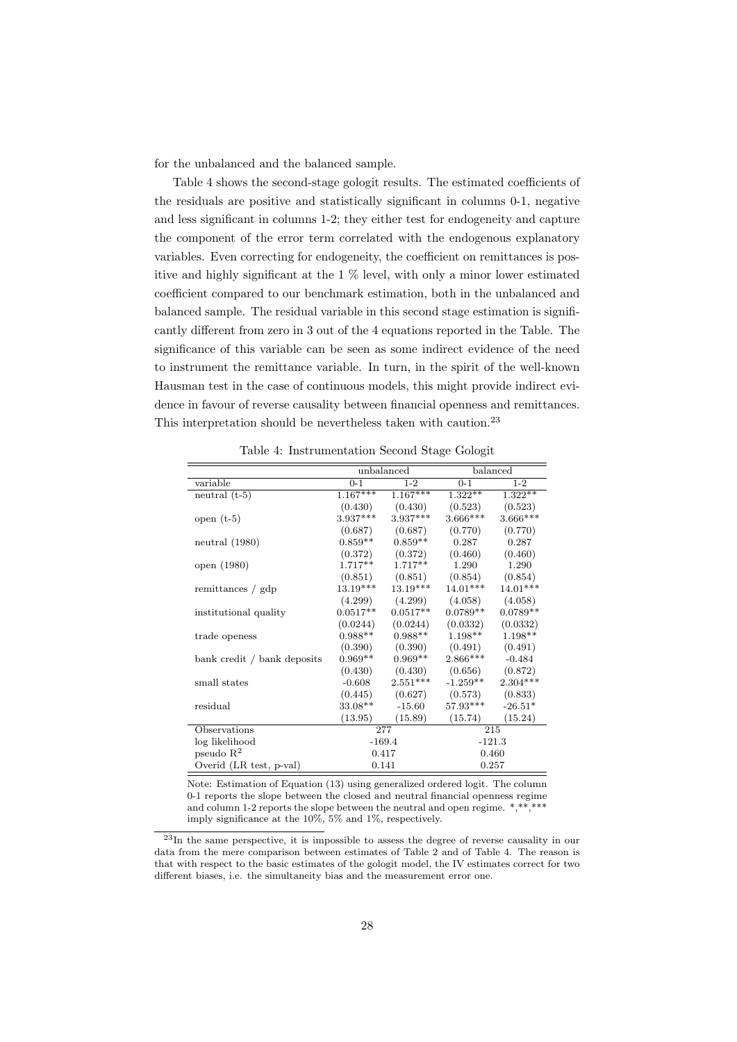for the unbalanced and the balanced sample.

Table 4 shows the second-stage gologit results. The estimated coefficients of the residuals are positive and statistically significant in columns 0-1, negative and less significant in columns 1-2; they either test for endogeneity and capture the component of the error term correlated with the endogenous explanatory variables. Even correcting for endogeneity, the coefficient on remittances is positive and highly significant at the 1 % level, with only a minor lower estimated coefficient compared to our benchmark estimation, both in the unbalanced and balanced sample. The residual variable in this second stage estimation is significantly different from zero in 3 out of the 4 equations reported in the Table. The significance of this variable can be seen as some indirect evidence of the need to instrument the remittance variable. In turn, in the spirit of the well-known Hausman test in the case of continuous models, this might provide indirect evidence in favour of reverse causality between financial openness and remittances. This interpretation should be nevertheless taken with caution.[23]

Table 4: Instrumentation Second Stage Gologit

| | unbalanced | | balanced | |
|---|---|---|---|---|
| variable | 0-1 | 1-2 | 0-1 | 1-2 |
| neutral (t-5) | 1.167*** | 1.167*** | 1.322** | 1.322** |
| | (0.430) | (0.430) | (0.523) | (0.523) |
| open (t-5) | 3.937*** | 3.937*** | 3.666*** | 3.666*** |
| | (0.687) | (0.687) | (0.770) | (0.770) |
| neutral (1980) | 0.859** | 0.859** | 0.287 | 0.287 |
| | (0.372) | (0.372) | (0.460) | (0.460) |
| open (1980) | 1.717** | 1.717** | 1.290 | 1.290 |
| | (0.851) | (0.851) | (0.854) | (0.854) |
| remittances / gdp | 13.19*** | 13.19*** | 14.01*** | 14.01*** |
| | (4.299) | (4.299) | (4.058) | (4.058) |
| institutional quality | 0.0517** | 0.0517** | 0.0789** | 0.0789** |
| | (0.0244) | (0.0244) | (0.0332) | (0.0332) |
| trade openess | 0.988** | 0.988** | 1.198** | 1.198** |
| | (0.390) | (0.390) | (0.491) | (0.491) |
| bank credit / bank deposits | 0.969** | 0.969** | 2.866*** | -0.484 |
| | (0.430) | (0.430) | (0.656) | (0.872) |
| small states | -0.608 | 2.551*** | -1.259** | 2.304*** |
| | (0.445) | (0.627) | (0.573) | (0.833) |
| residual | 33.08** | -15.60 | 57.93*** | -26.51* |
| | (13.95) | (15.89) | (15.74) | (15.24) |
| Observations | 277 | | 215 | |
| log likelihood | -169.4 | | -121.3 | |
| pseudo $R^2$ | 0.417 | | 0.460 | |
| Overid (LR test, p-val) | 0.141 | | 0.257 | |

Note: Estimation of Equation (13) using generalized ordered logit. The column 0-1 reports the slope between the closed and neutral financial openness regime and column 1-2 reports the slope between the neutral and open regime. *,**,*** imply significance at the 10%, 5% and 1%, respectively.

[23] In the same perspective, it is impossible to assess the degree of reverse causality in our data from the mere comparison between estimates of Table 2 and of Table 4. The reason is that with respect to the basic estimates of the gologit model, the IV estimates correct for two different biases, i.e. the simultaneity bias and the measurement error one.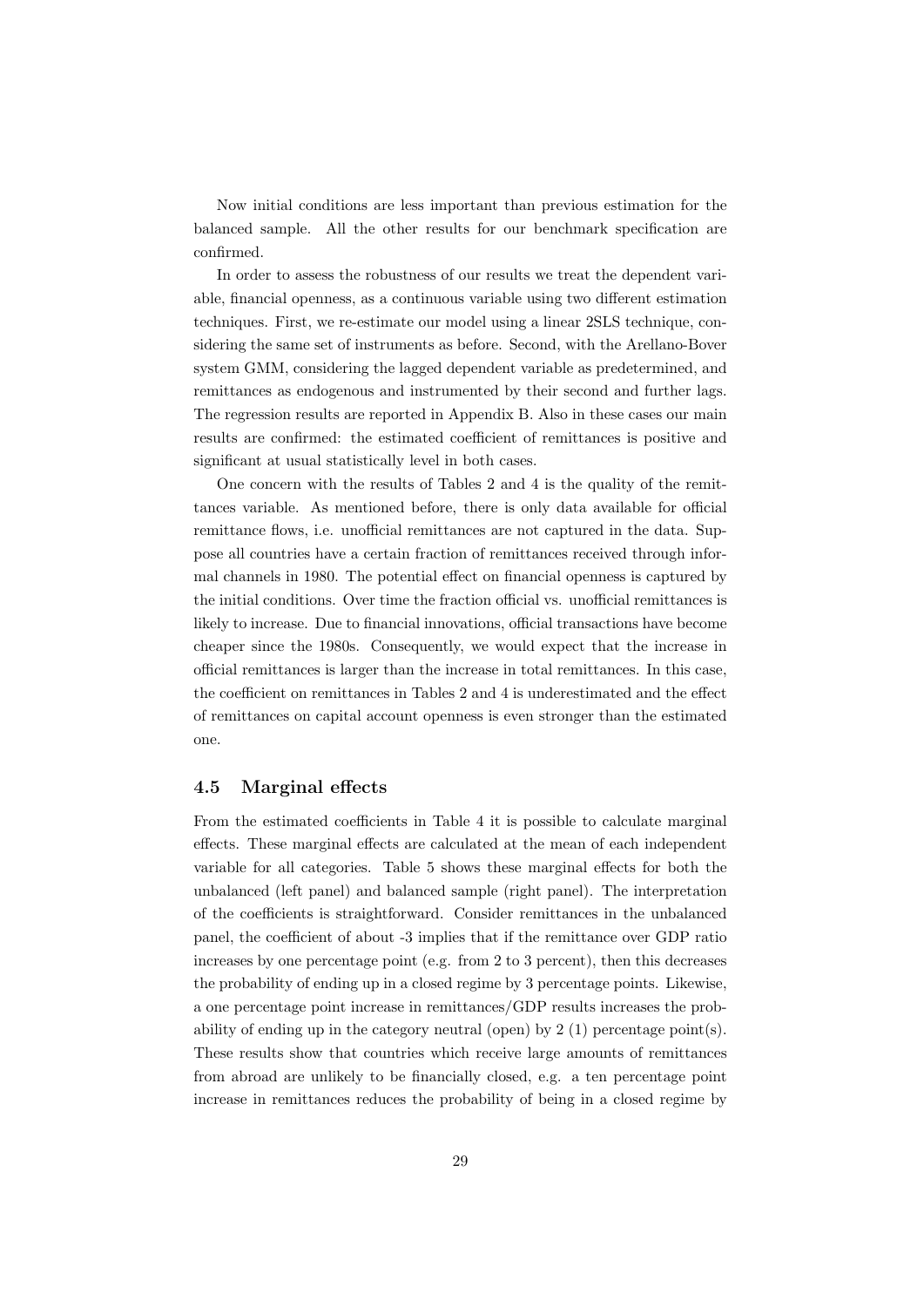Now initial conditions are less important than previous estimation for the balanced sample. All the other results for our benchmark specification are confirmed.

In order to assess the robustness of our results we treat the dependent variable, financial openness, as a continuous variable using two different estimation techniques. First, we re-estimate our model using a linear 2SLS technique, considering the same set of instruments as before. Second, with the Arellano-Bover system GMM, considering the lagged dependent variable as predetermined, and remittances as endogenous and instrumented by their second and further lags. The regression results are reported in Appendix B. Also in these cases our main results are confirmed: the estimated coefficient of remittances is positive and significant at usual statistically level in both cases.

One concern with the results of Tables 2 and 4 is the quality of the remittances variable. As mentioned before, there is only data available for official remittance flows, i.e. unofficial remittances are not captured in the data. Suppose all countries have a certain fraction of remittances received through informal channels in 1980. The potential effect on financial openness is captured by the initial conditions. Over time the fraction official vs. unofficial remittances is likely to increase. Due to financial innovations, official transactions have become cheaper since the 1980s. Consequently, we would expect that the increase in official remittances is larger than the increase in total remittances. In this case, the coefficient on remittances in Tables 2 and 4 is underestimated and the effect of remittances on capital account openness is even stronger than the estimated one.

### 4.5 Marginal effects

From the estimated coefficients in Table 4 it is possible to calculate marginal effects. These marginal effects are calculated at the mean of each independent variable for all categories. Table 5 shows these marginal effects for both the unbalanced (left panel) and balanced sample (right panel). The interpretation of the coefficients is straightforward. Consider remittances in the unbalanced panel, the coefficient of about -3 implies that if the remittance over GDP ratio increases by one percentage point (e.g. from 2 to 3 percent), then this decreases the probability of ending up in a closed regime by 3 percentage points. Likewise, a one percentage point increase in remittances/GDP results increases the probability of ending up in the category neutral (open) by 2 (1) percentage point(s). These results show that countries which receive large amounts of remittances from abroad are unlikely to be financially closed, e.g. a ten percentage point increase in remittances reduces the probability of being in a closed regime by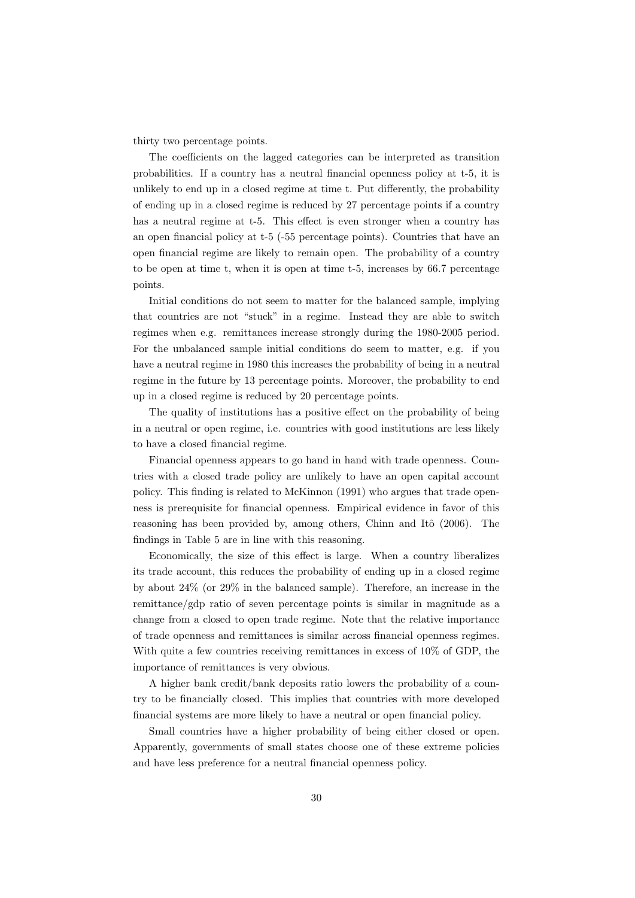thirty two percentage points.

The coefficients on the lagged categories can be interpreted as transition probabilities. If a country has a neutral financial openness policy at t-5, it is unlikely to end up in a closed regime at time t. Put differently, the probability of ending up in a closed regime is reduced by 27 percentage points if a country has a neutral regime at t-5. This effect is even stronger when a country has an open financial policy at t-5 (-55 percentage points). Countries that have an open financial regime are likely to remain open. The probability of a country to be open at time t, when it is open at time t-5, increases by 66.7 percentage points.

Initial conditions do not seem to matter for the balanced sample, implying that countries are not "stuck" in a regime. Instead they are able to switch regimes when e.g. remittances increase strongly during the 1980-2005 period. For the unbalanced sample initial conditions do seem to matter, e.g. if you have a neutral regime in 1980 this increases the probability of being in a neutral regime in the future by 13 percentage points. Moreover, the probability to end up in a closed regime is reduced by 20 percentage points.

The quality of institutions has a positive effect on the probability of being in a neutral or open regime, i.e. countries with good institutions are less likely to have a closed financial regime.

Financial openness appears to go hand in hand with trade openness. Countries with a closed trade policy are unlikely to have an open capital account policy. This finding is related to McKinnon (1991) who argues that trade openness is prerequisite for financial openness. Empirical evidence in favor of this reasoning has been provided by, among others, Chinn and Itô (2006). The findings in Table 5 are in line with this reasoning.

Economically, the size of this effect is large. When a country liberalizes its trade account, this reduces the probability of ending up in a closed regime by about 24% (or 29% in the balanced sample). Therefore, an increase in the remittance/gdp ratio of seven percentage points is similar in magnitude as a change from a closed to open trade regime. Note that the relative importance of trade openness and remittances is similar across financial openness regimes. With quite a few countries receiving remittances in excess of 10% of GDP, the importance of remittances is very obvious.

A higher bank credit/bank deposits ratio lowers the probability of a country to be financially closed. This implies that countries with more developed financial systems are more likely to have a neutral or open financial policy.

Small countries have a higher probability of being either closed or open. Apparently, governments of small states choose one of these extreme policies and have less preference for a neutral financial openness policy.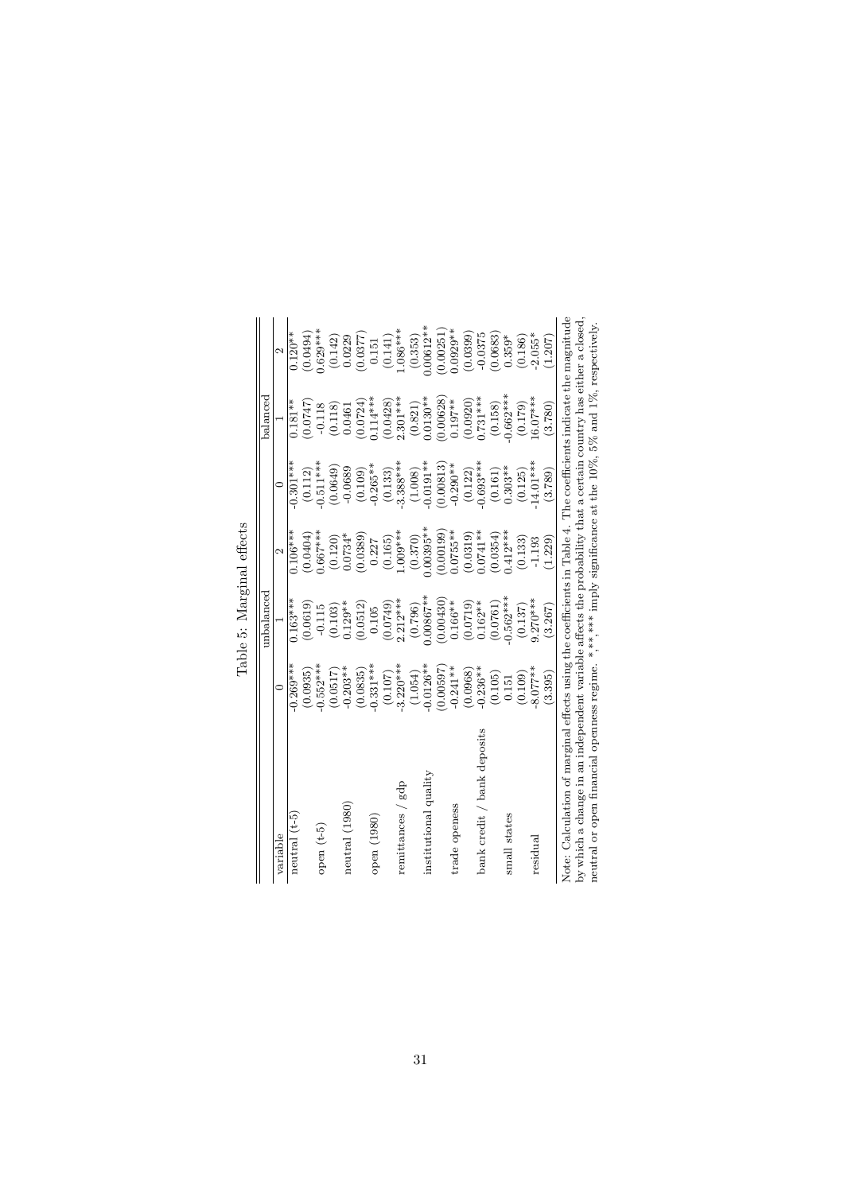Table 5: Marginal effects

| variable | unbalanced | | | balanced | | |
|---|---|---|---|---|---|---|
| | 0 | 1 | 2 | 0 | 1 | 2 |
| neutral (t-5) | -0.269*** | 0.163*** | 0.106*** | -0.301*** | 0.181** | 0.120** |
| | (0.0935) | (0.0619) | (0.0404) | (0.112) | (0.0747) | (0.0494) |
| open (t-5) | -0.552*** | -0.115 | 0.667*** | -0.511*** | -0.118 | 0.629*** |
| | (0.0517) | (0.103) | (0.120) | (0.0649) | (0.118) | (0.142) |
| neutral (1980) | -0.203** | 0.129** | 0.0734* | -0.0689 | 0.0461 | 0.0229 |
| | (0.0835) | (0.0512) | (0.0389) | (0.109) | (0.0724) | (0.0377) |
| open (1980) | -0.331*** | 0.105 | 0.227 | -0.265** | 0.114*** | 0.151 |
| | (0.107) | (0.0749) | (0.165) | (0.133) | (0.0428) | (0.141) |
| remittances / gdp | -3.220*** | 2.212*** | 1.009*** | -3.388*** | 2.301*** | 1.086*** |
| | (1.054) | (0.796) | (0.370) | (1.008) | (0.821) | (0.353) |
| institutional quality | -0.0126** | 0.00867** | 0.00395** | -0.0191** | 0.0130** | 0.00612** |
| | (0.00597) | (0.00430) | (0.00199) | (0.00813) | (0.00628) | (0.00251) |
| trade openess | -0.241** | 0.166** | 0.0755** | -0.290** | 0.197** | 0.0929** |
| | (0.0968) | (0.0719) | (0.0319) | (0.122) | (0.0920) | (0.0399) |
| bank credit / bank deposits | -0.236** | 0.162** | 0.0741** | -0.693*** | 0.731*** | -0.0375 |
| | (0.105) | (0.0761) | (0.0354) | (0.161) | (0.158) | (0.0683) |
| small states | 0.151 | -0.562*** | 0.412*** | 0.303** | -0.662*** | 0.359* |
| | (0.109) | (0.137) | (0.133) | (0.125) | (0.179) | (0.186) |
| residual | -8.077** | 9.270*** | -1.193 | -14.01*** | 16.07*** | -2.055* |
| | (3.395) | (3.267) | (1.229) | (3.789) | (3.780) | (1.207) |

Note: Calculation of marginal effects using the coefficients in Table 4. The coefficients indicate the magnitude by which a change in an independent variable affects the probability that a certain country has either a closed, neutral or open financial openness regime. *,**,*** imply significance at the 10%, 5% and 1%, respectively.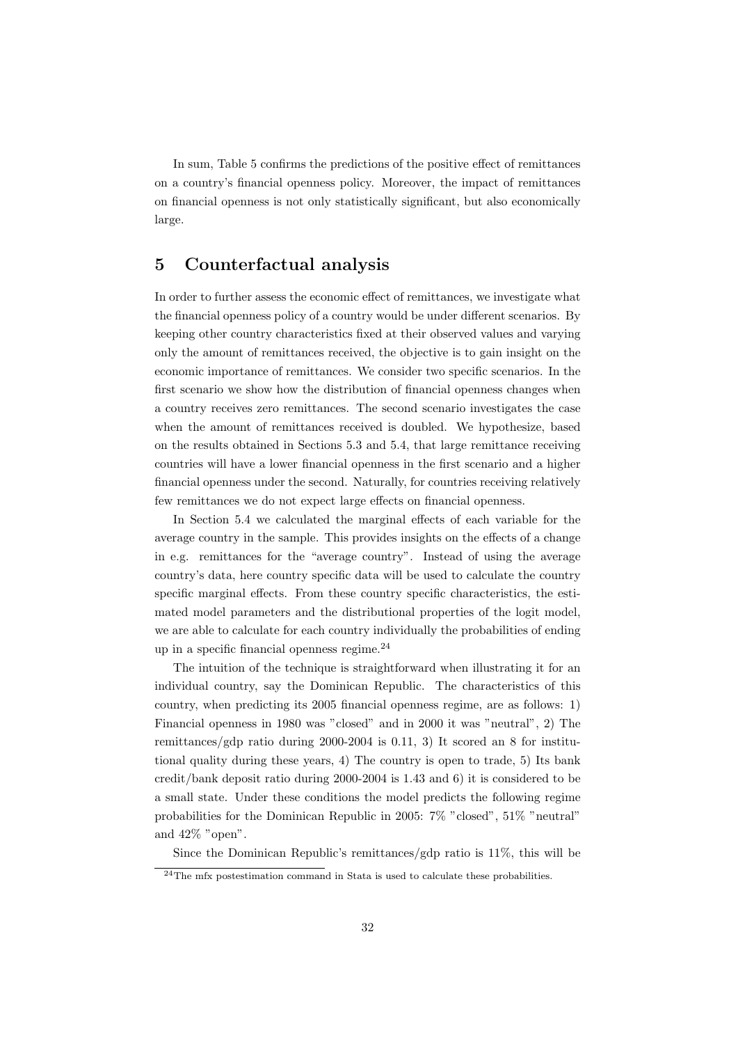In sum, Table 5 confirms the predictions of the positive effect of remittances on a country's financial openness policy. Moreover, the impact of remittances on financial openness is not only statistically significant, but also economically large.

## 5 Counterfactual analysis

In order to further assess the economic effect of remittances, we investigate what the financial openness policy of a country would be under different scenarios. By keeping other country characteristics fixed at their observed values and varying only the amount of remittances received, the objective is to gain insight on the economic importance of remittances. We consider two specific scenarios. In the first scenario we show how the distribution of financial openness changes when a country receives zero remittances. The second scenario investigates the case when the amount of remittances received is doubled. We hypothesize, based on the results obtained in Sections 5.3 and 5.4, that large remittance receiving countries will have a lower financial openness in the first scenario and a higher financial openness under the second. Naturally, for countries receiving relatively few remittances we do not expect large effects on financial openness.

In Section 5.4 we calculated the marginal effects of each variable for the average country in the sample. This provides insights on the effects of a change in e.g. remittances for the "average country". Instead of using the average country's data, here country specific data will be used to calculate the country specific marginal effects. From these country specific characteristics, the estimated model parameters and the distributional properties of the logit model, we are able to calculate for each country individually the probabilities of ending up in a specific financial openness regime.[24]

The intuition of the technique is straightforward when illustrating it for an individual country, say the Dominican Republic. The characteristics of this country, when predicting its 2005 financial openness regime, are as follows: 1) Financial openness in 1980 was "closed" and in 2000 it was "neutral", 2) The remittances/gdp ratio during 2000-2004 is 0.11, 3) It scored an 8 for institutional quality during these years, 4) The country is open to trade, 5) Its bank credit/bank deposit ratio during 2000-2004 is 1.43 and 6) it is considered to be a small state. Under these conditions the model predicts the following regime probabilities for the Dominican Republic in 2005: 7% "closed", 51% "neutral" and 42% "open".

Since the Dominican Republic's remittances/gdp ratio is 11%, this will be

[24] The mfx postestimation command in Stata is used to calculate these probabilities.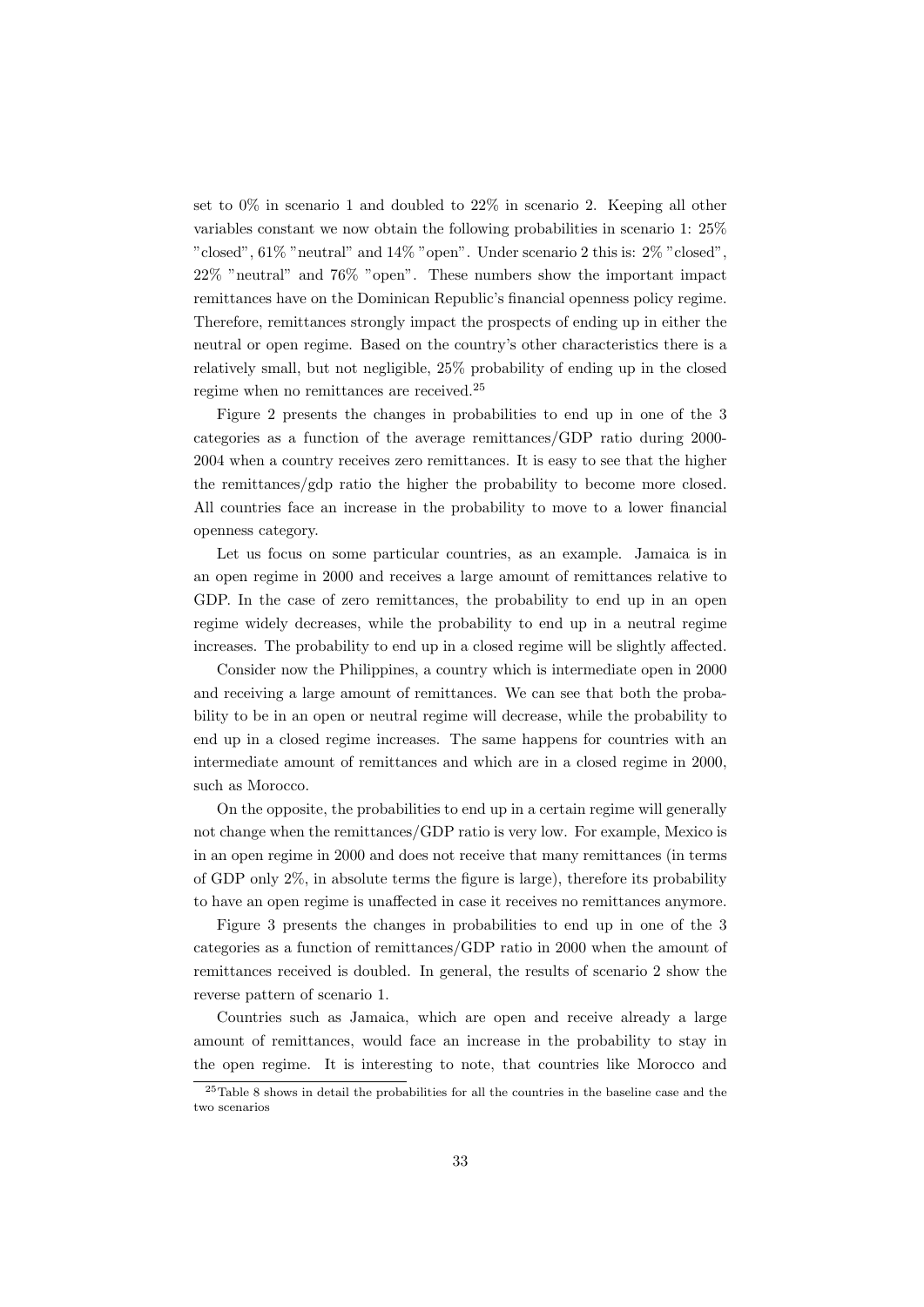set to 0% in scenario 1 and doubled to 22% in scenario 2. Keeping all other variables constant we now obtain the following probabilities in scenario 1: 25% "closed", 61% "neutral" and 14% "open". Under scenario 2 this is: 2% "closed", 22% "neutral" and 76% "open". These numbers show the important impact remittances have on the Dominican Republic's financial openness policy regime. Therefore, remittances strongly impact the prospects of ending up in either the neutral or open regime. Based on the country's other characteristics there is a relatively small, but not negligible, 25% probability of ending up in the closed regime when no remittances are received.[25]

Figure 2 presents the changes in probabilities to end up in one of the 3 categories as a function of the average remittances/GDP ratio during 2000-2004 when a country receives zero remittances. It is easy to see that the higher the remittances/gdp ratio the higher the probability to become more closed. All countries face an increase in the probability to move to a lower financial openness category.

Let us focus on some particular countries, as an example. Jamaica is in an open regime in 2000 and receives a large amount of remittances relative to GDP. In the case of zero remittances, the probability to end up in an open regime widely decreases, while the probability to end up in a neutral regime increases. The probability to end up in a closed regime will be slightly affected.

Consider now the Philippines, a country which is intermediate open in 2000 and receiving a large amount of remittances. We can see that both the probability to be in an open or neutral regime will decrease, while the probability to end up in a closed regime increases. The same happens for countries with an intermediate amount of remittances and which are in a closed regime in 2000, such as Morocco.

On the opposite, the probabilities to end up in a certain regime will generally not change when the remittances/GDP ratio is very low. For example, Mexico is in an open regime in 2000 and does not receive that many remittances (in terms of GDP only 2%, in absolute terms the figure is large), therefore its probability to have an open regime is unaffected in case it receives no remittances anymore.

Figure 3 presents the changes in probabilities to end up in one of the 3 categories as a function of remittances/GDP ratio in 2000 when the amount of remittances received is doubled. In general, the results of scenario 2 show the reverse pattern of scenario 1.

Countries such as Jamaica, which are open and receive already a large amount of remittances, would face an increase in the probability to stay in the open regime. It is interesting to note, that countries like Morocco and

[25] Table 8 shows in detail the probabilities for all the countries in the baseline case and the two scenarios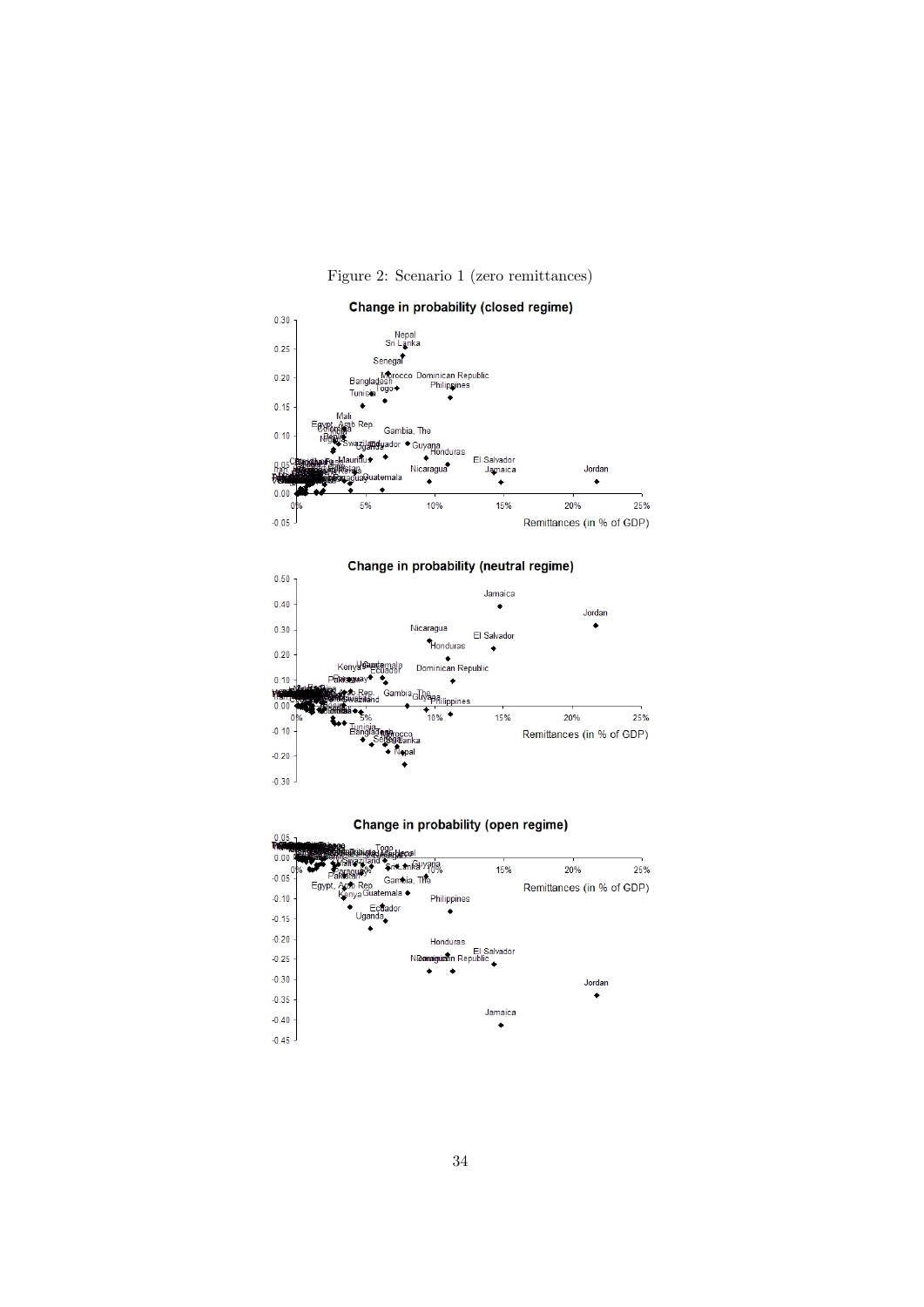Figure 2: Scenario 1 (zero remittances)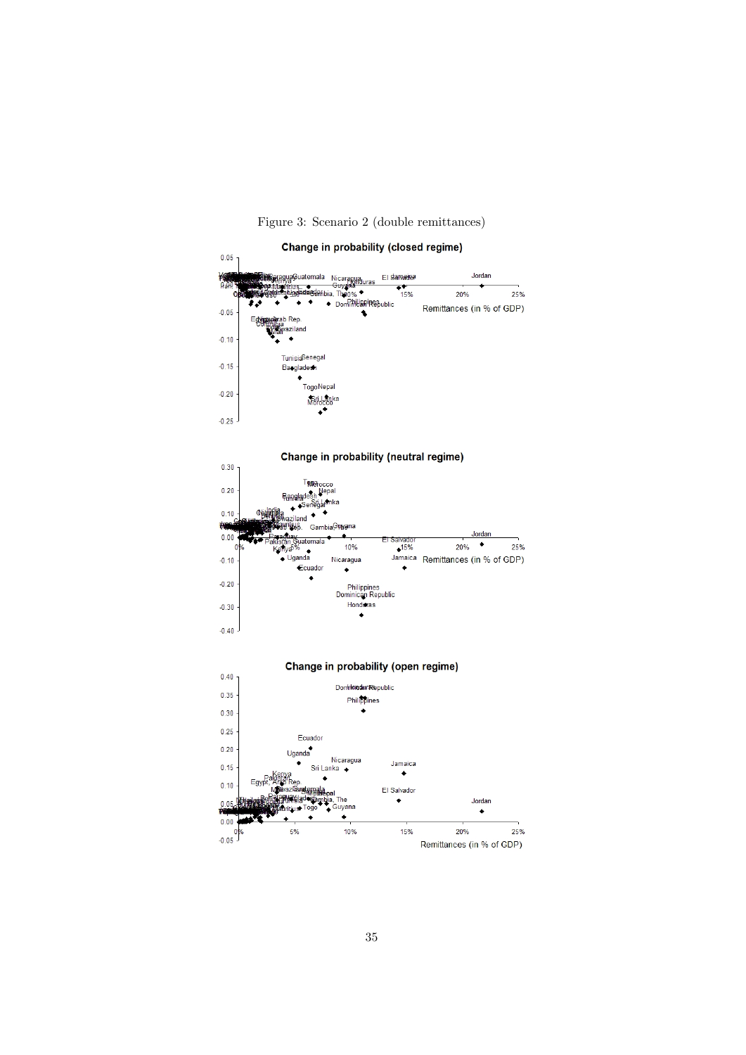Figure 3: Scenario 2 (double remittances)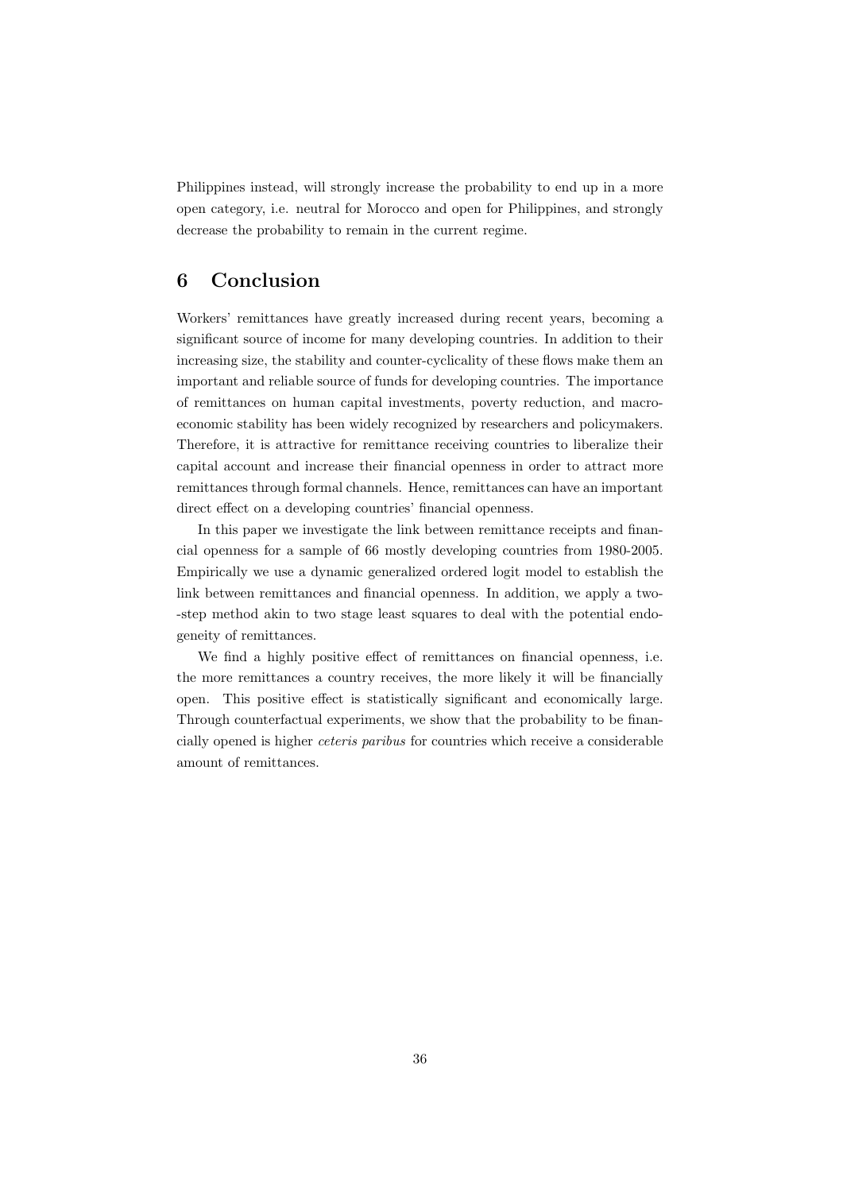Philippines instead, will strongly increase the probability to end up in a more open category, i.e. neutral for Morocco and open for Philippines, and strongly decrease the probability to remain in the current regime.

## 6 Conclusion

Workers' remittances have greatly increased during recent years, becoming a significant source of income for many developing countries. In addition to their increasing size, the stability and counter-cyclicality of these flows make them an important and reliable source of funds for developing countries. The importance of remittances on human capital investments, poverty reduction, and macroeconomic stability has been widely recognized by researchers and policymakers. Therefore, it is attractive for remittance receiving countries to liberalize their capital account and increase their financial openness in order to attract more remittances through formal channels. Hence, remittances can have an important direct effect on a developing countries' financial openness.

In this paper we investigate the link between remittance receipts and financial openness for a sample of 66 mostly developing countries from 1980-2005. Empirically we use a dynamic generalized ordered logit model to establish the link between remittances and financial openness. In addition, we apply a two--step method akin to two stage least squares to deal with the potential endogeneity of remittances.

We find a highly positive effect of remittances on financial openness, i.e. the more remittances a country receives, the more likely it will be financially open. This positive effect is statistically significant and economically large. Through counterfactual experiments, we show that the probability to be financially opened is higher *ceteris paribus* for countries which receive a considerable amount of remittances.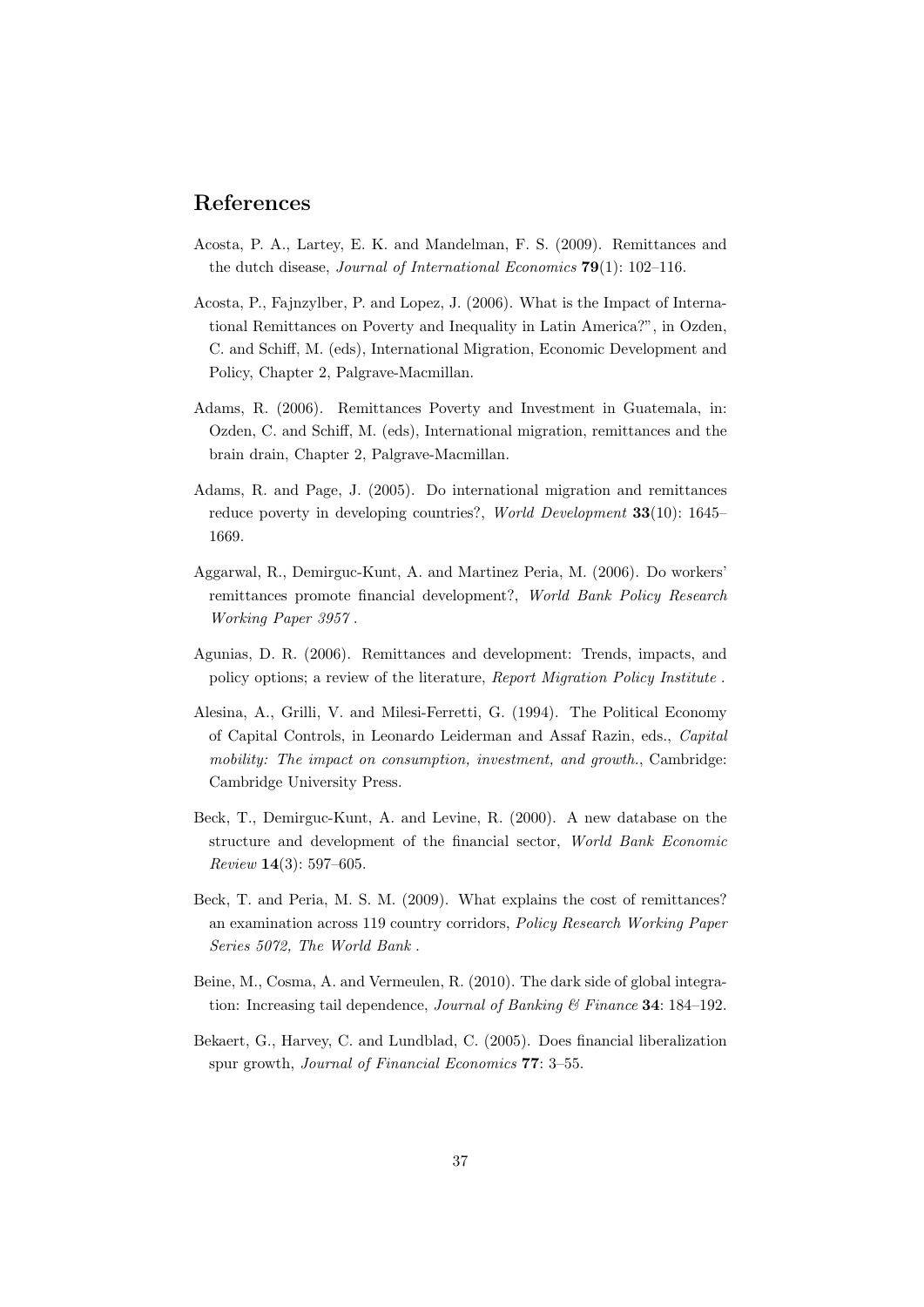# References

Acosta, P. A., Lartey, E. K. and Mandelman, F. S. (2009). Remittances and the dutch disease, *Journal of International Economics* **79**(1): 102–116.

Acosta, P., Fajnzylber, P. and Lopez, J. (2006). What is the Impact of International Remittances on Poverty and Inequality in Latin America?", in Ozden, C. and Schiff, M. (eds), International Migration, Economic Development and Policy, Chapter 2, Palgrave-Macmillan.

Adams, R. (2006). Remittances Poverty and Investment in Guatemala, in: Ozden, C. and Schiff, M. (eds), International migration, remittances and the brain drain, Chapter 2, Palgrave-Macmillan.

Adams, R. and Page, J. (2005). Do international migration and remittances reduce poverty in developing countries?, *World Development* **33**(10): 1645–1669.

Aggarwal, R., Demirguc-Kunt, A. and Martinez Peria, M. (2006). Do workers' remittances promote financial development?, *World Bank Policy Research Working Paper 3957* .

Agunias, D. R. (2006). Remittances and development: Trends, impacts, and policy options; a review of the literature, *Report Migration Policy Institute* .

Alesina, A., Grilli, V. and Milesi-Ferretti, G. (1994). The Political Economy of Capital Controls, in Leonardo Leiderman and Assaf Razin, eds., *Capital mobility: The impact on consumption, investment, and growth.*, Cambridge: Cambridge University Press.

Beck, T., Demirguc-Kunt, A. and Levine, R. (2000). A new database on the structure and development of the financial sector, *World Bank Economic Review* **14**(3): 597–605.

Beck, T. and Peria, M. S. M. (2009). What explains the cost of remittances? an examination across 119 country corridors, *Policy Research Working Paper Series 5072, The World Bank* .

Beine, M., Cosma, A. and Vermeulen, R. (2010). The dark side of global integration: Increasing tail dependence, *Journal of Banking & Finance* **34**: 184–192.

Bekaert, G., Harvey, C. and Lundblad, C. (2005). Does financial liberalization spur growth, *Journal of Financial Economics* **77**: 3–55.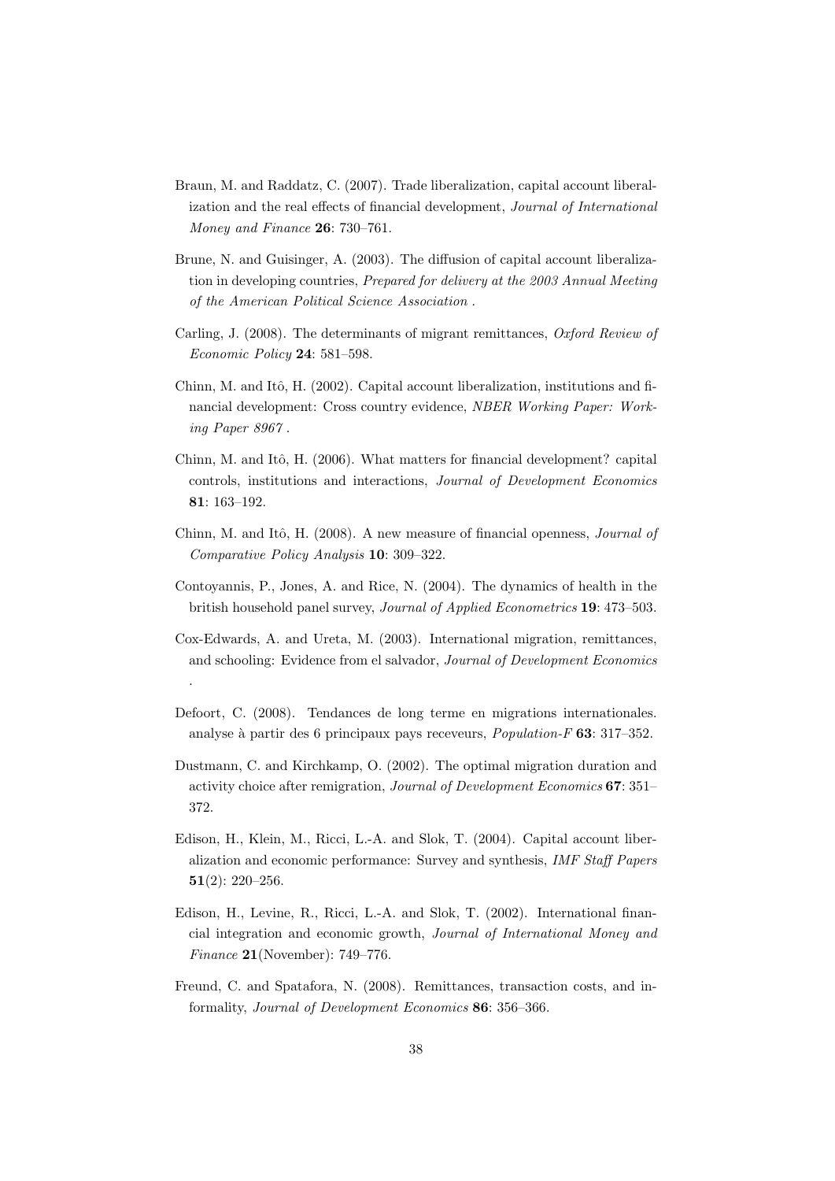Braun, M. and Raddatz, C. (2007). Trade liberalization, capital account liberalization and the real effects of financial development, *Journal of International Money and Finance* **26**: 730–761.

Brune, N. and Guisinger, A. (2003). The diffusion of capital account liberalization in developing countries, *Prepared for delivery at the 2003 Annual Meeting of the American Political Science Association* .

Carling, J. (2008). The determinants of migrant remittances, *Oxford Review of Economic Policy* **24**: 581–598.

Chinn, M. and Itô, H. (2002). Capital account liberalization, institutions and financial development: Cross country evidence, *NBER Working Paper: Working Paper 8967* .

Chinn, M. and Itô, H. (2006). What matters for financial development? capital controls, institutions and interactions, *Journal of Development Economics* **81**: 163–192.

Chinn, M. and Itô, H. (2008). A new measure of financial openness, *Journal of Comparative Policy Analysis* **10**: 309–322.

Contoyannis, P., Jones, A. and Rice, N. (2004). The dynamics of health in the british household panel survey, *Journal of Applied Econometrics* **19**: 473–503.

Cox-Edwards, A. and Ureta, M. (2003). International migration, remittances, and schooling: Evidence from el salvador, *Journal of Development Economics* .

Defoort, C. (2008). Tendances de long terme en migrations internationales. analyse à partir des 6 principaux pays receveurs, *Population-F* **63**: 317–352.

Dustmann, C. and Kirchkamp, O. (2002). The optimal migration duration and activity choice after remigration, *Journal of Development Economics* **67**: 351–372.

Edison, H., Klein, M., Ricci, L.-A. and Slok, T. (2004). Capital account liberalization and economic performance: Survey and synthesis, *IMF Staff Papers* **51**(2): 220–256.

Edison, H., Levine, R., Ricci, L.-A. and Slok, T. (2002). International financial integration and economic growth, *Journal of International Money and Finance* **21**(November): 749–776.

Freund, C. and Spatafora, N. (2008). Remittances, transaction costs, and informality, *Journal of Development Economics* **86**: 356–366.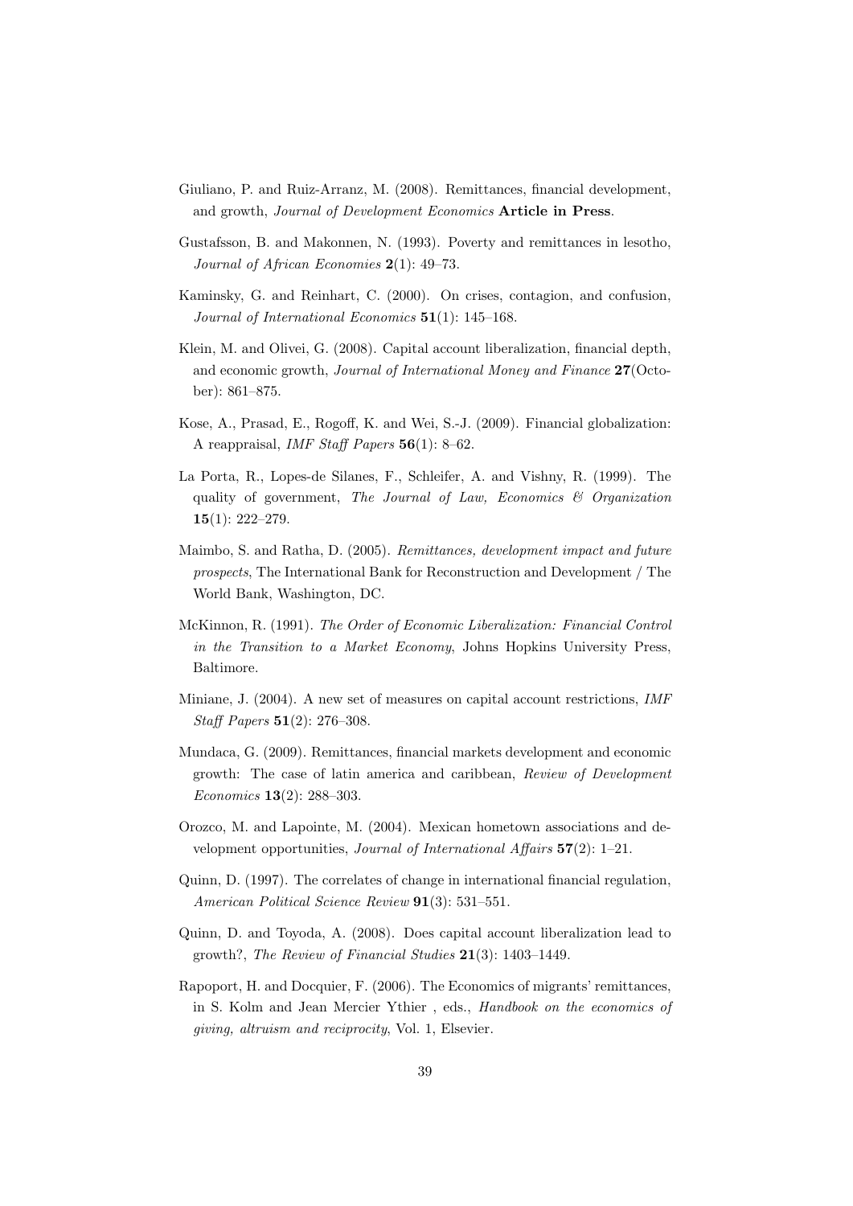Giuliano, P. and Ruiz-Arranz, M. (2008). Remittances, financial development, and growth, *Journal of Development Economics* **Article in Press**.

Gustafsson, B. and Makonnen, N. (1993). Poverty and remittances in lesotho, *Journal of African Economies* **2**(1): 49–73.

Kaminsky, G. and Reinhart, C. (2000). On crises, contagion, and confusion, *Journal of International Economics* **51**(1): 145–168.

Klein, M. and Olivei, G. (2008). Capital account liberalization, financial depth, and economic growth, *Journal of International Money and Finance* **27**(October): 861–875.

Kose, A., Prasad, E., Rogoff, K. and Wei, S.-J. (2009). Financial globalization: A reappraisal, *IMF Staff Papers* **56**(1): 8–62.

La Porta, R., Lopes-de Silanes, F., Schleifer, A. and Vishny, R. (1999). The quality of government, *The Journal of Law, Economics & Organization* **15**(1): 222–279.

Maimbo, S. and Ratha, D. (2005). *Remittances, development impact and future prospects*, The International Bank for Reconstruction and Development / The World Bank, Washington, DC.

McKinnon, R. (1991). *The Order of Economic Liberalization: Financial Control in the Transition to a Market Economy*, Johns Hopkins University Press, Baltimore.

Miniane, J. (2004). A new set of measures on capital account restrictions, *IMF Staff Papers* **51**(2): 276–308.

Mundaca, G. (2009). Remittances, financial markets development and economic growth: The case of latin america and caribbean, *Review of Development Economics* **13**(2): 288–303.

Orozco, M. and Lapointe, M. (2004). Mexican hometown associations and development opportunities, *Journal of International Affairs* **57**(2): 1–21.

Quinn, D. (1997). The correlates of change in international financial regulation, *American Political Science Review* **91**(3): 531–551.

Quinn, D. and Toyoda, A. (2008). Does capital account liberalization lead to growth?, *The Review of Financial Studies* **21**(3): 1403–1449.

Rapoport, H. and Docquier, F. (2006). The Economics of migrants' remittances, in S. Kolm and Jean Mercier Ythier , eds., *Handbook on the economics of giving, altruism and reciprocity*, Vol. 1, Elsevier.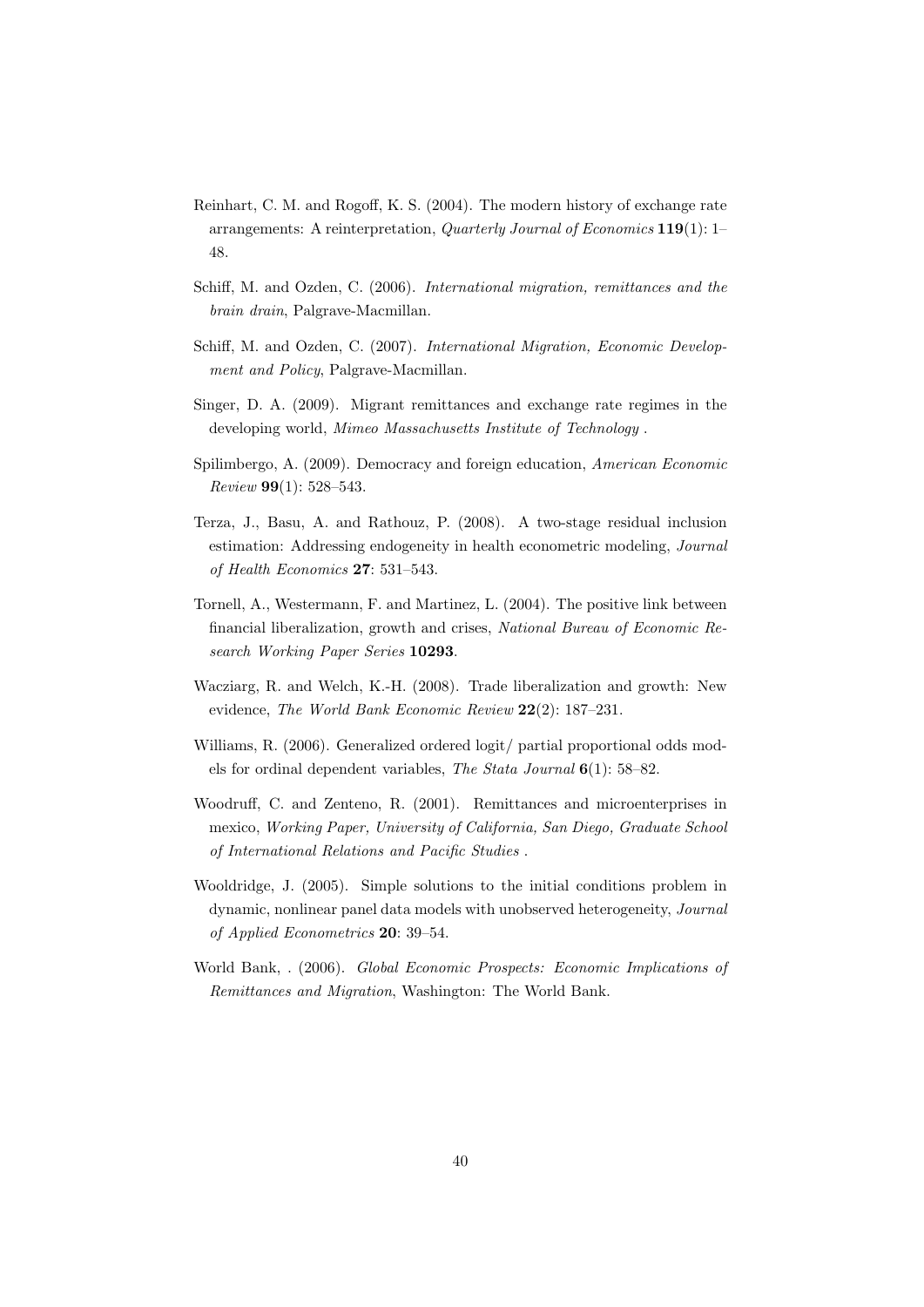Reinhart, C. M. and Rogoff, K. S. (2004). The modern history of exchange rate arrangements: A reinterpretation, *Quarterly Journal of Economics* **119**(1): 1–48.

Schiff, M. and Ozden, C. (2006). *International migration, remittances and the brain drain*, Palgrave-Macmillan.

Schiff, M. and Ozden, C. (2007). *International Migration, Economic Development and Policy*, Palgrave-Macmillan.

Singer, D. A. (2009). Migrant remittances and exchange rate regimes in the developing world, *Mimeo Massachusetts Institute of Technology* .

Spilimbergo, A. (2009). Democracy and foreign education, *American Economic Review* **99**(1): 528–543.

Terza, J., Basu, A. and Rathouz, P. (2008). A two-stage residual inclusion estimation: Addressing endogeneity in health econometric modeling, *Journal of Health Economics* **27**: 531–543.

Tornell, A., Westermann, F. and Martinez, L. (2004). The positive link between financial liberalization, growth and crises, *National Bureau of Economic Research Working Paper Series* **10293**.

Wacziarg, R. and Welch, K.-H. (2008). Trade liberalization and growth: New evidence, *The World Bank Economic Review* **22**(2): 187–231.

Williams, R. (2006). Generalized ordered logit/ partial proportional odds models for ordinal dependent variables, *The Stata Journal* **6**(1): 58–82.

Woodruff, C. and Zenteno, R. (2001). Remittances and microenterprises in mexico, *Working Paper, University of California, San Diego, Graduate School of International Relations and Pacific Studies* .

Wooldridge, J. (2005). Simple solutions to the initial conditions problem in dynamic, nonlinear panel data models with unobserved heterogeneity, *Journal of Applied Econometrics* **20**: 39–54.

World Bank, . (2006). *Global Economic Prospects: Economic Implications of Remittances and Migration*, Washington: The World Bank.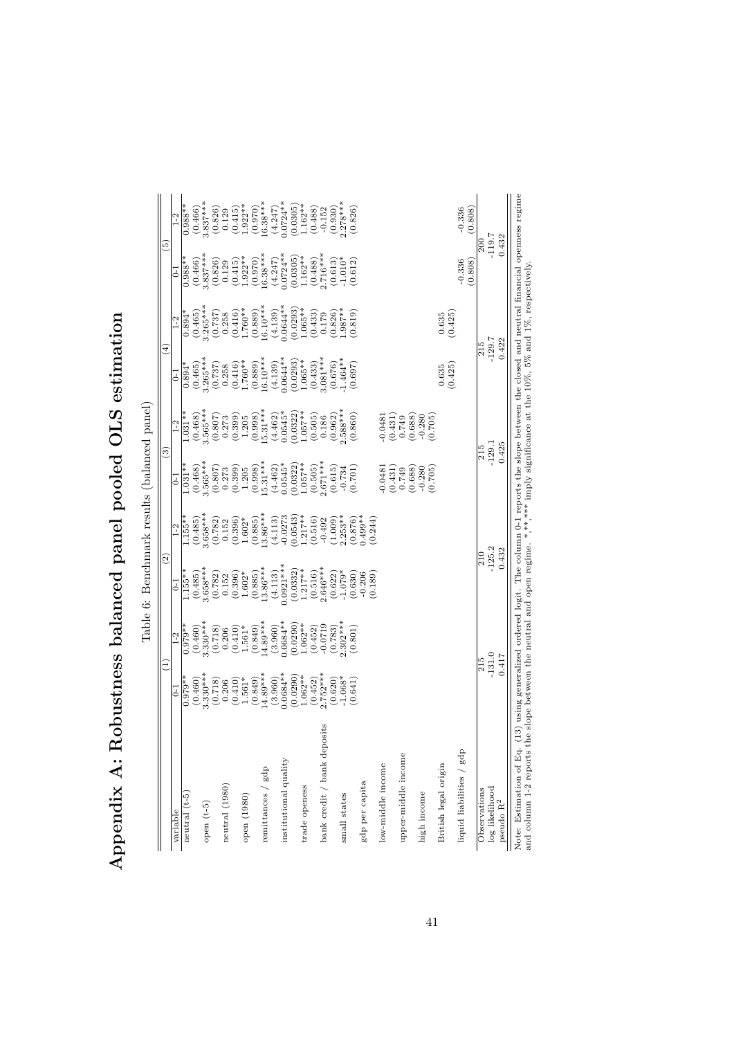# Appendix A: Robustness balanced panel pooled OLS estimation

Table 6: Benchmark results (balanced panel)

| variable | (1) 0-1 | (1) 1-2 | (2) 0-1 | (2) 1-2 | (3) 0-1 | (3) 1-2 | (4) 0-1 | (4) 1-2 | (5) 0-1 | (5) 1-2 |
|---|---|---|---|---|---|---|---|---|---|---|
| neutral (t-5) | 0.979** | 0.979** | 1.155** | 1.155** | 1.031** | 1.031** | 0.894* | 0.894* | 0.988** | 0.988** |
| | (0.460) | (0.460) | (0.485) | (0.485) | (0.468) | (0.468) | (0.465) | (0.465) | (0.466) | (0.466) |
| open (t-5) | 3.330*** | 3.330*** | 3.658*** | 3.658*** | 3.565*** | 3.565*** | 3.265*** | 3.265*** | 3.837*** | 3.837*** |
| | (0.718) | (0.718) | (0.782) | (0.782) | (0.807) | (0.807) | (0.737) | (0.737) | (0.826) | (0.826) |
| neutral (1980) | 0.206 | 0.206 | 0.152 | 0.152 | 0.273 | 0.273 | 0.258 | 0.258 | 0.129 | 0.129 |
| | (0.410) | (0.410) | (0.396) | (0.396) | (0.399) | (0.399) | (0.416) | (0.416) | (0.415) | (0.415) |
| open (1980) | 1.561* | 1.561* | 1.602* | 1.602* | 1.205 | 1.205 | 1.760** | 1.760** | 1.922** | 1.922** |
| | (0.849) | (0.849) | (0.885) | (0.885) | (0.998) | (0.998) | (0.889) | (0.889) | (0.970) | (0.970) |
| remittances / gdp | 14.89*** | 14.89*** | 13.86*** | 13.86*** | 15.31*** | 15.31*** | 16.10*** | 16.10*** | 16.38*** | 16.38*** |
| | (3.960) | (3.960) | (4.113) | (4.113) | (4.462) | (4.462) | (4.139) | (4.139) | (4.247) | (4.247) |
| institutional quality | 0.0684** | 0.0684** | 0.0921*** | -0.0273 | 0.0545* | 0.0545* | 0.0644** | 0.0644** | 0.0724** | 0.0724** |
| | (0.0290) | (0.0290) | (0.0332) | (0.0543) | (0.0322) | (0.0322) | (0.0293) | (0.0293) | (0.0305) | (0.0305) |
| trade openess | 1.062** | 1.062** | 1.217** | 1.217** | 1.057** | 1.057** | 1.065** | 1.065** | 1.162** | 1.162** |
| | (0.452) | (0.452) | (0.516) | (0.516) | (0.505) | (0.505) | (0.433) | (0.433) | (0.488) | (0.488) |
| bank credit / bank deposits | 2.752*** | -0.0719 | 2.646*** | -0.492 | 2.671*** | 0.186 | 3.081*** | 0.179 | 2.716*** | -0.152 |
| | (0.620) | (0.783) | (0.622) | (1.009) | (0.615) | (0.962) | (0.676) | (0.826) | (0.613) | (0.930) |
| small states | -1.068* | 2.302*** | -1.079* | 2.253** | -0.734 | 2.588*** | -1.464** | 1.987** | -1.010* | 2.278*** |
| | (0.641) | (0.801) | (0.630) | (0.876) | (0.701) | (0.860) | (0.697) | (0.819) | (0.612) | (0.826) |
| gdp per capita | | | -0.206 | 0.499** | | | | | | |
| | | | (0.189) | (0.244) | | | | | | |
| low-middle income | | | | | -0.0481 | -0.0481 | | | | |
| | | | | | (0.431) | (0.431) | | | | |
| upper-middle income | | | | | 0.749 | 0.749 | | | | |
| | | | | | (0.688) | (0.688) | | | | |
| high income | | | | | -0.280 | -0.280 | | | | |
| | | | | | (0.705) | (0.705) | | | | |
| British legal origin | | | | | | | 0.635 | 0.635 | | |
| | | | | | | | (0.425) | (0.425) | | |
| liquid liabilities / gdp | | | | | | | | | -0.336 | -0.336 |
| | | | | | | | | | (0.808) | (0.808) |
| Observations | 215 | | 210 | | 215 | | 215 | | 200 | |
| log likelihood | -131.0 | | -125.2 | | -129.1 | | -129.7 | | -119.7 | |
| pseudo $R^2$ | 0.417 | | 0.432 | | 0.425 | | 0.422 | | 0.432 | |

Note: Estimation of Eq. (13) using generalized ordered logit. The column 0-1 reports the slope between the closed and neutral financial openness regime and column 1-2 reports the slope between the neutral and open regime. *,**,*** imply significance at the 10%, 5% and 1%, respectively.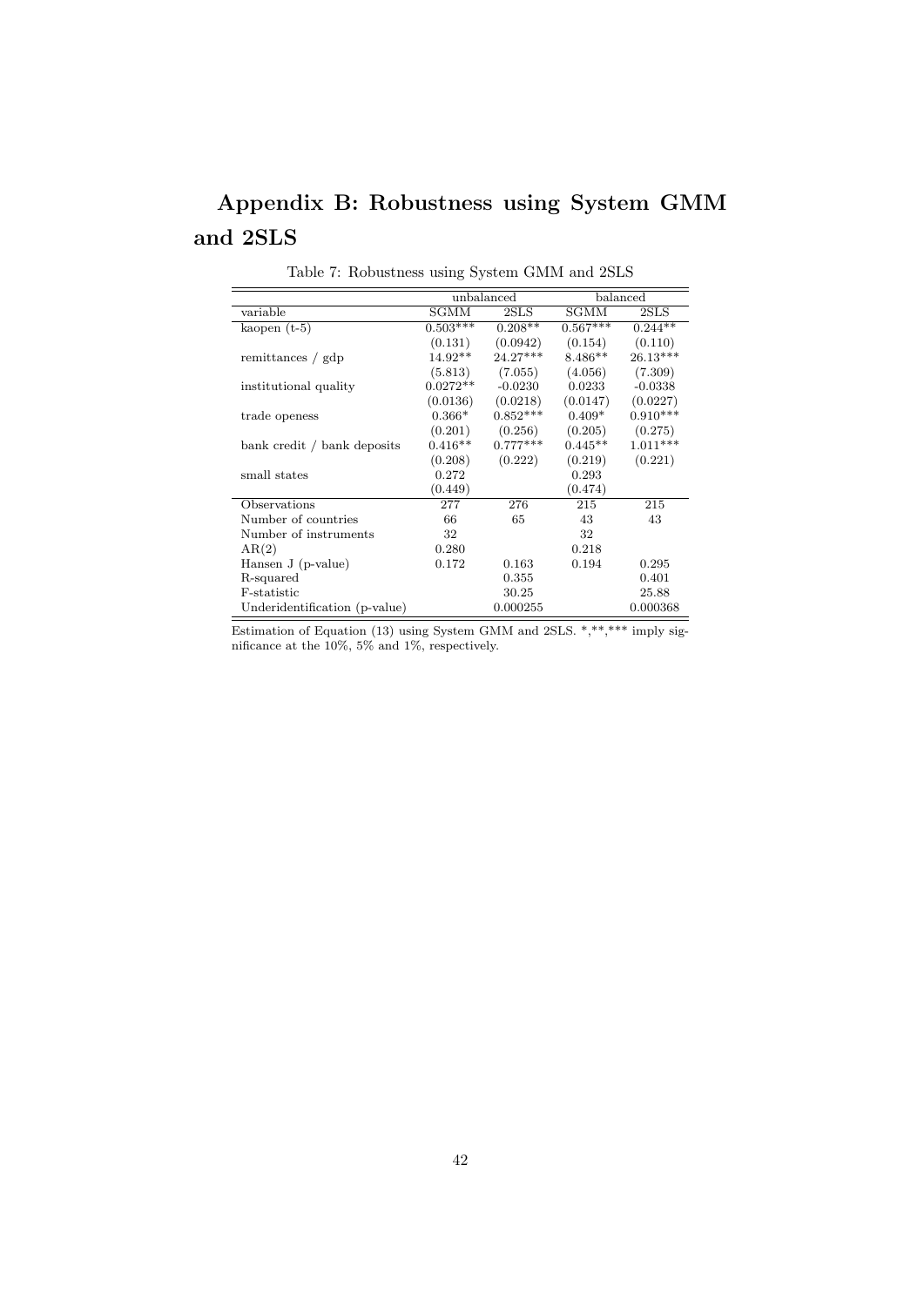# Appendix B: Robustness using System GMM and 2SLS

Table 7: Robustness using System GMM and 2SLS

| | unbalanced | | balanced | |
|---|---|---|---|---|
| variable | SGMM | 2SLS | SGMM | 2SLS |
| kaopen (t-5) | 0.503*** | 0.208** | 0.567*** | 0.244** |
| | (0.131) | (0.0942) | (0.154) | (0.110) |
| remittances / gdp | 14.92** | 24.27*** | 8.486** | 26.13*** |
| | (5.813) | (7.055) | (4.056) | (7.309) |
| institutional quality | 0.0272** | -0.0230 | 0.0233 | -0.0338 |
| | (0.0136) | (0.0218) | (0.0147) | (0.0227) |
| trade openess | 0.366* | 0.852*** | 0.409* | 0.910*** |
| | (0.201) | (0.256) | (0.205) | (0.275) |
| bank credit / bank deposits | 0.416** | 0.777*** | 0.445** | 1.011*** |
| | (0.208) | (0.222) | (0.219) | (0.221) |
| small states | 0.272 | | 0.293 | |
| | (0.449) | | (0.474) | |
| Observations | 277 | 276 | 215 | 215 |
| Number of countries | 66 | 65 | 43 | 43 |
| Number of instruments | 32 | | 32 | |
| AR(2) | 0.280 | | 0.218 | |
| Hansen J (p-value) | 0.172 | 0.163 | 0.194 | 0.295 |
| R-squared | | 0.355 | | 0.401 |
| F-statistic | | 30.25 | | 25.88 |
| Underidentification (p-value) | | 0.000255 | | 0.000368 |

Estimation of Equation (13) using System GMM and 2SLS. *,**,*** imply significance at the 10%, 5% and 1%, respectively.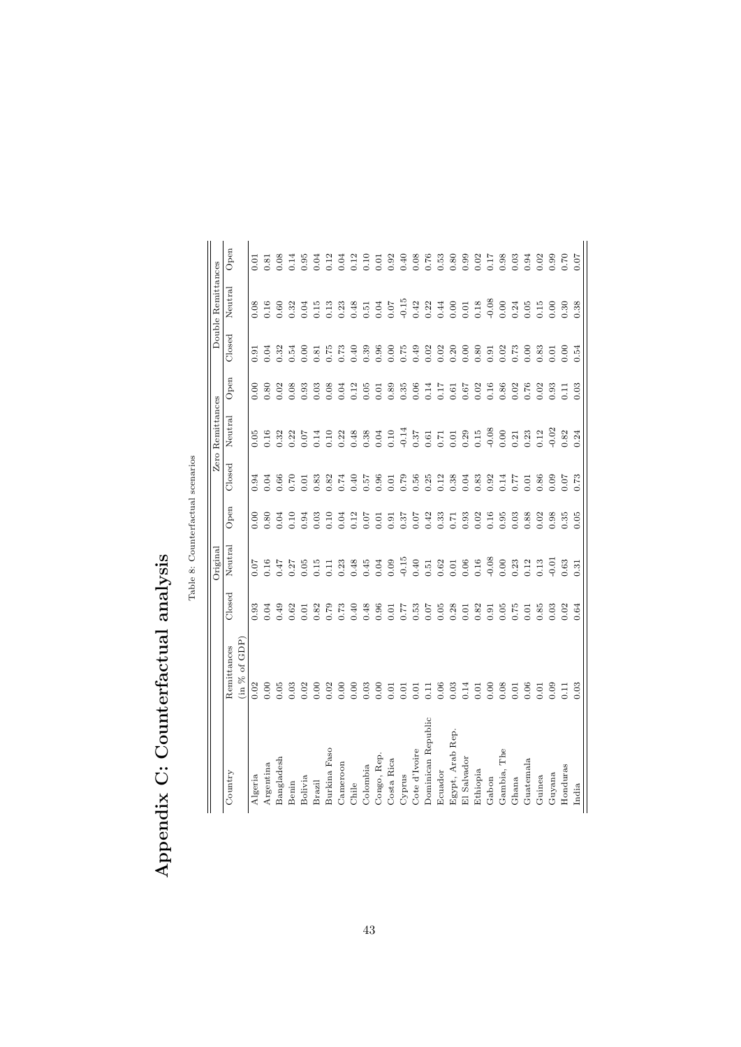# Appendix C: Counterfactual analysis

Table 8: Counterfactual scenarios

| Country | Remittances (in % of GDP) | Original | | | Zero Remittances | | | Double Remittances | | |
|---|---|---|---|---|---|---|---|---|---|---|
| | | Closed | Neutral | Open | Closed | Neutral | Open | Closed | Neutral | Open |
| Algeria | 0.02 | 0.93 | 0.07 | 0.00 | 0.94 | 0.05 | 0.00 | 0.91 | 0.08 | 0.01 |
| Argentina | 0.00 | 0.04 | 0.16 | 0.80 | 0.04 | 0.16 | 0.80 | 0.04 | 0.16 | 0.81 |
| Bangladesh | 0.05 | 0.49 | 0.47 | 0.04 | 0.66 | 0.32 | 0.02 | 0.32 | 0.60 | 0.08 |
| Benin | 0.03 | 0.62 | 0.27 | 0.10 | 0.70 | 0.22 | 0.08 | 0.54 | 0.32 | 0.14 |
| Bolivia | 0.02 | 0.01 | 0.05 | 0.94 | 0.01 | 0.07 | 0.93 | 0.00 | 0.04 | 0.95 |
| Brazil | 0.00 | 0.82 | 0.15 | 0.03 | 0.83 | 0.14 | 0.03 | 0.81 | 0.15 | 0.04 |
| Burkina Faso | 0.02 | 0.79 | 0.11 | 0.10 | 0.82 | 0.10 | 0.08 | 0.75 | 0.13 | 0.12 |
| Cameroon | 0.00 | 0.73 | 0.23 | 0.04 | 0.74 | 0.22 | 0.04 | 0.73 | 0.23 | 0.04 |
| Chile | 0.00 | 0.40 | 0.48 | 0.12 | 0.40 | 0.48 | 0.12 | 0.40 | 0.48 | 0.12 |
| Colombia | 0.03 | 0.48 | 0.45 | 0.07 | 0.57 | 0.38 | 0.05 | 0.39 | 0.51 | 0.10 |
| Congo, Rep. | 0.00 | 0.96 | 0.04 | 0.01 | 0.96 | 0.04 | 0.01 | 0.96 | 0.04 | 0.01 |
| Costa Rica | 0.01 | 0.01 | 0.09 | 0.91 | 0.01 | 0.10 | 0.89 | 0.00 | 0.07 | 0.92 |
| Cyprus | 0.01 | 0.77 | -0.15 | 0.37 | 0.79 | -0.14 | 0.35 | 0.75 | -0.15 | 0.40 |
| Cote d'Ivoire | 0.01 | 0.53 | 0.40 | 0.07 | 0.56 | 0.37 | 0.06 | 0.49 | 0.42 | 0.08 |
| Dominican Republic | 0.11 | 0.07 | 0.51 | 0.42 | 0.25 | 0.61 | 0.14 | 0.02 | 0.22 | 0.76 |
| Ecuador | 0.06 | 0.05 | 0.62 | 0.33 | 0.12 | 0.71 | 0.17 | 0.02 | 0.44 | 0.53 |
| Egypt, Arab Rep. | 0.03 | 0.28 | 0.01 | 0.71 | 0.38 | 0.01 | 0.61 | 0.20 | 0.00 | 0.80 |
| El Salvador | 0.14 | 0.01 | 0.06 | 0.93 | 0.04 | 0.29 | 0.67 | 0.00 | 0.01 | 0.99 |
| Ethiopia | 0.01 | 0.82 | 0.16 | 0.02 | 0.83 | 0.15 | 0.02 | 0.80 | 0.18 | 0.02 |
| Gabon | 0.00 | 0.91 | -0.08 | 0.16 | 0.92 | -0.08 | 0.16 | 0.91 | -0.08 | 0.17 |
| Gambia, The | 0.08 | 0.05 | 0.00 | 0.95 | 0.14 | 0.00 | 0.86 | 0.02 | 0.00 | 0.98 |
| Ghana | 0.01 | 0.75 | 0.23 | 0.03 | 0.77 | 0.21 | 0.02 | 0.73 | 0.24 | 0.03 |
| Guatemala | 0.06 | 0.01 | 0.12 | 0.88 | 0.01 | 0.23 | 0.76 | 0.00 | 0.05 | 0.94 |
| Guinea | 0.01 | 0.85 | 0.13 | 0.02 | 0.86 | 0.12 | 0.02 | 0.83 | 0.15 | 0.02 |
| Guyana | 0.09 | 0.03 | -0.01 | 0.98 | 0.09 | -0.02 | 0.93 | 0.01 | 0.00 | 0.99 |
| Honduras | 0.11 | 0.02 | 0.63 | 0.35 | 0.07 | 0.82 | 0.11 | 0.00 | 0.30 | 0.70 |
| India | 0.03 | 0.64 | 0.31 | 0.05 | 0.73 | 0.24 | 0.03 | 0.54 | 0.38 | 0.07 |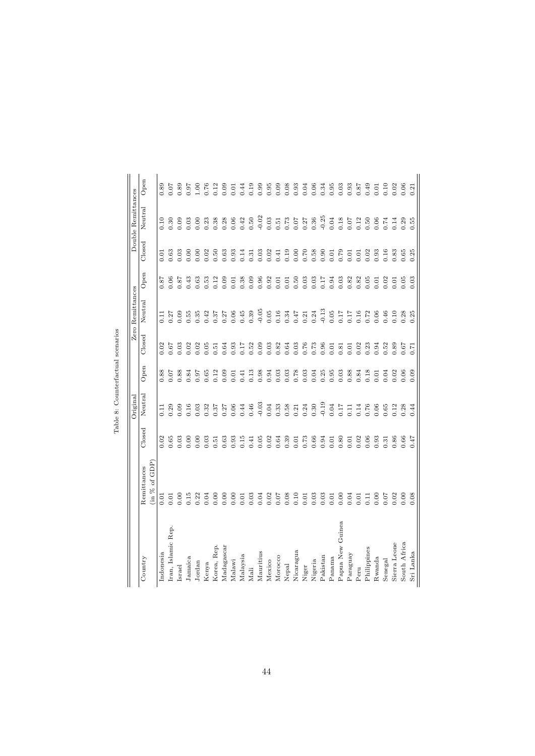Table 8: Counterfactual scenarios

| Country | Remittances (in % of GDP) | Original | | | Zero Remittances | | | Double Remittances | | |
|---|---|---|---|---|---|---|---|---|---|---|
| | | Closed | Neutral | Open | Closed | Neutral | Open | Closed | Neutral | Open |
| Indonesia | 0.01 | 0.02 | 0.11 | 0.88 | 0.02 | 0.11 | 0.87 | 0.01 | 0.10 | 0.89 |
| Iran, Islamic Rep. | 0.01 | 0.65 | 0.29 | 0.07 | 0.67 | 0.27 | 0.06 | 0.63 | 0.30 | 0.07 |
| Israel | 0.00 | 0.03 | 0.09 | 0.88 | 0.03 | 0.09 | 0.87 | 0.03 | 0.09 | 0.89 |
| Jamaica | 0.15 | 0.00 | 0.16 | 0.84 | 0.02 | 0.55 | 0.43 | 0.00 | 0.03 | 0.97 |
| Jordan | 0.22 | 0.00 | 0.03 | 0.97 | 0.02 | 0.35 | 0.63 | 0.00 | 0.00 | 1.00 |
| Kenya | 0.04 | 0.03 | 0.32 | 0.65 | 0.05 | 0.42 | 0.53 | 0.02 | 0.23 | 0.76 |
| Korea, Rep. | 0.00 | 0.51 | 0.37 | 0.12 | 0.51 | 0.37 | 0.12 | 0.50 | 0.38 | 0.12 |
| Madagascar | 0.00 | 0.63 | 0.27 | 0.09 | 0.64 | 0.27 | 0.09 | 0.63 | 0.28 | 0.09 |
| Malawi | 0.00 | 0.93 | 0.06 | 0.01 | 0.93 | 0.06 | 0.01 | 0.93 | 0.06 | 0.01 |
| Malaysia | 0.01 | 0.15 | 0.44 | 0.41 | 0.17 | 0.45 | 0.38 | 0.14 | 0.42 | 0.44 |
| Mali | 0.03 | 0.41 | 0.46 | 0.13 | 0.52 | 0.39 | 0.09 | 0.31 | 0.50 | 0.19 |
| Mauritius | 0.04 | 0.05 | -0.03 | 0.98 | 0.09 | -0.05 | 0.96 | 0.03 | -0.02 | 0.99 |
| Mexico | 0.02 | 0.02 | 0.04 | 0.94 | 0.03 | 0.05 | 0.92 | 0.02 | 0.03 | 0.95 |
| Morocco | 0.07 | 0.64 | 0.33 | 0.03 | 0.82 | 0.16 | 0.01 | 0.41 | 0.51 | 0.09 |
| Nepal | 0.08 | 0.39 | 0.58 | 0.03 | 0.64 | 0.34 | 0.01 | 0.19 | 0.73 | 0.08 |
| Nicaragua | 0.10 | 0.01 | 0.21 | 0.78 | 0.03 | 0.47 | 0.50 | 0.00 | 0.07 | 0.93 |
| Niger | 0.01 | 0.73 | 0.24 | 0.03 | 0.76 | 0.21 | 0.03 | 0.70 | 0.27 | 0.04 |
| Nigeria | 0.03 | 0.66 | 0.30 | 0.04 | 0.73 | 0.24 | 0.03 | 0.58 | 0.36 | 0.06 |
| Pakistan | 0.03 | 0.94 | -0.19 | 0.25 | 0.96 | -0.13 | 0.17 | 0.90 | -0.25 | 0.34 |
| Panama | 0.01 | 0.01 | 0.04 | 0.95 | 0.01 | 0.05 | 0.94 | 0.01 | 0.04 | 0.95 |
| Papua New Guinea | 0.00 | 0.80 | 0.17 | 0.03 | 0.81 | 0.17 | 0.03 | 0.79 | 0.18 | 0.03 |
| Paraguay | 0.04 | 0.01 | 0.11 | 0.88 | 0.01 | 0.17 | 0.82 | 0.01 | 0.07 | 0.93 |
| Peru | 0.01 | 0.02 | 0.14 | 0.84 | 0.02 | 0.16 | 0.82 | 0.01 | 0.12 | 0.87 |
| Philippines | 0.11 | 0.06 | 0.76 | 0.18 | 0.23 | 0.72 | 0.05 | 0.02 | 0.50 | 0.49 |
| Rwanda | 0.00 | 0.93 | 0.06 | 0.01 | 0.94 | 0.06 | 0.01 | 0.93 | 0.06 | 0.01 |
| Senegal | 0.07 | 0.31 | 0.65 | 0.04 | 0.52 | 0.46 | 0.02 | 0.16 | 0.74 | 0.10 |
| Sierra Leone | 0.02 | 0.86 | 0.12 | 0.02 | 0.89 | 0.10 | 0.01 | 0.83 | 0.14 | 0.02 |
| South Africa | 0.00 | 0.66 | 0.28 | 0.06 | 0.67 | 0.28 | 0.05 | 0.65 | 0.29 | 0.06 |
| Sri Lanka | 0.08 | 0.47 | 0.44 | 0.09 | 0.71 | 0.25 | 0.03 | 0.25 | 0.55 | 0.21 |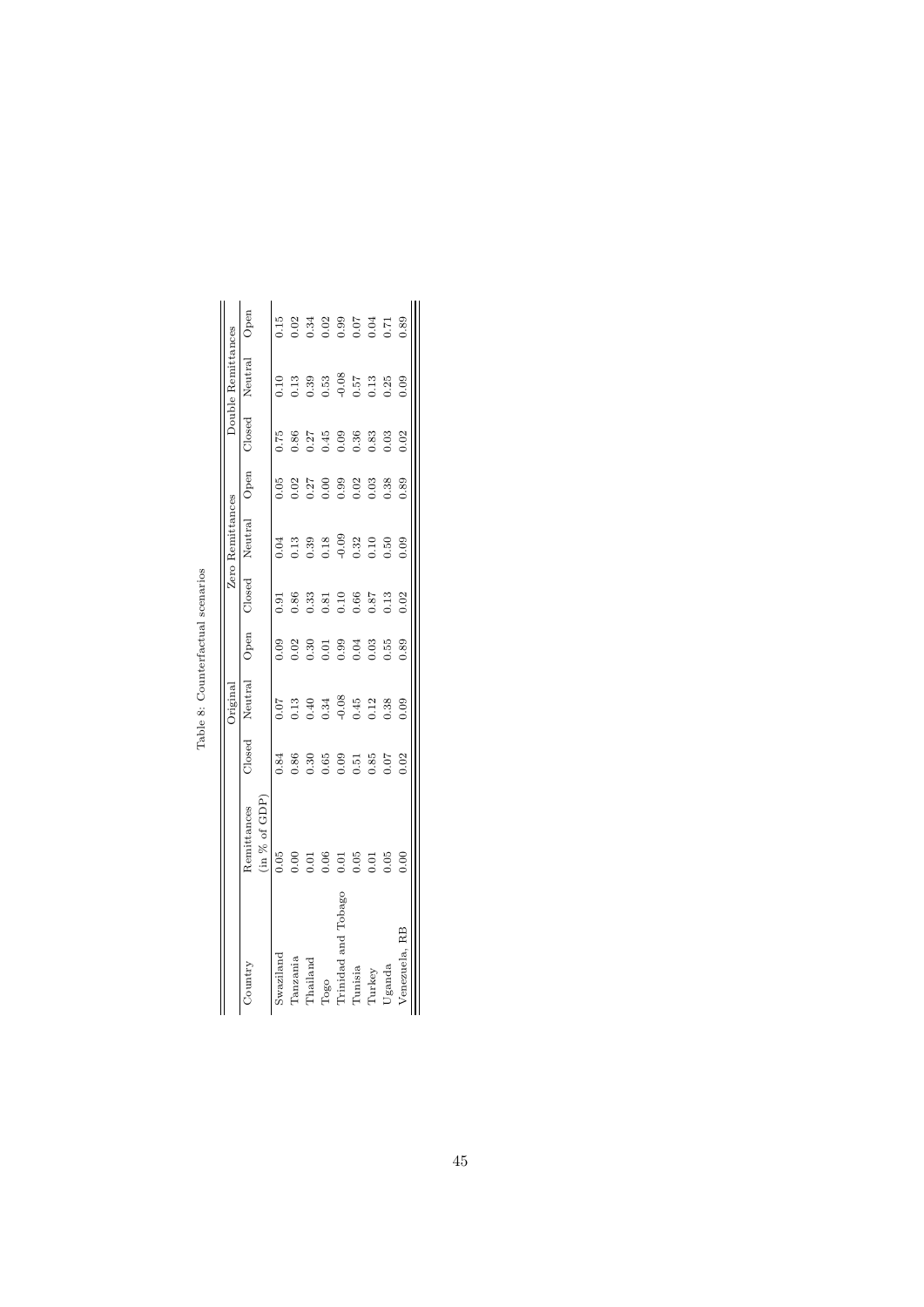Table 8: Counterfactual scenarios

| Country | Remittances (in % of GDP) | Original | | | Zero Remittances | | | Double Remittances | | |
|---|---|---|---|---|---|---|---|---|---|---|
| | | Closed | Neutral | Open | Closed | Neutral | Open | Closed | Neutral | Open |
| Swaziland | 0.05 | 0.84 | 0.07 | 0.09 | 0.91 | 0.04 | 0.05 | 0.75 | 0.10 | 0.15 |
| Tanzania | 0.00 | 0.86 | 0.13 | 0.02 | 0.86 | 0.13 | 0.02 | 0.86 | 0.13 | 0.02 |
| Thailand | 0.01 | 0.30 | 0.40 | 0.30 | 0.33 | 0.39 | 0.27 | 0.27 | 0.39 | 0.34 |
| Togo | 0.06 | 0.65 | 0.34 | 0.01 | 0.81 | 0.18 | 0.00 | 0.45 | 0.53 | 0.02 |
| Trinidad and Tobago | 0.01 | 0.09 | -0.08 | 0.99 | 0.10 | -0.09 | 0.99 | 0.09 | -0.08 | 0.99 |
| Tunisia | 0.05 | 0.51 | 0.45 | 0.04 | 0.66 | 0.32 | 0.02 | 0.36 | 0.57 | 0.07 |
| Turkey | 0.01 | 0.85 | 0.12 | 0.03 | 0.87 | 0.10 | 0.03 | 0.83 | 0.13 | 0.04 |
| Uganda | 0.05 | 0.07 | 0.38 | 0.55 | 0.13 | 0.50 | 0.38 | 0.03 | 0.25 | 0.71 |
| Venezuela, RB | 0.00 | 0.02 | 0.09 | 0.89 | 0.02 | 0.09 | 0.89 | 0.02 | 0.09 | 0.89 |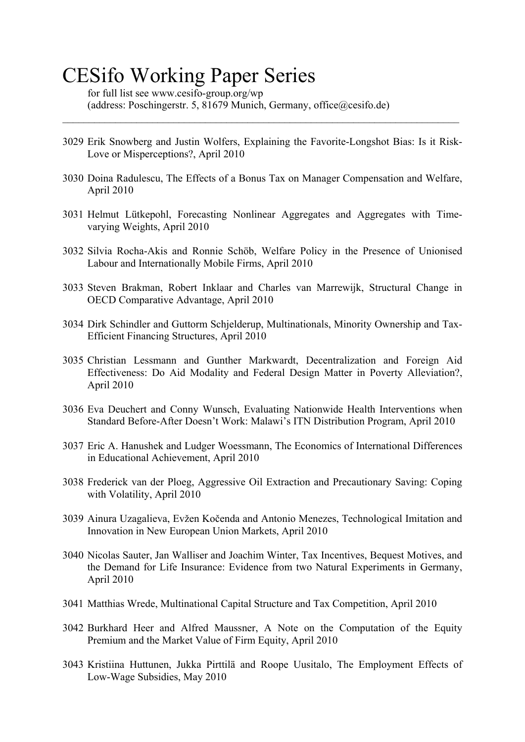# CESifo Working Paper Series

for full list see www.cesifo-group.org/wp
(address: Poschingerstr. 5, 81679 Munich, Germany, office@cesifo.de)

---

3029 Erik Snowberg and Justin Wolfers, Explaining the Favorite-Longshot Bias: Is it Risk-Love or Misperceptions?, April 2010

3030 Doina Radulescu, The Effects of a Bonus Tax on Manager Compensation and Welfare, April 2010

3031 Helmut Lütkepohl, Forecasting Nonlinear Aggregates and Aggregates with Time-varying Weights, April 2010

3032 Silvia Rocha-Akis and Ronnie Schöb, Welfare Policy in the Presence of Unionised Labour and Internationally Mobile Firms, April 2010

3033 Steven Brakman, Robert Inklaar and Charles van Marrewijk, Structural Change in OECD Comparative Advantage, April 2010

3034 Dirk Schindler and Guttorm Schjelderup, Multinationals, Minority Ownership and Tax-Efficient Financing Structures, April 2010

3035 Christian Lessmann and Gunther Markwardt, Decentralization and Foreign Aid Effectiveness: Do Aid Modality and Federal Design Matter in Poverty Alleviation?, April 2010

3036 Eva Deuchert and Conny Wunsch, Evaluating Nationwide Health Interventions when Standard Before-After Doesn't Work: Malawi's ITN Distribution Program, April 2010

3037 Eric A. Hanushek and Ludger Woessmann, The Economics of International Differences in Educational Achievement, April 2010

3038 Frederick van der Ploeg, Aggressive Oil Extraction and Precautionary Saving: Coping with Volatility, April 2010

3039 Ainura Uzagalieva, Evžen Kočenda and Antonio Menezes, Technological Imitation and Innovation in New European Union Markets, April 2010

3040 Nicolas Sauter, Jan Walliser and Joachim Winter, Tax Incentives, Bequest Motives, and the Demand for Life Insurance: Evidence from two Natural Experiments in Germany, April 2010

3041 Matthias Wrede, Multinational Capital Structure and Tax Competition, April 2010

3042 Burkhard Heer and Alfred Maussner, A Note on the Computation of the Equity Premium and the Market Value of Firm Equity, April 2010

3043 Kristiina Huttunen, Jukka Pirttilä and Roope Uusitalo, The Employment Effects of Low-Wage Subsidies, May 2010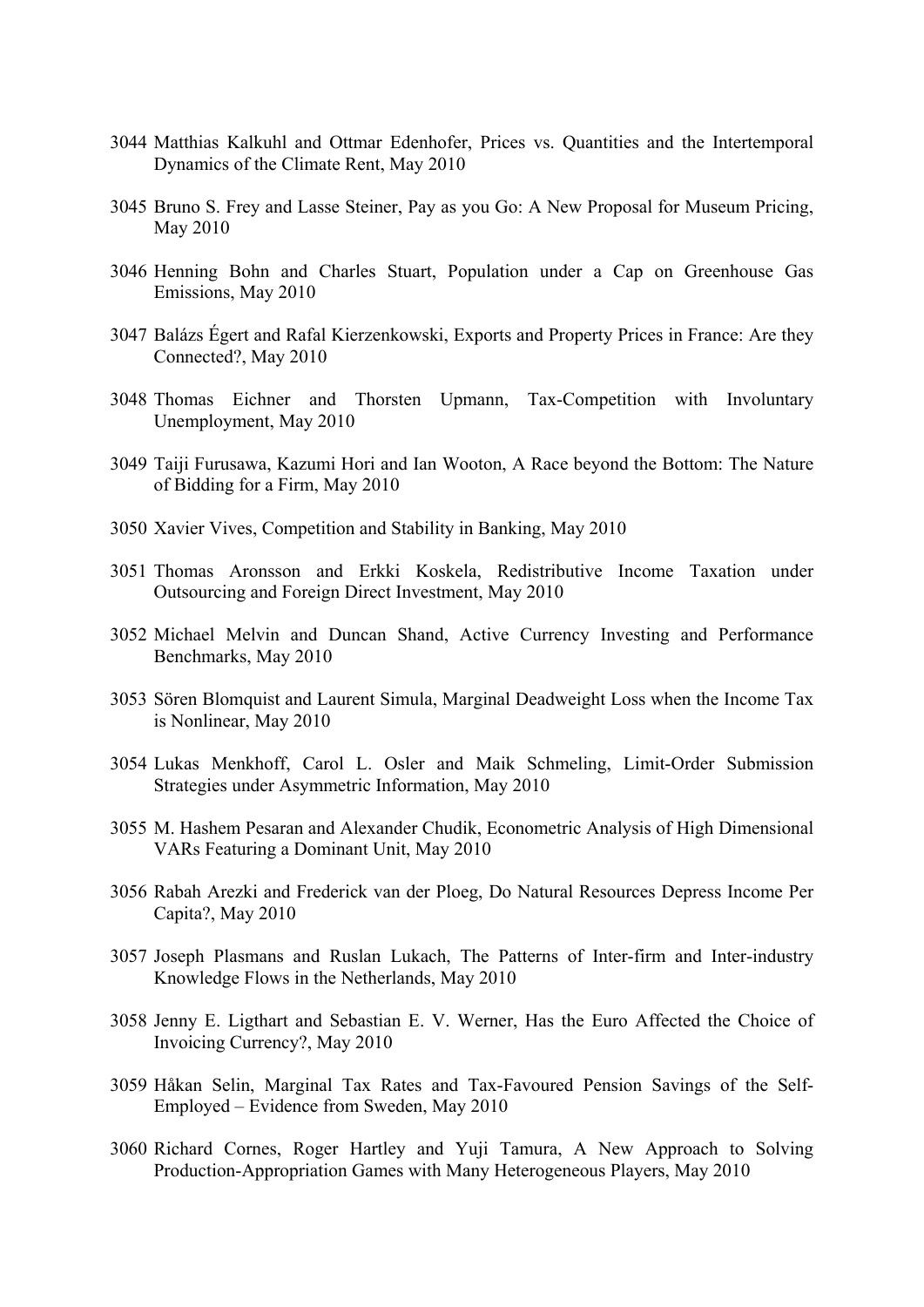3044 Matthias Kalkuhl and Ottmar Edenhofer, Prices vs. Quantities and the Intertemporal Dynamics of the Climate Rent, May 2010

3045 Bruno S. Frey and Lasse Steiner, Pay as you Go: A New Proposal for Museum Pricing, May 2010

3046 Henning Bohn and Charles Stuart, Population under a Cap on Greenhouse Gas Emissions, May 2010

3047 Balázs Égert and Rafal Kierzenkowski, Exports and Property Prices in France: Are they Connected?, May 2010

3048 Thomas Eichner and Thorsten Upmann, Tax-Competition with Involuntary Unemployment, May 2010

3049 Taiji Furusawa, Kazumi Hori and Ian Wooton, A Race beyond the Bottom: The Nature of Bidding for a Firm, May 2010

3050 Xavier Vives, Competition and Stability in Banking, May 2010

3051 Thomas Aronsson and Erkki Koskela, Redistributive Income Taxation under Outsourcing and Foreign Direct Investment, May 2010

3052 Michael Melvin and Duncan Shand, Active Currency Investing and Performance Benchmarks, May 2010

3053 Sören Blomquist and Laurent Simula, Marginal Deadweight Loss when the Income Tax is Nonlinear, May 2010

3054 Lukas Menkhoff, Carol L. Osler and Maik Schmeling, Limit-Order Submission Strategies under Asymmetric Information, May 2010

3055 M. Hashem Pesaran and Alexander Chudik, Econometric Analysis of High Dimensional VARs Featuring a Dominant Unit, May 2010

3056 Rabah Arezki and Frederick van der Ploeg, Do Natural Resources Depress Income Per Capita?, May 2010

3057 Joseph Plasmans and Ruslan Lukach, The Patterns of Inter-firm and Inter-industry Knowledge Flows in the Netherlands, May 2010

3058 Jenny E. Ligthart and Sebastian E. V. Werner, Has the Euro Affected the Choice of Invoicing Currency?, May 2010

3059 Håkan Selin, Marginal Tax Rates and Tax-Favoured Pension Savings of the Self-Employed – Evidence from Sweden, May 2010

3060 Richard Cornes, Roger Hartley and Yuji Tamura, A New Approach to Solving Production-Appropriation Games with Many Heterogeneous Players, May 2010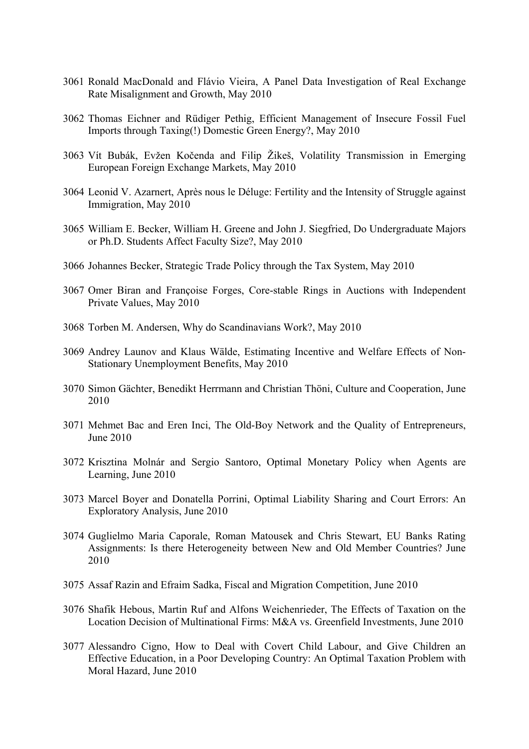3061 Ronald MacDonald and Flávio Vieira, A Panel Data Investigation of Real Exchange Rate Misalignment and Growth, May 2010

3062 Thomas Eichner and Rüdiger Pethig, Efficient Management of Insecure Fossil Fuel Imports through Taxing(!) Domestic Green Energy?, May 2010

3063 Vít Bubák, Evžen Kočenda and Filip Žikeš, Volatility Transmission in Emerging European Foreign Exchange Markets, May 2010

3064 Leonid V. Azarnert, Après nous le Déluge: Fertility and the Intensity of Struggle against Immigration, May 2010

3065 William E. Becker, William H. Greene and John J. Siegfried, Do Undergraduate Majors or Ph.D. Students Affect Faculty Size?, May 2010

3066 Johannes Becker, Strategic Trade Policy through the Tax System, May 2010

3067 Omer Biran and Françoise Forges, Core-stable Rings in Auctions with Independent Private Values, May 2010

3068 Torben M. Andersen, Why do Scandinavians Work?, May 2010

3069 Andrey Launov and Klaus Wälde, Estimating Incentive and Welfare Effects of Non-Stationary Unemployment Benefits, May 2010

3070 Simon Gächter, Benedikt Herrmann and Christian Thöni, Culture and Cooperation, June 2010

3071 Mehmet Bac and Eren Inci, The Old-Boy Network and the Quality of Entrepreneurs, June 2010

3072 Krisztina Molnár and Sergio Santoro, Optimal Monetary Policy when Agents are Learning, June 2010

3073 Marcel Boyer and Donatella Porrini, Optimal Liability Sharing and Court Errors: An Exploratory Analysis, June 2010

3074 Guglielmo Maria Caporale, Roman Matousek and Chris Stewart, EU Banks Rating Assignments: Is there Heterogeneity between New and Old Member Countries? June 2010

3075 Assaf Razin and Efraim Sadka, Fiscal and Migration Competition, June 2010

3076 Shafik Hebous, Martin Ruf and Alfons Weichenrieder, The Effects of Taxation on the Location Decision of Multinational Firms: M&A vs. Greenfield Investments, June 2010

3077 Alessandro Cigno, How to Deal with Covert Child Labour, and Give Children an Effective Education, in a Poor Developing Country: An Optimal Taxation Problem with Moral Hazard, June 2010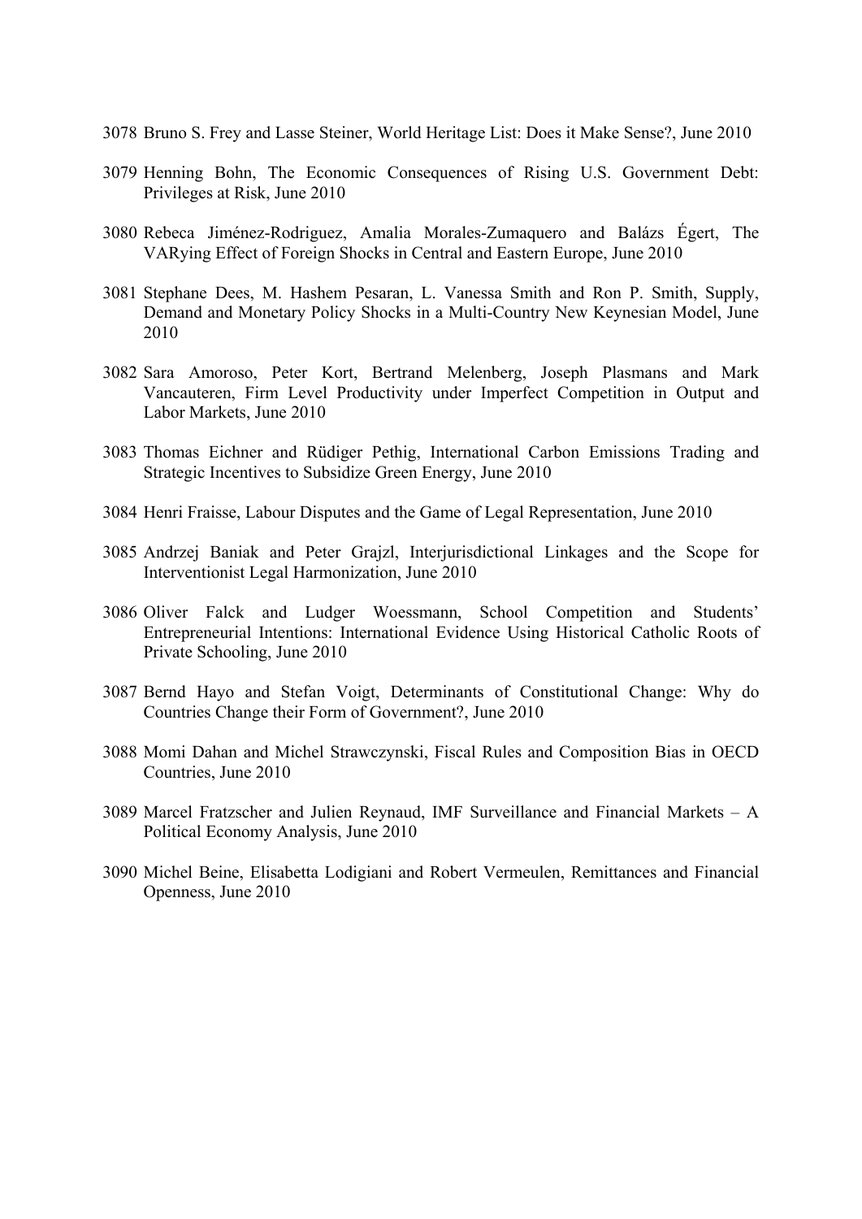3078 Bruno S. Frey and Lasse Steiner, World Heritage List: Does it Make Sense?, June 2010

3079 Henning Bohn, The Economic Consequences of Rising U.S. Government Debt: Privileges at Risk, June 2010

3080 Rebeca Jiménez-Rodriguez, Amalia Morales-Zumaquero and Balázs Égert, The VARying Effect of Foreign Shocks in Central and Eastern Europe, June 2010

3081 Stephane Dees, M. Hashem Pesaran, L. Vanessa Smith and Ron P. Smith, Supply, Demand and Monetary Policy Shocks in a Multi-Country New Keynesian Model, June 2010

3082 Sara Amoroso, Peter Kort, Bertrand Melenberg, Joseph Plasmans and Mark Vancauteren, Firm Level Productivity under Imperfect Competition in Output and Labor Markets, June 2010

3083 Thomas Eichner and Rüdiger Pethig, International Carbon Emissions Trading and Strategic Incentives to Subsidize Green Energy, June 2010

3084 Henri Fraisse, Labour Disputes and the Game of Legal Representation, June 2010

3085 Andrzej Baniak and Peter Grajzl, Interjurisdictional Linkages and the Scope for Interventionist Legal Harmonization, June 2010

3086 Oliver Falck and Ludger Woessmann, School Competition and Students' Entrepreneurial Intentions: International Evidence Using Historical Catholic Roots of Private Schooling, June 2010

3087 Bernd Hayo and Stefan Voigt, Determinants of Constitutional Change: Why do Countries Change their Form of Government?, June 2010

3088 Momi Dahan and Michel Strawczynski, Fiscal Rules and Composition Bias in OECD Countries, June 2010

3089 Marcel Fratzscher and Julien Reynaud, IMF Surveillance and Financial Markets – A Political Economy Analysis, June 2010

3090 Michel Beine, Elisabetta Lodigiani and Robert Vermeulen, Remittances and Financial Openness, June 2010